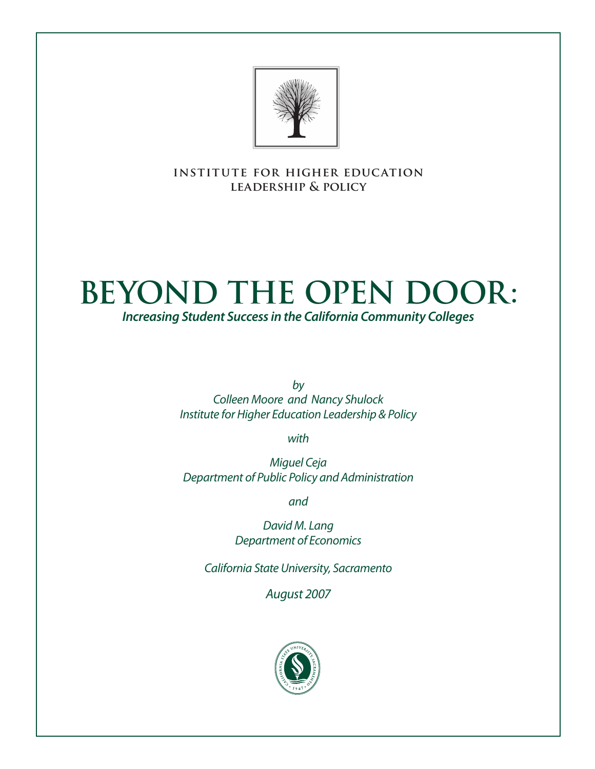**INSTITUTE FOR HIGHER EDUCATION LEADERSHIP & POLICY**

# BEYOND THE OPEN DOOR:

## *Increasing Student Success in the California Community Colleges*

*by*

*Colleen Moore and Nancy Shulock*
*Institute for Higher Education Leadership & Policy*

*with*

*Miguel Ceja*
*Department of Public Policy and Administration*

*and*

*David M. Lang*
*Department of Economics*

*California State University, Sacramento*

*August 2007*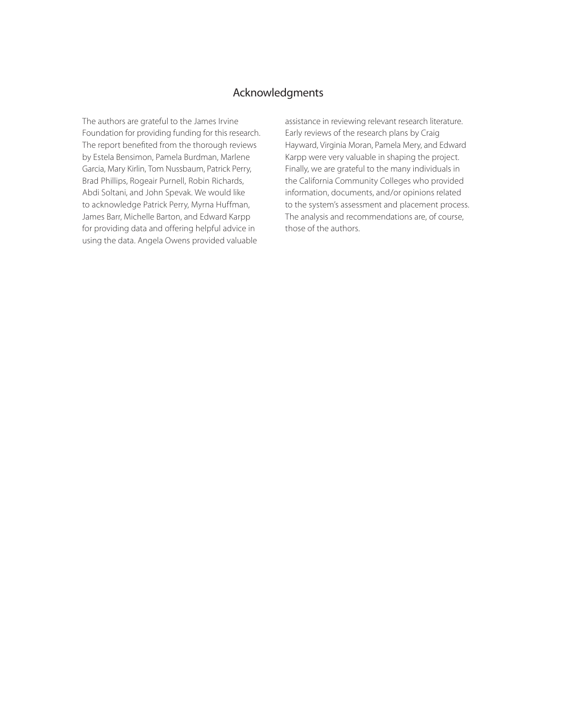## Acknowledgments

The authors are grateful to the James Irvine Foundation for providing funding for this research. The report benefited from the thorough reviews by Estela Bensimon, Pamela Burdman, Marlene Garcia, Mary Kirlin, Tom Nussbaum, Patrick Perry, Brad Phillips, Rogeair Purnell, Robin Richards, Abdi Soltani, and John Spevak. We would like to acknowledge Patrick Perry, Myrna Huffman, James Barr, Michelle Barton, and Edward Karpp for providing data and offering helpful advice in using the data. Angela Owens provided valuable assistance in reviewing relevant research literature. Early reviews of the research plans by Craig Hayward, Virginia Moran, Pamela Mery, and Edward Karpp were very valuable in shaping the project. Finally, we are grateful to the many individuals in the California Community Colleges who provided information, documents, and/or opinions related to the system's assessment and placement process. The analysis and recommendations are, of course, those of the authors.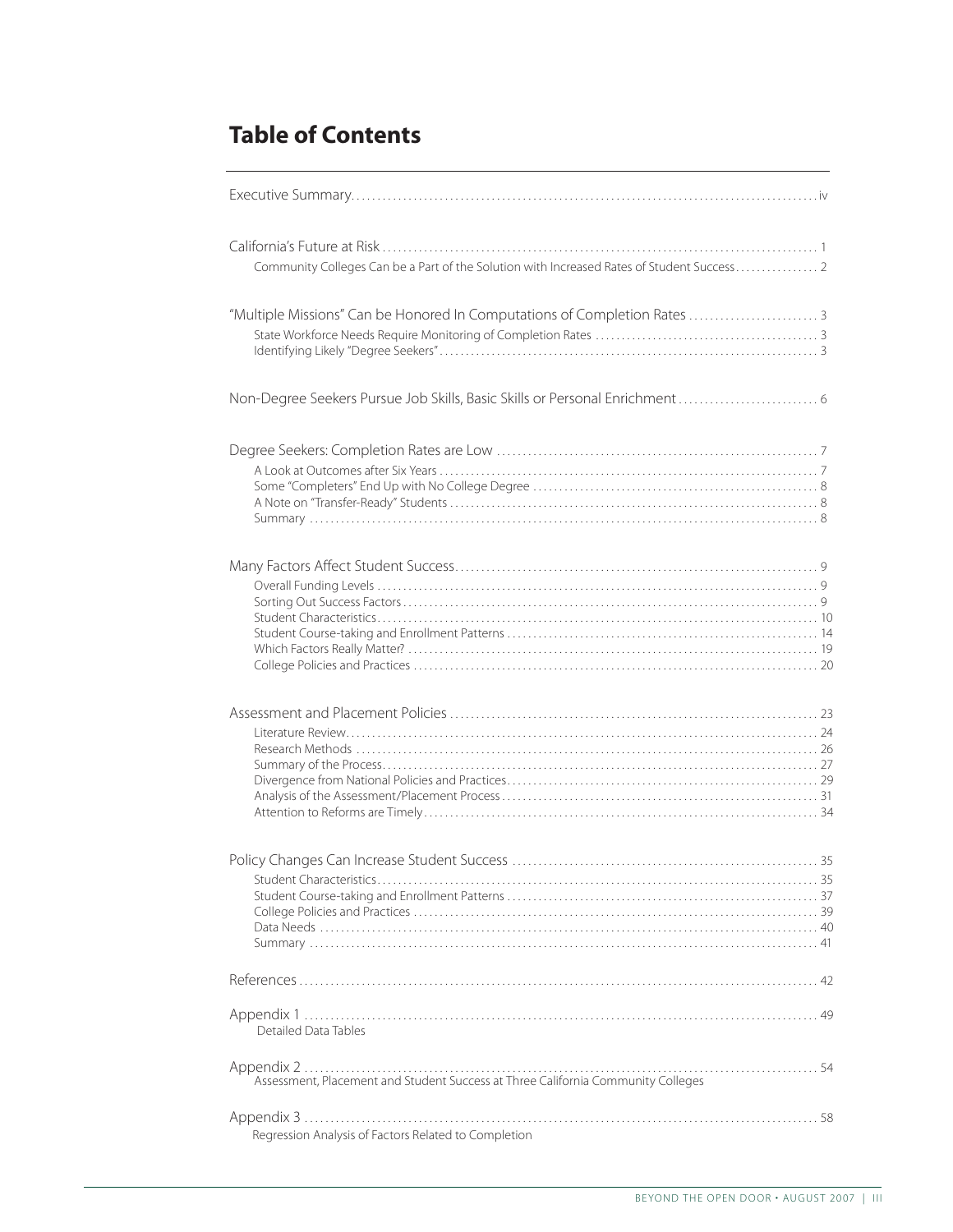# Table of Contents

Executive Summary ..... iv

California's Future at Risk ..... 1
- Community Colleges Can be a Part of the Solution with Increased Rates of Student Success ..... 2

"Multiple Missions" Can be Honored In Computations of Completion Rates ..... 3
- State Workforce Needs Require Monitoring of Completion Rates ..... 3
- Identifying Likely "Degree Seekers" ..... 3

Non-Degree Seekers Pursue Job Skills, Basic Skills or Personal Enrichment ..... 6

Degree Seekers: Completion Rates are Low ..... 7
- A Look at Outcomes after Six Years ..... 7
- Some "Completers" End Up with No College Degree ..... 8
- A Note on "Transfer-Ready" Students ..... 8
- Summary ..... 8

Many Factors Affect Student Success ..... 9
- Overall Funding Levels ..... 9
- Sorting Out Success Factors ..... 9
- Student Characteristics ..... 10
- Student Course-taking and Enrollment Patterns ..... 14
- Which Factors Really Matter? ..... 19
- College Policies and Practices ..... 20

Assessment and Placement Policies ..... 23
- Literature Review ..... 24
- Research Methods ..... 26
- Summary of the Process ..... 27
- Divergence from National Policies and Practices ..... 29
- Analysis of the Assessment/Placement Process ..... 31
- Attention to Reforms are Timely ..... 34

Policy Changes Can Increase Student Success ..... 35
- Student Characteristics ..... 35
- Student Course-taking and Enrollment Patterns ..... 37
- College Policies and Practices ..... 39
- Data Needs ..... 40
- Summary ..... 41

References ..... 42

Appendix 1 ..... 49
Detailed Data Tables

Appendix 2 ..... 54
Assessment, Placement and Student Success at Three California Community Colleges

Appendix 3 ..... 58
Regression Analysis of Factors Related to Completion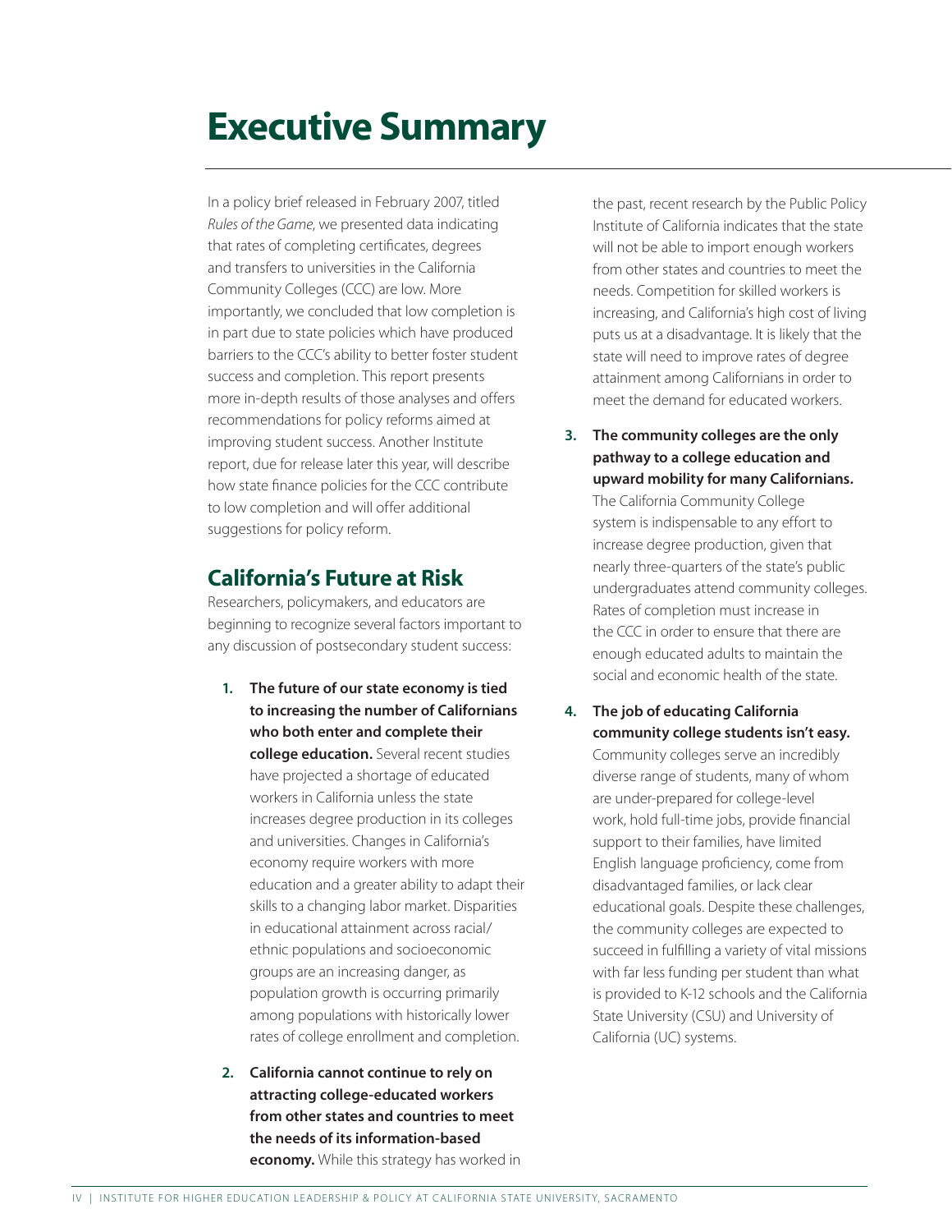# Executive Summary

In a policy brief released in February 2007, titled *Rules of the Game*, we presented data indicating that rates of completing certificates, degrees and transfers to universities in the California Community Colleges (CCC) are low. More importantly, we concluded that low completion is in part due to state policies which have produced barriers to the CCC's ability to better foster student success and completion. This report presents more in-depth results of those analyses and offers recommendations for policy reforms aimed at improving student success. Another Institute report, due for release later this year, will describe how state finance policies for the CCC contribute to low completion and will offer additional suggestions for policy reform.

## California's Future at Risk

Researchers, policymakers, and educators are beginning to recognize several factors important to any discussion of postsecondary student success:

1. **The future of our state economy is tied to increasing the number of Californians who both enter and complete their college education.** Several recent studies have projected a shortage of educated workers in California unless the state increases degree production in its colleges and universities. Changes in California's economy require workers with more education and a greater ability to adapt their skills to a changing labor market. Disparities in educational attainment across racial/ethnic populations and socioeconomic groups are an increasing danger, as population growth is occurring primarily among populations with historically lower rates of college enrollment and completion.

2. **California cannot continue to rely on attracting college-educated workers from other states and countries to meet the needs of its information-based economy.** While this strategy has worked in the past, recent research by the Public Policy Institute of California indicates that the state will not be able to import enough workers from other states and countries to meet the needs. Competition for skilled workers is increasing, and California's high cost of living puts us at a disadvantage. It is likely that the state will need to improve rates of degree attainment among Californians in order to meet the demand for educated workers.

3. **The community colleges are the only pathway to a college education and upward mobility for many Californians.** The California Community College system is indispensable to any effort to increase degree production, given that nearly three-quarters of the state's public undergraduates attend community colleges. Rates of completion must increase in the CCC in order to ensure that there are enough educated adults to maintain the social and economic health of the state.

4. **The job of educating California community college students isn't easy.** Community colleges serve an incredibly diverse range of students, many of whom are under-prepared for college-level work, hold full-time jobs, provide financial support to their families, have limited English language proficiency, come from disadvantaged families, or lack clear educational goals. Despite these challenges, the community colleges are expected to succeed in fulfilling a variety of vital missions with far less funding per student than what is provided to K-12 schools and the California State University (CSU) and University of California (UC) systems.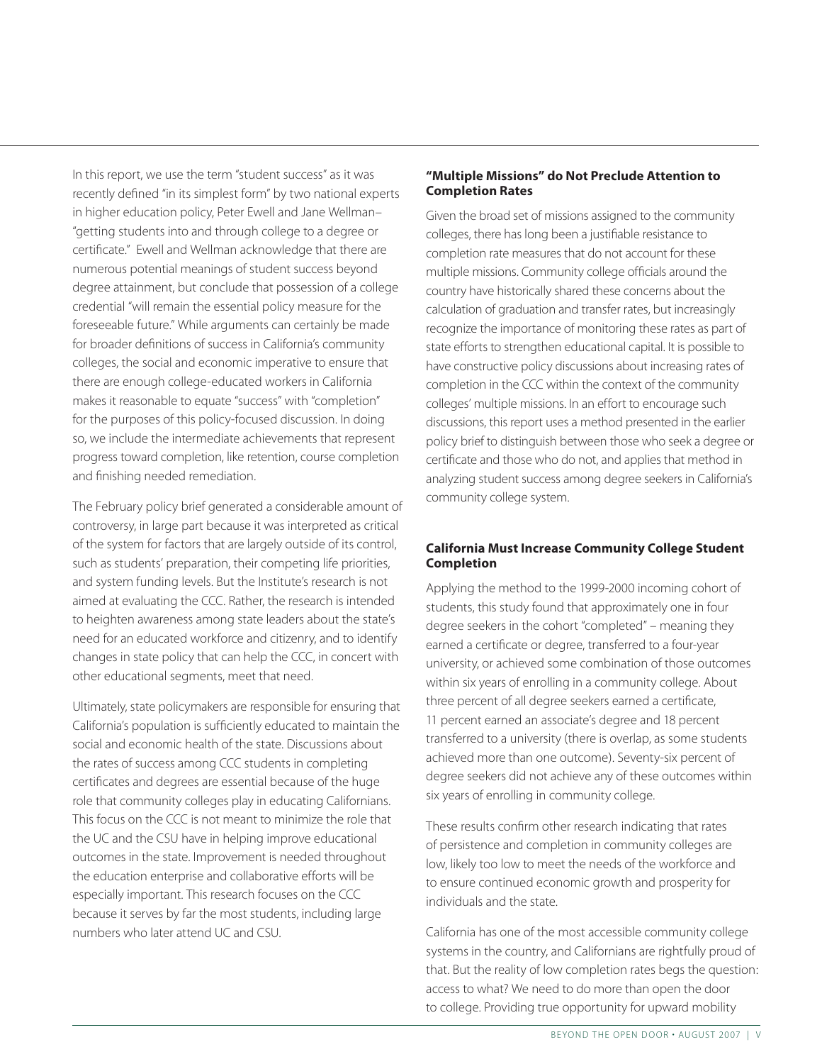In this report, we use the term "student success" as it was recently defined "in its simplest form" by two national experts in higher education policy, Peter Ewell and Jane Wellman– "getting students into and through college to a degree or certificate." Ewell and Wellman acknowledge that there are numerous potential meanings of student success beyond degree attainment, but conclude that possession of a college credential "will remain the essential policy measure for the foreseeable future." While arguments can certainly be made for broader definitions of success in California's community colleges, the social and economic imperative to ensure that there are enough college-educated workers in California makes it reasonable to equate "success" with "completion" for the purposes of this policy-focused discussion. In doing so, we include the intermediate achievements that represent progress toward completion, like retention, course completion and finishing needed remediation.

The February policy brief generated a considerable amount of controversy, in large part because it was interpreted as critical of the system for factors that are largely outside of its control, such as students' preparation, their competing life priorities, and system funding levels. But the Institute's research is not aimed at evaluating the CCC. Rather, the research is intended to heighten awareness among state leaders about the state's need for an educated workforce and citizenry, and to identify changes in state policy that can help the CCC, in concert with other educational segments, meet that need.

Ultimately, state policymakers are responsible for ensuring that California's population is sufficiently educated to maintain the social and economic health of the state. Discussions about the rates of success among CCC students in completing certificates and degrees are essential because of the huge role that community colleges play in educating Californians. This focus on the CCC is not meant to minimize the role that the UC and the CSU have in helping improve educational outcomes in the state. Improvement is needed throughout the education enterprise and collaborative efforts will be especially important. This research focuses on the CCC because it serves by far the most students, including large numbers who later attend UC and CSU.

### "Multiple Missions" do Not Preclude Attention to Completion Rates

Given the broad set of missions assigned to the community colleges, there has long been a justifiable resistance to completion rate measures that do not account for these multiple missions. Community college officials around the country have historically shared these concerns about the calculation of graduation and transfer rates, but increasingly recognize the importance of monitoring these rates as part of state efforts to strengthen educational capital. It is possible to have constructive policy discussions about increasing rates of completion in the CCC within the context of the community colleges' multiple missions. In an effort to encourage such discussions, this report uses a method presented in the earlier policy brief to distinguish between those who seek a degree or certificate and those who do not, and applies that method in analyzing student success among degree seekers in California's community college system.

### California Must Increase Community College Student Completion

Applying the method to the 1999-2000 incoming cohort of students, this study found that approximately one in four degree seekers in the cohort "completed" – meaning they earned a certificate or degree, transferred to a four-year university, or achieved some combination of those outcomes within six years of enrolling in a community college. About three percent of all degree seekers earned a certificate, 11 percent earned an associate's degree and 18 percent transferred to a university (there is overlap, as some students achieved more than one outcome). Seventy-six percent of degree seekers did not achieve any of these outcomes within six years of enrolling in community college.

These results confirm other research indicating that rates of persistence and completion in community colleges are low, likely too low to meet the needs of the workforce and to ensure continued economic growth and prosperity for individuals and the state.

California has one of the most accessible community college systems in the country, and Californians are rightfully proud of that. But the reality of low completion rates begs the question: access to what? We need to do more than open the door to college. Providing true opportunity for upward mobility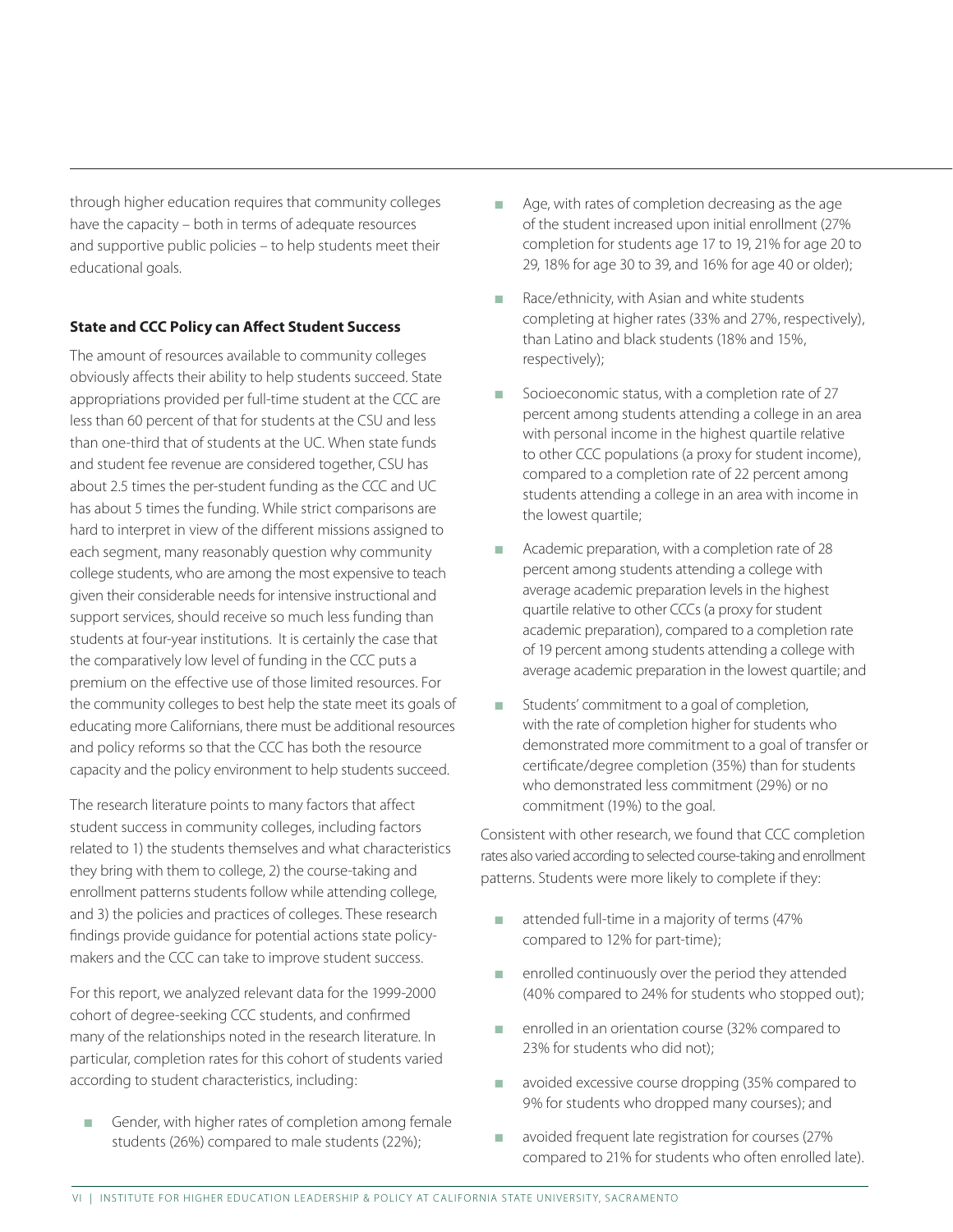through higher education requires that community colleges have the capacity – both in terms of adequate resources and supportive public policies – to help students meet their educational goals.

**State and CCC Policy can Affect Student Success**

The amount of resources available to community colleges obviously affects their ability to help students succeed. State appropriations provided per full-time student at the CCC are less than 60 percent of that for students at the CSU and less than one-third that of students at the UC. When state funds and student fee revenue are considered together, CSU has about 2.5 times the per-student funding as the CCC and UC has about 5 times the funding. While strict comparisons are hard to interpret in view of the different missions assigned to each segment, many reasonably question why community college students, who are among the most expensive to teach given their considerable needs for intensive instructional and support services, should receive so much less funding than students at four-year institutions. It is certainly the case that the comparatively low level of funding in the CCC puts a premium on the effective use of those limited resources. For the community colleges to best help the state meet its goals of educating more Californians, there must be additional resources and policy reforms so that the CCC has both the resource capacity and the policy environment to help students succeed.

The research literature points to many factors that affect student success in community colleges, including factors related to 1) the students themselves and what characteristics they bring with them to college, 2) the course-taking and enrollment patterns students follow while attending college, and 3) the policies and practices of colleges. These research findings provide guidance for potential actions state policy-makers and the CCC can take to improve student success.

For this report, we analyzed relevant data for the 1999-2000 cohort of degree-seeking CCC students, and confirmed many of the relationships noted in the research literature. In particular, completion rates for this cohort of students varied according to student characteristics, including:

- Gender, with higher rates of completion among female students (26%) compared to male students (22%);
- Age, with rates of completion decreasing as the age of the student increased upon initial enrollment (27% completion for students age 17 to 19, 21% for age 20 to 29, 18% for age 30 to 39, and 16% for age 40 or older);
- Race/ethnicity, with Asian and white students completing at higher rates (33% and 27%, respectively), than Latino and black students (18% and 15%, respectively);
- Socioeconomic status, with a completion rate of 27 percent among students attending a college in an area with personal income in the highest quartile relative to other CCC populations (a proxy for student income), compared to a completion rate of 22 percent among students attending a college in an area with income in the lowest quartile;
- Academic preparation, with a completion rate of 28 percent among students attending a college with average academic preparation levels in the highest quartile relative to other CCCs (a proxy for student academic preparation), compared to a completion rate of 19 percent among students attending a college with average academic preparation in the lowest quartile; and
- Students' commitment to a goal of completion, with the rate of completion higher for students who demonstrated more commitment to a goal of transfer or certificate/degree completion (35%) than for students who demonstrated less commitment (29%) or no commitment (19%) to the goal.

Consistent with other research, we found that CCC completion rates also varied according to selected course-taking and enrollment patterns. Students were more likely to complete if they:

- attended full-time in a majority of terms (47% compared to 12% for part-time);
- enrolled continuously over the period they attended (40% compared to 24% for students who stopped out);
- enrolled in an orientation course (32% compared to 23% for students who did not);
- avoided excessive course dropping (35% compared to 9% for students who dropped many courses); and
- avoided frequent late registration for courses (27% compared to 21% for students who often enrolled late).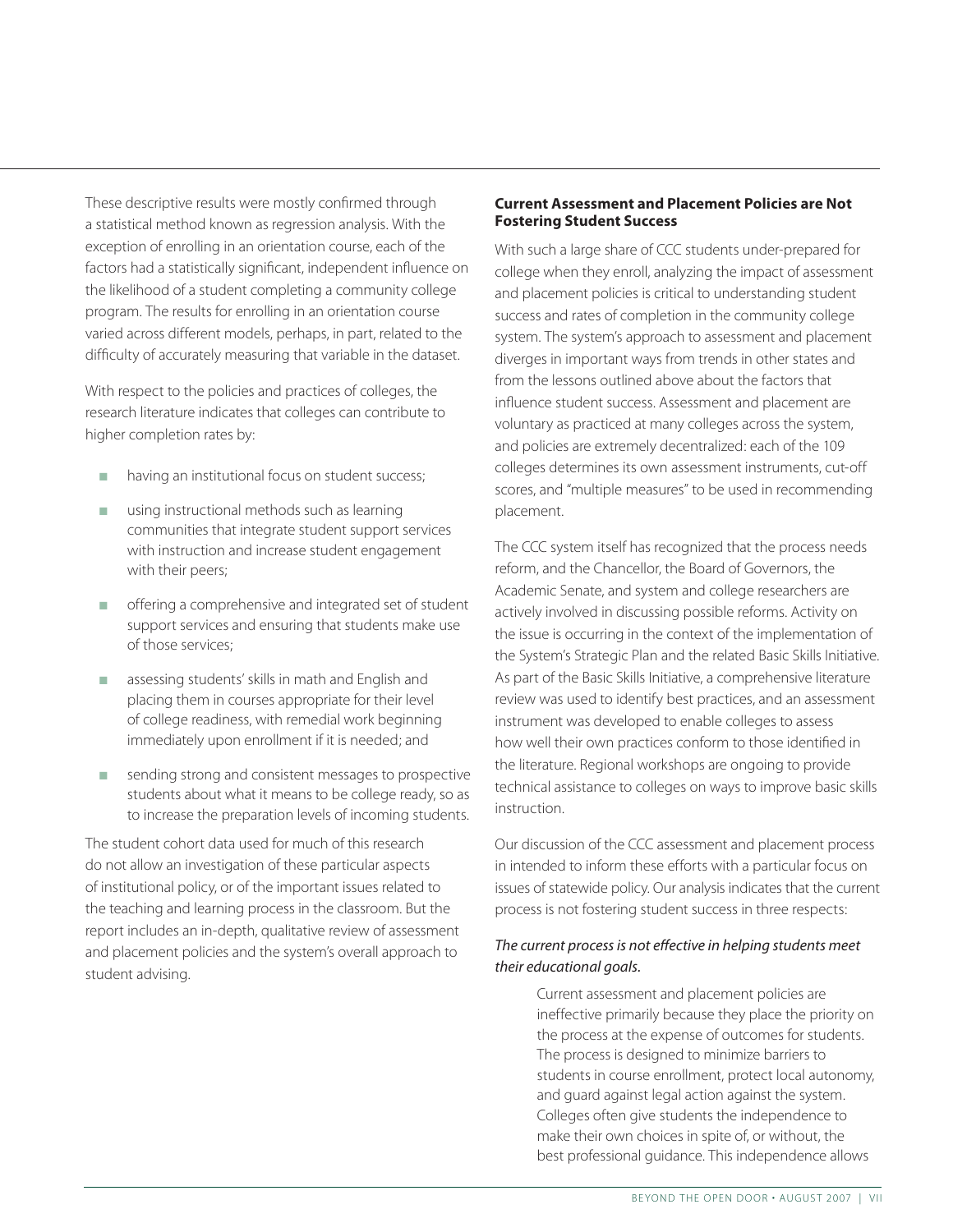These descriptive results were mostly confirmed through a statistical method known as regression analysis. With the exception of enrolling in an orientation course, each of the factors had a statistically significant, independent influence on the likelihood of a student completing a community college program. The results for enrolling in an orientation course varied across different models, perhaps, in part, related to the difficulty of accurately measuring that variable in the dataset.

With respect to the policies and practices of colleges, the research literature indicates that colleges can contribute to higher completion rates by:

- having an institutional focus on student success;
- using instructional methods such as learning communities that integrate student support services with instruction and increase student engagement with their peers;
- offering a comprehensive and integrated set of student support services and ensuring that students make use of those services;
- assessing students' skills in math and English and placing them in courses appropriate for their level of college readiness, with remedial work beginning immediately upon enrollment if it is needed; and
- sending strong and consistent messages to prospective students about what it means to be college ready, so as to increase the preparation levels of incoming students.

The student cohort data used for much of this research do not allow an investigation of these particular aspects of institutional policy, or of the important issues related to the teaching and learning process in the classroom. But the report includes an in-depth, qualitative review of assessment and placement policies and the system's overall approach to student advising.

**Current Assessment and Placement Policies are Not Fostering Student Success**

With such a large share of CCC students under-prepared for college when they enroll, analyzing the impact of assessment and placement policies is critical to understanding student success and rates of completion in the community college system. The system's approach to assessment and placement diverges in important ways from trends in other states and from the lessons outlined above about the factors that influence student success. Assessment and placement are voluntary as practiced at many colleges across the system, and policies are extremely decentralized: each of the 109 colleges determines its own assessment instruments, cut-off scores, and "multiple measures" to be used in recommending placement.

The CCC system itself has recognized that the process needs reform, and the Chancellor, the Board of Governors, the Academic Senate, and system and college researchers are actively involved in discussing possible reforms. Activity on the issue is occurring in the context of the implementation of the System's Strategic Plan and the related Basic Skills Initiative. As part of the Basic Skills Initiative, a comprehensive literature review was used to identify best practices, and an assessment instrument was developed to enable colleges to assess how well their own practices conform to those identified in the literature. Regional workshops are ongoing to provide technical assistance to colleges on ways to improve basic skills instruction.

Our discussion of the CCC assessment and placement process in intended to inform these efforts with a particular focus on issues of statewide policy. Our analysis indicates that the current process is not fostering student success in three respects:

*The current process is not effective in helping students meet their educational goals.*

> Current assessment and placement policies are ineffective primarily because they place the priority on the process at the expense of outcomes for students. The process is designed to minimize barriers to students in course enrollment, protect local autonomy, and guard against legal action against the system. Colleges often give students the independence to make their own choices in spite of, or without, the best professional guidance. This independence allows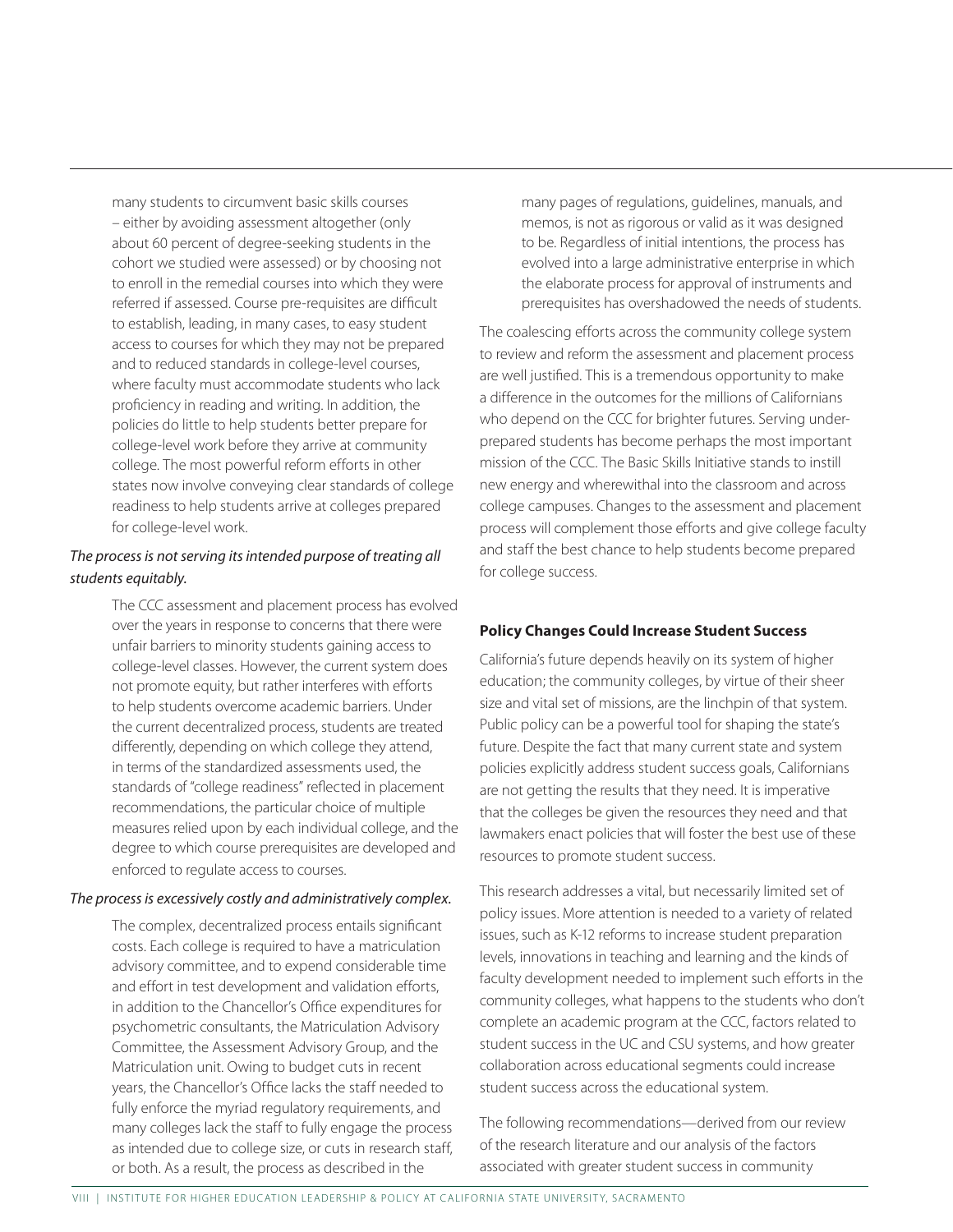many students to circumvent basic skills courses – either by avoiding assessment altogether (only about 60 percent of degree-seeking students in the cohort we studied were assessed) or by choosing not to enroll in the remedial courses into which they were referred if assessed. Course pre-requisites are difficult to establish, leading, in many cases, to easy student access to courses for which they may not be prepared and to reduced standards in college-level courses, where faculty must accommodate students who lack proficiency in reading and writing. In addition, the policies do little to help students better prepare for college-level work before they arrive at community college. The most powerful reform efforts in other states now involve conveying clear standards of college readiness to help students arrive at colleges prepared for college-level work.

*The process is not serving its intended purpose of treating all students equitably.*

The CCC assessment and placement process has evolved over the years in response to concerns that there were unfair barriers to minority students gaining access to college-level classes. However, the current system does not promote equity, but rather interferes with efforts to help students overcome academic barriers. Under the current decentralized process, students are treated differently, depending on which college they attend, in terms of the standardized assessments used, the standards of "college readiness" reflected in placement recommendations, the particular choice of multiple measures relied upon by each individual college, and the degree to which course prerequisites are developed and enforced to regulate access to courses.

*The process is excessively costly and administratively complex.*

The complex, decentralized process entails significant costs. Each college is required to have a matriculation advisory committee, and to expend considerable time and effort in test development and validation efforts, in addition to the Chancellor's Office expenditures for psychometric consultants, the Matriculation Advisory Committee, the Assessment Advisory Group, and the Matriculation unit. Owing to budget cuts in recent years, the Chancellor's Office lacks the staff needed to fully enforce the myriad regulatory requirements, and many colleges lack the staff to fully engage the process as intended due to college size, or cuts in research staff, or both. As a result, the process as described in the many pages of regulations, guidelines, manuals, and memos, is not as rigorous or valid as it was designed to be. Regardless of initial intentions, the process has evolved into a large administrative enterprise in which the elaborate process for approval of instruments and prerequisites has overshadowed the needs of students.

The coalescing efforts across the community college system to review and reform the assessment and placement process are well justified. This is a tremendous opportunity to make a difference in the outcomes for the millions of Californians who depend on the CCC for brighter futures. Serving under-prepared students has become perhaps the most important mission of the CCC. The Basic Skills Initiative stands to instill new energy and wherewithal into the classroom and across college campuses. Changes to the assessment and placement process will complement those efforts and give college faculty and staff the best chance to help students become prepared for college success.

**Policy Changes Could Increase Student Success**

California's future depends heavily on its system of higher education; the community colleges, by virtue of their sheer size and vital set of missions, are the linchpin of that system. Public policy can be a powerful tool for shaping the state's future. Despite the fact that many current state and system policies explicitly address student success goals, Californians are not getting the results that they need. It is imperative that the colleges be given the resources they need and that lawmakers enact policies that will foster the best use of these resources to promote student success.

This research addresses a vital, but necessarily limited set of policy issues. More attention is needed to a variety of related issues, such as K-12 reforms to increase student preparation levels, innovations in teaching and learning and the kinds of faculty development needed to implement such efforts in the community colleges, what happens to the students who don't complete an academic program at the CCC, factors related to student success in the UC and CSU systems, and how greater collaboration across educational segments could increase student success across the educational system.

The following recommendations—derived from our review of the research literature and our analysis of the factors associated with greater student success in community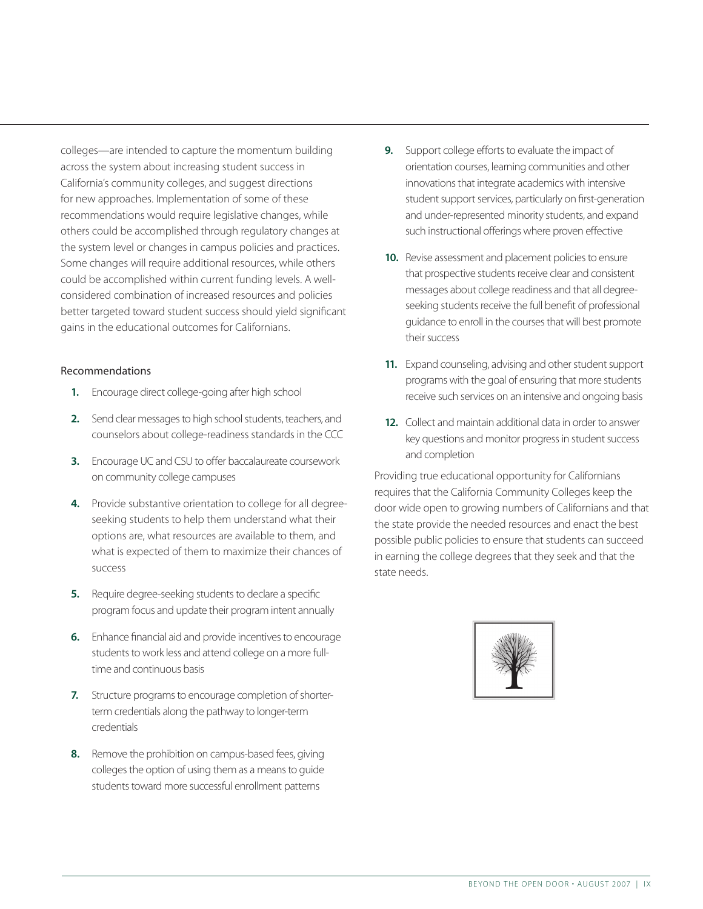colleges—are intended to capture the momentum building across the system about increasing student success in California's community colleges, and suggest directions for new approaches. Implementation of some of these recommendations would require legislative changes, while others could be accomplished through regulatory changes at the system level or changes in campus policies and practices. Some changes will require additional resources, while others could be accomplished within current funding levels. A well-considered combination of increased resources and policies better targeted toward student success should yield significant gains in the educational outcomes for Californians.

Recommendations

1. Encourage direct college-going after high school
2. Send clear messages to high school students, teachers, and counselors about college-readiness standards in the CCC
3. Encourage UC and CSU to offer baccalaureate coursework on community college campuses
4. Provide substantive orientation to college for all degree-seeking students to help them understand what their options are, what resources are available to them, and what is expected of them to maximize their chances of success
5. Require degree-seeking students to declare a specific program focus and update their program intent annually
6. Enhance financial aid and provide incentives to encourage students to work less and attend college on a more full-time and continuous basis
7. Structure programs to encourage completion of shorter-term credentials along the pathway to longer-term credentials
8. Remove the prohibition on campus-based fees, giving colleges the option of using them as a means to guide students toward more successful enrollment patterns
9. Support college efforts to evaluate the impact of orientation courses, learning communities and other innovations that integrate academics with intensive student support services, particularly on first-generation and under-represented minority students, and expand such instructional offerings where proven effective
10. Revise assessment and placement policies to ensure that prospective students receive clear and consistent messages about college readiness and that all degree-seeking students receive the full benefit of professional guidance to enroll in the courses that will best promote their success
11. Expand counseling, advising and other student support programs with the goal of ensuring that more students receive such services on an intensive and ongoing basis
12. Collect and maintain additional data in order to answer key questions and monitor progress in student success and completion

Providing true educational opportunity for Californians requires that the California Community Colleges keep the door wide open to growing numbers of Californians and that the state provide the needed resources and enact the best possible public policies to ensure that students can succeed in earning the college degrees that they seek and that the state needs.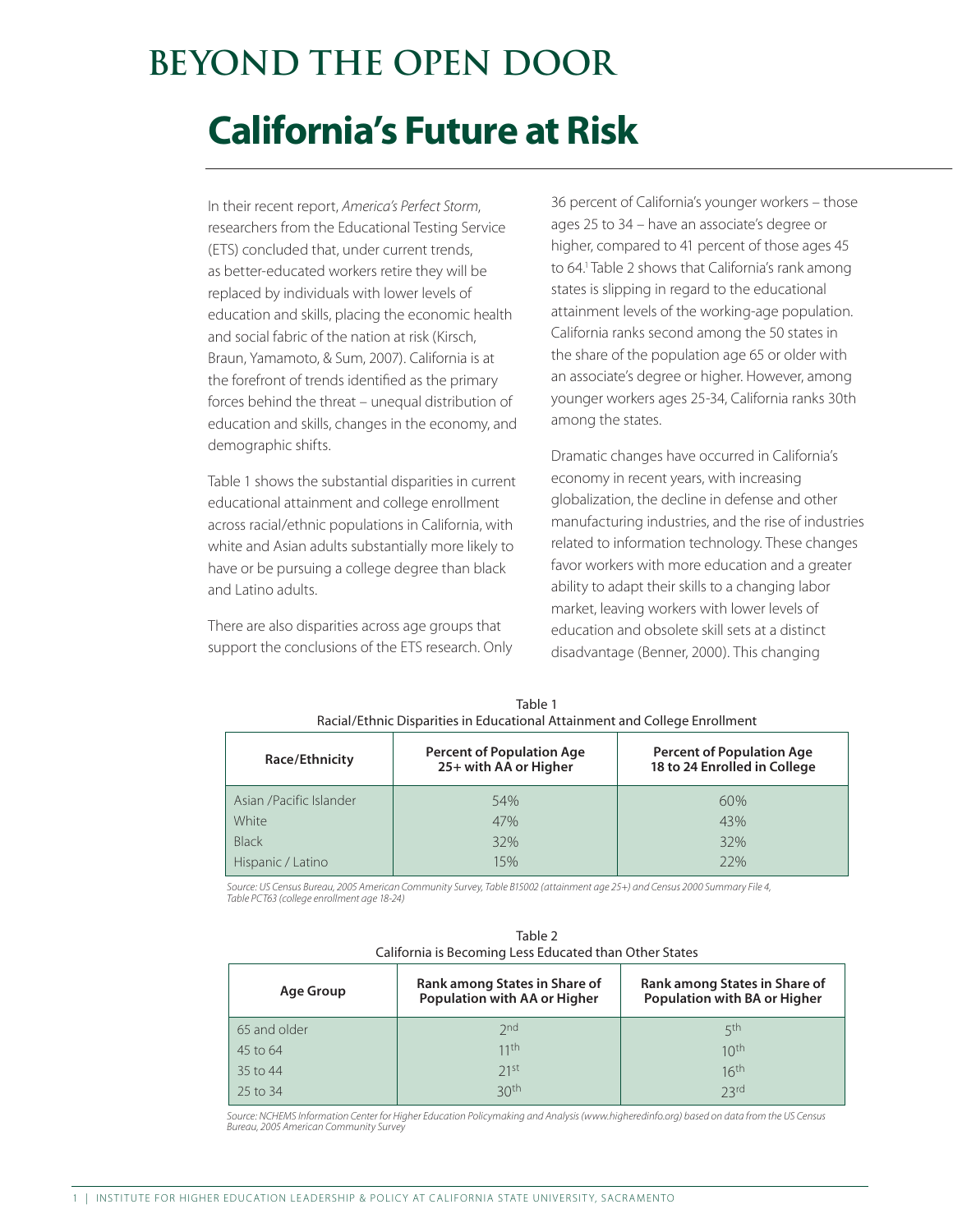# BEYOND THE OPEN DOOR

# California's Future at Risk

In their recent report, *America's Perfect Storm*, researchers from the Educational Testing Service (ETS) concluded that, under current trends, as better-educated workers retire they will be replaced by individuals with lower levels of education and skills, placing the economic health and social fabric of the nation at risk (Kirsch, Braun, Yamamoto, & Sum, 2007). California is at the forefront of trends identified as the primary forces behind the threat – unequal distribution of education and skills, changes in the economy, and demographic shifts.

Table 1 shows the substantial disparities in current educational attainment and college enrollment across racial/ethnic populations in California, with white and Asian adults substantially more likely to have or be pursuing a college degree than black and Latino adults.

There are also disparities across age groups that support the conclusions of the ETS research. Only 36 percent of California's younger workers – those ages 25 to 34 – have an associate's degree or higher, compared to 41 percent of those ages 45 to 64.[1] Table 2 shows that California's rank among states is slipping in regard to the educational attainment levels of the working-age population. California ranks second among the 50 states in the share of the population age 65 or older with an associate's degree or higher. However, among younger workers ages 25-34, California ranks 30th among the states.

Dramatic changes have occurred in California's economy in recent years, with increasing globalization, the decline in defense and other manufacturing industries, and the rise of industries related to information technology. These changes favor workers with more education and a greater ability to adapt their skills to a changing labor market, leaving workers with lower levels of education and obsolete skill sets at a distinct disadvantage (Benner, 2000). This changing

Table 1
Racial/Ethnic Disparities in Educational Attainment and College Enrollment

| Race/Ethnicity | Percent of Population Age 25+ with AA or Higher | Percent of Population Age 18 to 24 Enrolled in College |
|---|---|---|
| Asian /Pacific Islander | 54% | 60% |
| White | 47% | 43% |
| Black | 32% | 32% |
| Hispanic / Latino | 15% | 22% |

*Source: US Census Bureau, 2005 American Community Survey, Table B15002 (attainment age 25+) and Census 2000 Summary File 4, Table PCT63 (college enrollment age 18-24)*

Table 2
California is Becoming Less Educated than Other States

| Age Group | Rank among States in Share of Population with AA or Higher | Rank among States in Share of Population with BA or Higher |
|---|---|---|
| 65 and older | 2nd | 5th |
| 45 to 64 | 11th | 10th |
| 35 to 44 | 21st | 16th |
| 25 to 34 | 30th | 23rd |

*Source: NCHEMS Information Center for Higher Education Policymaking and Analysis (www.higheredinfo.org) based on data from the US Census Bureau, 2005 American Community Survey*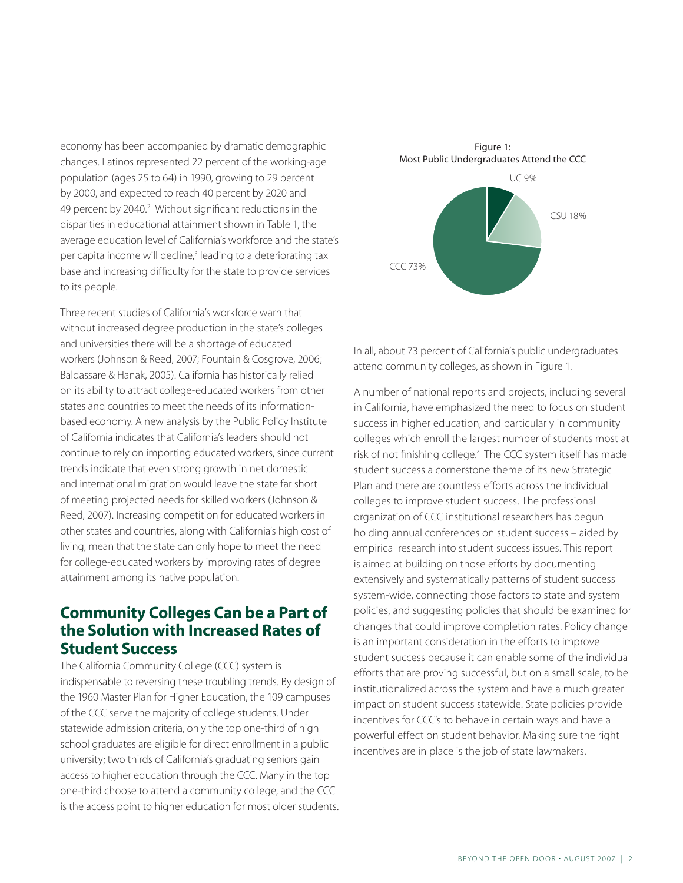economy has been accompanied by dramatic demographic changes. Latinos represented 22 percent of the working-age population (ages 25 to 64) in 1990, growing to 29 percent by 2000, and expected to reach 40 percent by 2020 and 49 percent by 2040.[2] Without significant reductions in the disparities in educational attainment shown in Table 1, the average education level of California's workforce and the state's per capita income will decline,[3] leading to a deteriorating tax base and increasing difficulty for the state to provide services to its people.

Three recent studies of California's workforce warn that without increased degree production in the state's colleges and universities there will be a shortage of educated workers (Johnson & Reed, 2007; Fountain & Cosgrove, 2006; Baldassare & Hanak, 2005). California has historically relied on its ability to attract college-educated workers from other states and countries to meet the needs of its information-based economy. A new analysis by the Public Policy Institute of California indicates that California's leaders should not continue to rely on importing educated workers, since current trends indicate that even strong growth in net domestic and international migration would leave the state far short of meeting projected needs for skilled workers (Johnson & Reed, 2007). Increasing competition for educated workers in other states and countries, along with California's high cost of living, mean that the state can only hope to meet the need for college-educated workers by improving rates of degree attainment among its native population.

## Community Colleges Can be a Part of the Solution with Increased Rates of Student Success

The California Community College (CCC) system is indispensable to reversing these troubling trends. By design of the 1960 Master Plan for Higher Education, the 109 campuses of the CCC serve the majority of college students. Under statewide admission criteria, only the top one-third of high school graduates are eligible for direct enrollment in a public university; two thirds of California's graduating seniors gain access to higher education through the CCC. Many in the top one-third choose to attend a community college, and the CCC is the access point to higher education for most older students.

Figure 1:
Most Public Undergraduates Attend the CCC

UC 9%

CSU 18%

CCC 73%

In all, about 73 percent of California's public undergraduates attend community colleges, as shown in Figure 1.

A number of national reports and projects, including several in California, have emphasized the need to focus on student success in higher education, and particularly in community colleges which enroll the largest number of students most at risk of not finishing college.[4] The CCC system itself has made student success a cornerstone theme of its new Strategic Plan and there are countless efforts across the individual colleges to improve student success. The professional organization of CCC institutional researchers has begun holding annual conferences on student success – aided by empirical research into student success issues. This report is aimed at building on those efforts by documenting extensively and systematically patterns of student success system-wide, connecting those factors to state and system policies, and suggesting policies that should be examined for changes that could improve completion rates. Policy change is an important consideration in the efforts to improve student success because it can enable some of the individual efforts that are proving successful, but on a small scale, to be institutionalized across the system and have a much greater impact on student success statewide. State policies provide incentives for CCC's to behave in certain ways and have a powerful effect on student behavior. Making sure the right incentives are in place is the job of state lawmakers.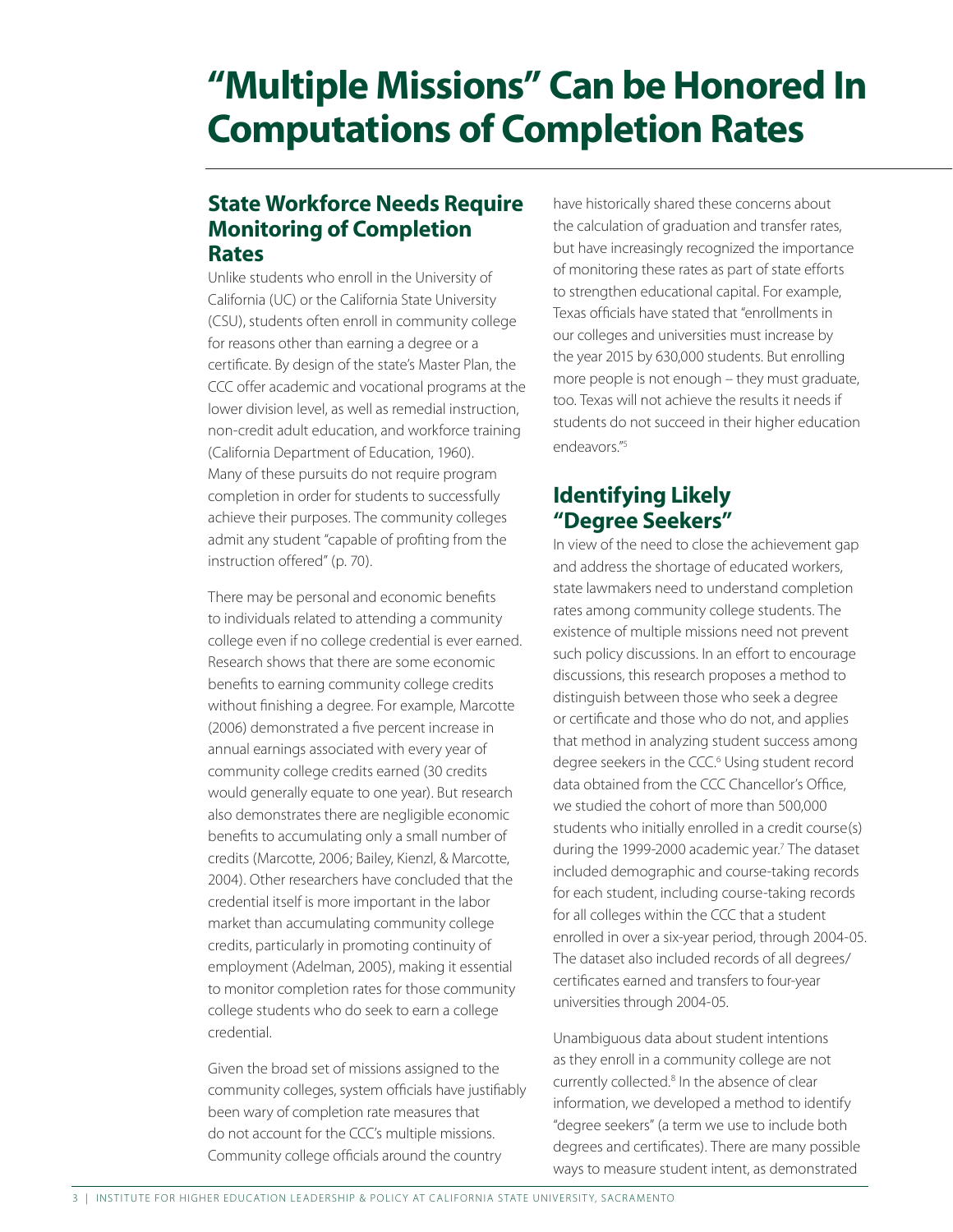# "Multiple Missions" Can be Honored In Computations of Completion Rates

## State Workforce Needs Require Monitoring of Completion Rates

Unlike students who enroll in the University of California (UC) or the California State University (CSU), students often enroll in community college for reasons other than earning a degree or a certificate. By design of the state's Master Plan, the CCC offer academic and vocational programs at the lower division level, as well as remedial instruction, non-credit adult education, and workforce training (California Department of Education, 1960). Many of these pursuits do not require program completion in order for students to successfully achieve their purposes. The community colleges admit any student "capable of profiting from the instruction offered" (p. 70).

There may be personal and economic benefits to individuals related to attending a community college even if no college credential is ever earned. Research shows that there are some economic benefits to earning community college credits without finishing a degree. For example, Marcotte (2006) demonstrated a five percent increase in annual earnings associated with every year of community college credits earned (30 credits would generally equate to one year). But research also demonstrates there are negligible economic benefits to accumulating only a small number of credits (Marcotte, 2006; Bailey, Kienzl, & Marcotte, 2004). Other researchers have concluded that the credential itself is more important in the labor market than accumulating community college credits, particularly in promoting continuity of employment (Adelman, 2005), making it essential to monitor completion rates for those community college students who do seek to earn a college credential.

Given the broad set of missions assigned to the community colleges, system officials have justifiably been wary of completion rate measures that do not account for the CCC's multiple missions. Community college officials around the country have historically shared these concerns about the calculation of graduation and transfer rates, but have increasingly recognized the importance of monitoring these rates as part of state efforts to strengthen educational capital. For example, Texas officials have stated that "enrollments in our colleges and universities must increase by the year 2015 by 630,000 students. But enrolling more people is not enough – they must graduate, too. Texas will not achieve the results it needs if students do not succeed in their higher education endeavors."[5]

## Identifying Likely "Degree Seekers"

In view of the need to close the achievement gap and address the shortage of educated workers, state lawmakers need to understand completion rates among community college students. The existence of multiple missions need not prevent such policy discussions. In an effort to encourage discussions, this research proposes a method to distinguish between those who seek a degree or certificate and those who do not, and applies that method in analyzing student success among degree seekers in the CCC.[6] Using student record data obtained from the CCC Chancellor's Office, we studied the cohort of more than 500,000 students who initially enrolled in a credit course(s) during the 1999-2000 academic year.[7] The dataset included demographic and course-taking records for each student, including course-taking records for all colleges within the CCC that a student enrolled in over a six-year period, through 2004-05. The dataset also included records of all degrees/certificates earned and transfers to four-year universities through 2004-05.

Unambiguous data about student intentions as they enroll in a community college are not currently collected.[8] In the absence of clear information, we developed a method to identify "degree seekers" (a term we use to include both degrees and certificates). There are many possible ways to measure student intent, as demonstrated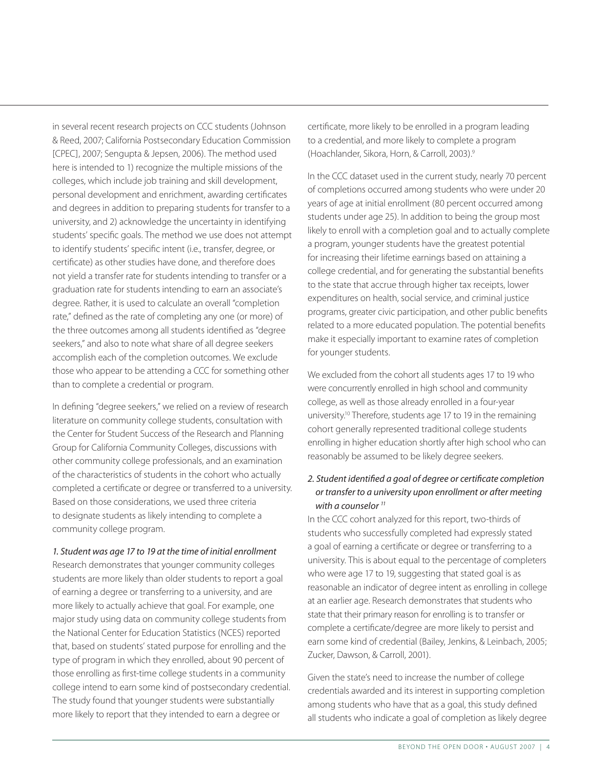in several recent research projects on CCC students (Johnson & Reed, 2007; California Postsecondary Education Commission [CPEC], 2007; Sengupta & Jepsen, 2006). The method used here is intended to 1) recognize the multiple missions of the colleges, which include job training and skill development, personal development and enrichment, awarding certificates and degrees in addition to preparing students for transfer to a university, and 2) acknowledge the uncertainty in identifying students' specific goals. The method we use does not attempt to identify students' specific intent (i.e., transfer, degree, or certificate) as other studies have done, and therefore does not yield a transfer rate for students intending to transfer or a graduation rate for students intending to earn an associate's degree. Rather, it is used to calculate an overall "completion rate," defined as the rate of completing any one (or more) of the three outcomes among all students identified as "degree seekers," and also to note what share of all degree seekers accomplish each of the completion outcomes. We exclude those who appear to be attending a CCC for something other than to complete a credential or program.

In defining "degree seekers," we relied on a review of research literature on community college students, consultation with the Center for Student Success of the Research and Planning Group for California Community Colleges, discussions with other community college professionals, and an examination of the characteristics of students in the cohort who actually completed a certificate or degree or transferred to a university. Based on those considerations, we used three criteria to designate students as likely intending to complete a community college program.

*1. Student was age 17 to 19 at the time of initial enrollment*

Research demonstrates that younger community colleges students are more likely than older students to report a goal of earning a degree or transferring to a university, and are more likely to actually achieve that goal. For example, one major study using data on community college students from the National Center for Education Statistics (NCES) reported that, based on students' stated purpose for enrolling and the type of program in which they enrolled, about 90 percent of those enrolling as first-time college students in a community college intend to earn some kind of postsecondary credential. The study found that younger students were substantially more likely to report that they intended to earn a degree or certificate, more likely to be enrolled in a program leading to a credential, and more likely to complete a program (Hoachlander, Sikora, Horn, & Carroll, 2003).[9]

In the CCC dataset used in the current study, nearly 70 percent of completions occurred among students who were under 20 years of age at initial enrollment (80 percent occurred among students under age 25). In addition to being the group most likely to enroll with a completion goal and to actually complete a program, younger students have the greatest potential for increasing their lifetime earnings based on attaining a college credential, and for generating the substantial benefits to the state that accrue through higher tax receipts, lower expenditures on health, social service, and criminal justice programs, greater civic participation, and other public benefits related to a more educated population. The potential benefits make it especially important to examine rates of completion for younger students.

We excluded from the cohort all students ages 17 to 19 who were concurrently enrolled in high school and community college, as well as those already enrolled in a four-year university.[10] Therefore, students age 17 to 19 in the remaining cohort generally represented traditional college students enrolling in higher education shortly after high school who can reasonably be assumed to be likely degree seekers.

*2. Student identified a goal of degree or certificate completion or transfer to a university upon enrollment or after meeting with a counselor [11]*

In the CCC cohort analyzed for this report, two-thirds of students who successfully completed had expressly stated a goal of earning a certificate or degree or transferring to a university. This is about equal to the percentage of completers who were age 17 to 19, suggesting that stated goal is as reasonable an indicator of degree intent as enrolling in college at an earlier age. Research demonstrates that students who state that their primary reason for enrolling is to transfer or complete a certificate/degree are more likely to persist and earn some kind of credential (Bailey, Jenkins, & Leinbach, 2005; Zucker, Dawson, & Carroll, 2001).

Given the state's need to increase the number of college credentials awarded and its interest in supporting completion among students who have that as a goal, this study defined all students who indicate a goal of completion as likely degree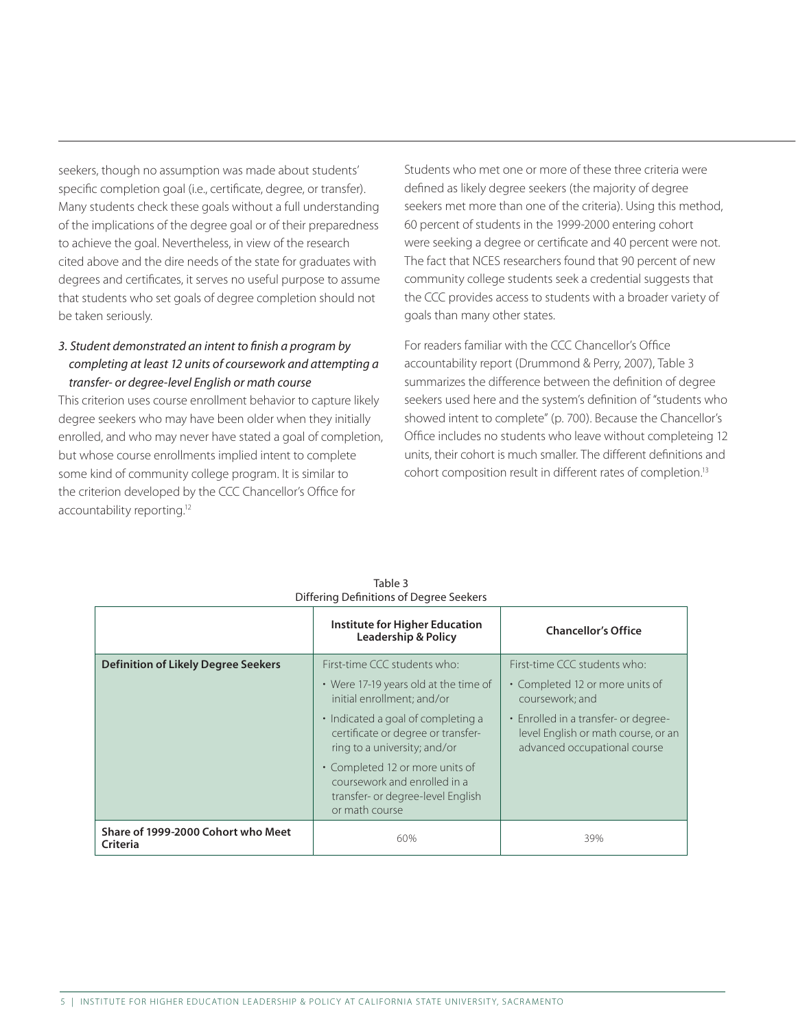seekers, though no assumption was made about students' specific completion goal (i.e., certificate, degree, or transfer). Many students check these goals without a full understanding of the implications of the degree goal or of their preparedness to achieve the goal. Nevertheless, in view of the research cited above and the dire needs of the state for graduates with degrees and certificates, it serves no useful purpose to assume that students who set goals of degree completion should not be taken seriously.

*3. Student demonstrated an intent to finish a program by completing at least 12 units of coursework and attempting a transfer- or degree-level English or math course*

This criterion uses course enrollment behavior to capture likely degree seekers who may have been older when they initially enrolled, and who may never have stated a goal of completion, but whose course enrollments implied intent to complete some kind of community college program. It is similar to the criterion developed by the CCC Chancellor's Office for accountability reporting.[12]

Students who met one or more of these three criteria were defined as likely degree seekers (the majority of degree seekers met more than one of the criteria). Using this method, 60 percent of students in the 1999-2000 entering cohort were seeking a degree or certificate and 40 percent were not. The fact that NCES researchers found that 90 percent of new community college students seek a credential suggests that the CCC provides access to students with a broader variety of goals than many other states.

For readers familiar with the CCC Chancellor's Office accountability report (Drummond & Perry, 2007), Table 3 summarizes the difference between the definition of degree seekers used here and the system's definition of "students who showed intent to complete" (p. 700). Because the Chancellor's Office includes no students who leave without completeing 12 units, their cohort is much smaller. The different definitions and cohort composition result in different rates of completion.[13]

Table 3
Differing Definitions of Degree Seekers

| | Institute for Higher Education Leadership & Policy | Chancellor's Office |
|---|---|---|
| **Definition of Likely Degree Seekers** | First-time CCC students who:<br>• Were 17-19 years old at the time of initial enrollment; and/or<br>• Indicated a goal of completing a certificate or degree or transferring to a university; and/or<br>• Completed 12 or more units of coursework and enrolled in a transfer- or degree-level English or math course | First-time CCC students who:<br>• Completed 12 or more units of coursework; and<br>• Enrolled in a transfer- or degree-level English or math course, or an advanced occupational course |
| **Share of 1999-2000 Cohort who Meet Criteria** | 60% | 39% |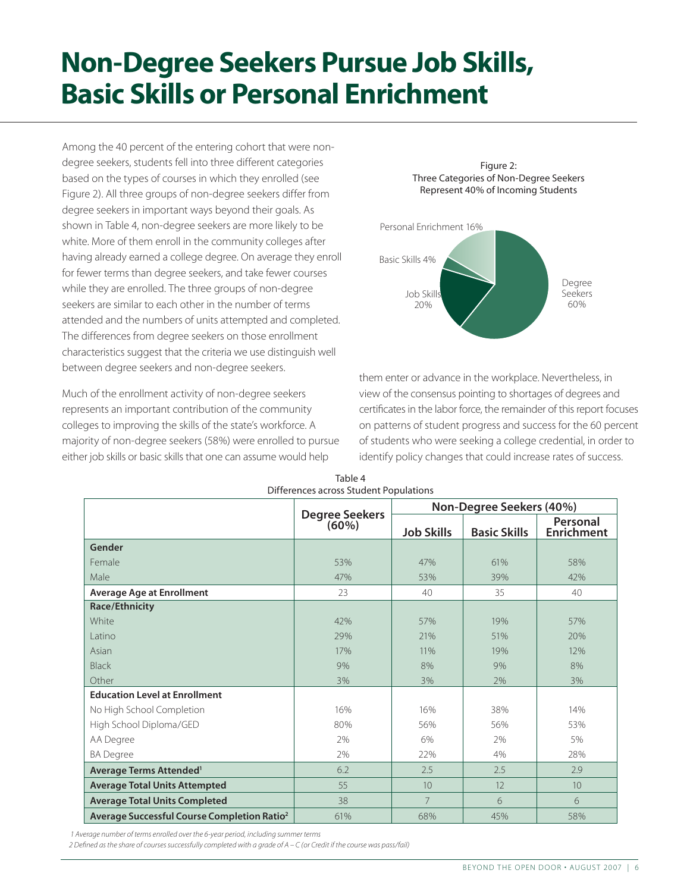# Non-Degree Seekers Pursue Job Skills, Basic Skills or Personal Enrichment

Among the 40 percent of the entering cohort that were non-degree seekers, students fell into three different categories based on the types of courses in which they enrolled (see Figure 2). All three groups of non-degree seekers differ from degree seekers in important ways beyond their goals. As shown in Table 4, non-degree seekers are more likely to be white. More of them enroll in the community colleges after having already earned a college degree. On average they enroll for fewer terms than degree seekers, and take fewer courses while they are enrolled. The three groups of non-degree seekers are similar to each other in the number of terms attended and the numbers of units attempted and completed. The differences from degree seekers on those enrollment characteristics suggest that the criteria we use distinguish well between degree seekers and non-degree seekers.

Much of the enrollment activity of non-degree seekers represents an important contribution of the community colleges to improving the skills of the state's workforce. A majority of non-degree seekers (58%) were enrolled to pursue either job skills or basic skills that one can assume would help them enter or advance in the workplace. Nevertheless, in view of the consensus pointing to shortages of degrees and certificates in the labor force, the remainder of this report focuses on patterns of student progress and success for the 60 percent of students who were seeking a college credential, in order to identify policy changes that could increase rates of success.

Figure 2:
Three Categories of Non-Degree Seekers Represent 40% of Incoming Students

| Category | Share |
|---|---|
| Degree Seekers | 60% |
| Job Skills | 20% |
| Basic Skills | 4% |
| Personal Enrichment | 16% |

Table 4
Differences across Student Populations

| | Degree Seekers (60%) | Non-Degree Seekers (40%) | | |
|---|---|---|---|---|
| | | Job Skills | Basic Skills | Personal Enrichment |
| **Gender** | | | | |
| Female | 53% | 47% | 61% | 58% |
| Male | 47% | 53% | 39% | 42% |
| **Average Age at Enrollment** | 23 | 40 | 35 | 40 |
| **Race/Ethnicity** | | | | |
| White | 42% | 57% | 19% | 57% |
| Latino | 29% | 21% | 51% | 20% |
| Asian | 17% | 11% | 19% | 12% |
| Black | 9% | 8% | 9% | 8% |
| Other | 3% | 3% | 2% | 3% |
| **Education Level at Enrollment** | | | | |
| No High School Completion | 16% | 16% | 38% | 14% |
| High School Diploma/GED | 80% | 56% | 56% | 53% |
| AA Degree | 2% | 6% | 2% | 5% |
| BA Degree | 2% | 22% | 4% | 28% |
| **Average Terms Attended[1]** | 6.2 | 2.5 | 2.5 | 2.9 |
| **Average Total Units Attempted** | 55 | 10 | 12 | 10 |
| **Average Total Units Completed** | 38 | 7 | 6 | 6 |
| **Average Successful Course Completion Ratio[2]** | 61% | 68% | 45% | 58% |

*1 Average number of terms enrolled over the 6-year period, including summer terms*

*2 Defined as the share of courses successfully completed with a grade of A – C (or Credit if the course was pass/fail)*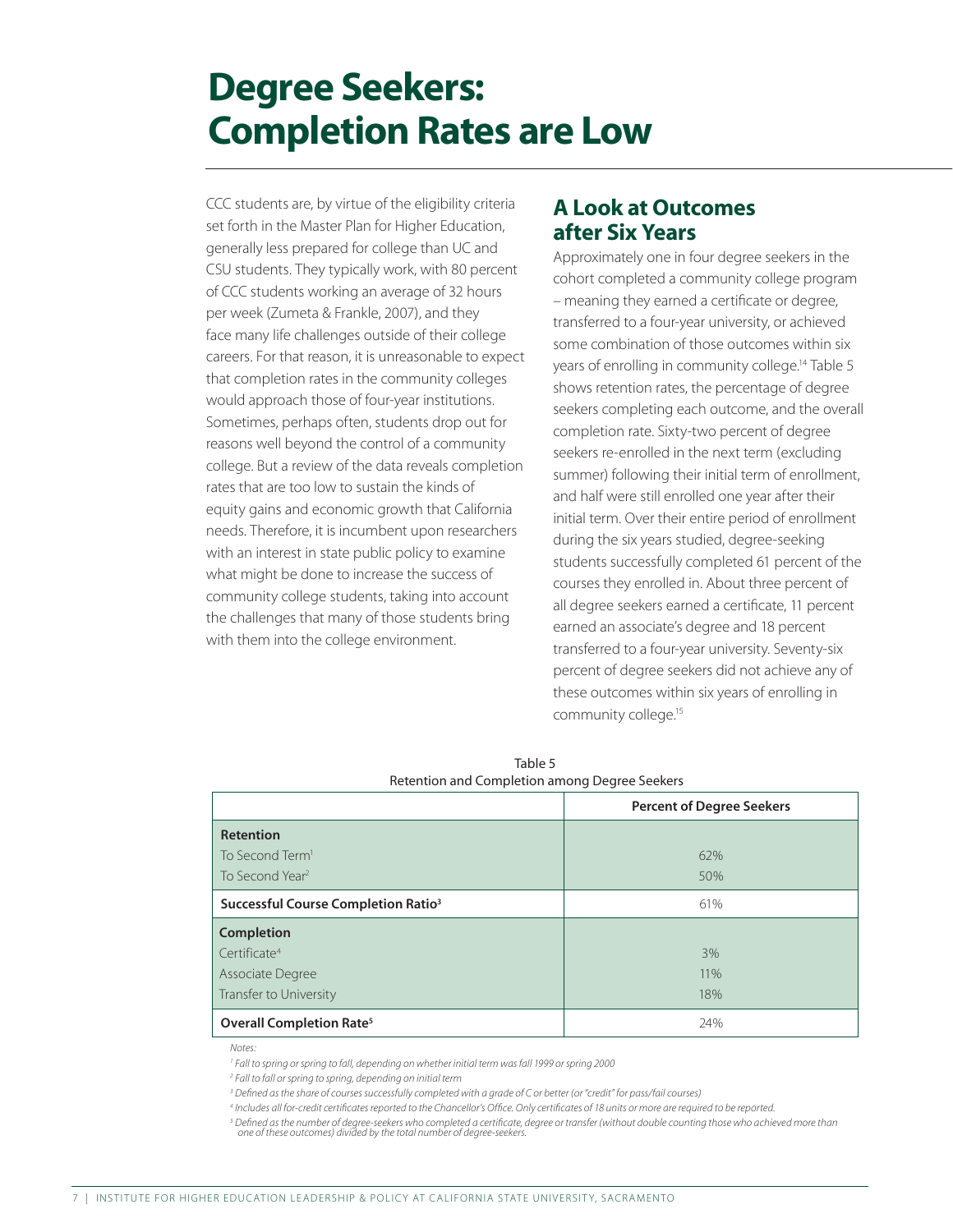# Degree Seekers: Completion Rates are Low

CCC students are, by virtue of the eligibility criteria set forth in the Master Plan for Higher Education, generally less prepared for college than UC and CSU students. They typically work, with 80 percent of CCC students working an average of 32 hours per week (Zumeta & Frankle, 2007), and they face many life challenges outside of their college careers. For that reason, it is unreasonable to expect that completion rates in the community colleges would approach those of four-year institutions. Sometimes, perhaps often, students drop out for reasons well beyond the control of a community college. But a review of the data reveals completion rates that are too low to sustain the kinds of equity gains and economic growth that California needs. Therefore, it is incumbent upon researchers with an interest in state public policy to examine what might be done to increase the success of community college students, taking into account the challenges that many of those students bring with them into the college environment.

## A Look at Outcomes after Six Years

Approximately one in four degree seekers in the cohort completed a community college program – meaning they earned a certificate or degree, transferred to a four-year university, or achieved some combination of those outcomes within six years of enrolling in community college.[14] Table 5 shows retention rates, the percentage of degree seekers completing each outcome, and the overall completion rate. Sixty-two percent of degree seekers re-enrolled in the next term (excluding summer) following their initial term of enrollment, and half were still enrolled one year after their initial term. Over their entire period of enrollment during the six years studied, degree-seeking students successfully completed 61 percent of the courses they enrolled in. About three percent of all degree seekers earned a certificate, 11 percent earned an associate's degree and 18 percent transferred to a four-year university. Seventy-six percent of degree seekers did not achieve any of these outcomes within six years of enrolling in community college.[15]

Table 5
Retention and Completion among Degree Seekers

| | Percent of Degree Seekers |
|---|---|
| **Retention** | |
| To Second Term[1] | 62% |
| To Second Year[2] | 50% |
| **Successful Course Completion Ratio[3]** | 61% |
| **Completion** | |
| Certificate[4] | 3% |
| Associate Degree | 11% |
| Transfer to University | 18% |
| **Overall Completion Rate[5]** | 24% |

*Notes:*

*[1] Fall to spring or spring to fall, depending on whether initial term was fall 1999 or spring 2000*

*[2] Fall to fall or spring to spring, depending on initial term*

*[3] Defined as the share of courses successfully completed with a grade of C or better (or "credit" for pass/fail courses)*

*[4] Includes all for-credit certificates reported to the Chancellor's Office. Only certificates of 18 units or more are required to be reported.*

*[5] Defined as the number of degree-seekers who completed a certificate, degree or transfer (without double counting those who achieved more than one of these outcomes) divided by the total number of degree-seekers.*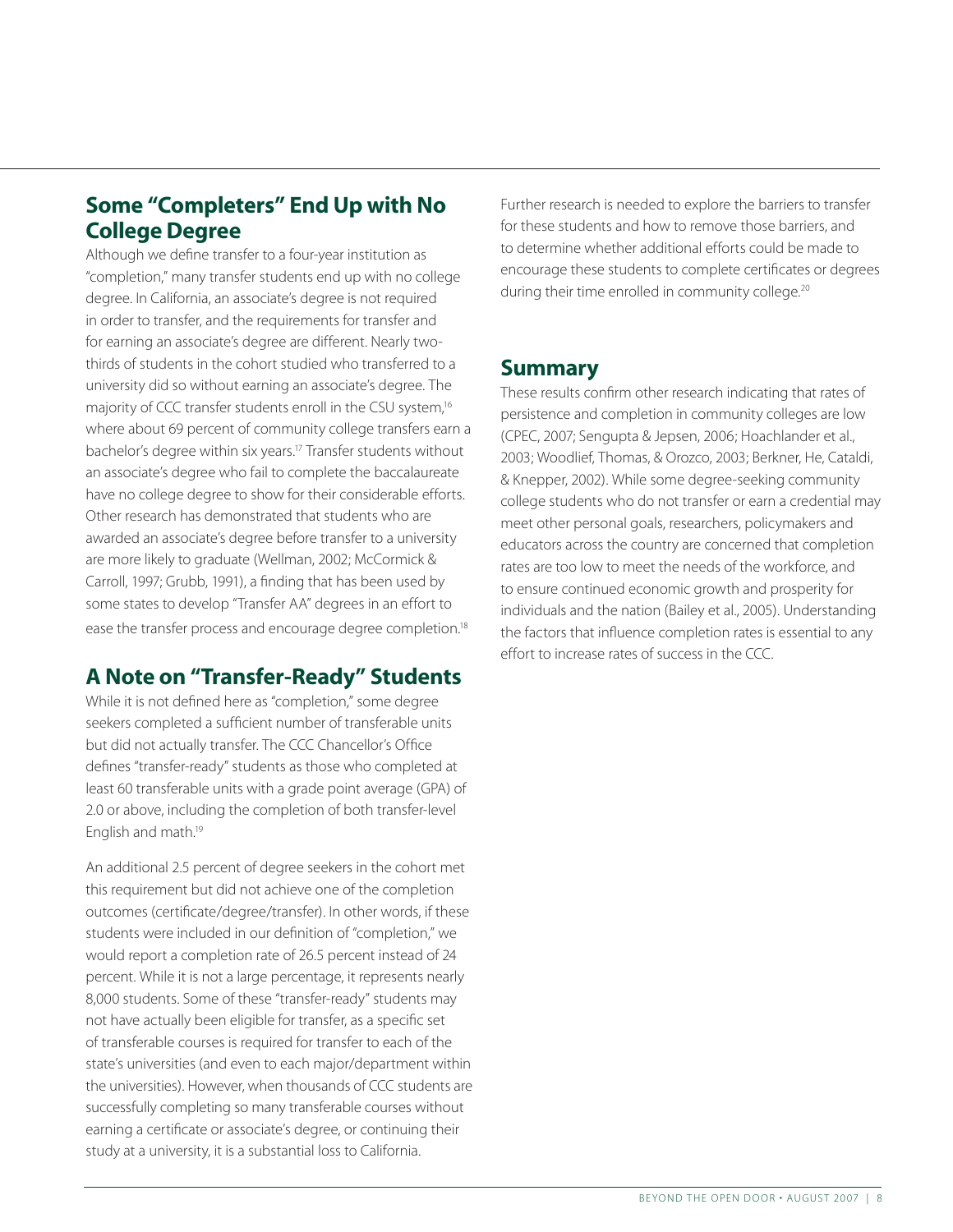## Some "Completers" End Up with No College Degree

Although we define transfer to a four-year institution as "completion," many transfer students end up with no college degree. In California, an associate's degree is not required in order to transfer, and the requirements for transfer and for earning an associate's degree are different. Nearly two-thirds of students in the cohort studied who transferred to a university did so without earning an associate's degree. The majority of CCC transfer students enroll in the CSU system,[16] where about 69 percent of community college transfers earn a bachelor's degree within six years.[17] Transfer students without an associate's degree who fail to complete the baccalaureate have no college degree to show for their considerable efforts. Other research has demonstrated that students who are awarded an associate's degree before transfer to a university are more likely to graduate (Wellman, 2002; McCormick & Carroll, 1997; Grubb, 1991), a finding that has been used by some states to develop "Transfer AA" degrees in an effort to ease the transfer process and encourage degree completion.[18]

## A Note on "Transfer-Ready" Students

While it is not defined here as "completion," some degree seekers completed a sufficient number of transferable units but did not actually transfer. The CCC Chancellor's Office defines "transfer-ready" students as those who completed at least 60 transferable units with a grade point average (GPA) of 2.0 or above, including the completion of both transfer-level English and math.[19]

An additional 2.5 percent of degree seekers in the cohort met this requirement but did not achieve one of the completion outcomes (certificate/degree/transfer). In other words, if these students were included in our definition of "completion," we would report a completion rate of 26.5 percent instead of 24 percent. While it is not a large percentage, it represents nearly 8,000 students. Some of these "transfer-ready" students may not have actually been eligible for transfer, as a specific set of transferable courses is required for transfer to each of the state's universities (and even to each major/department within the universities). However, when thousands of CCC students are successfully completing so many transferable courses without earning a certificate or associate's degree, or continuing their study at a university, it is a substantial loss to California.

Further research is needed to explore the barriers to transfer for these students and how to remove those barriers, and to determine whether additional efforts could be made to encourage these students to complete certificates or degrees during their time enrolled in community college.[20]

## Summary

These results confirm other research indicating that rates of persistence and completion in community colleges are low (CPEC, 2007; Sengupta & Jepsen, 2006; Hoachlander et al., 2003; Woodlief, Thomas, & Orozco, 2003; Berkner, He, Cataldi, & Knepper, 2002). While some degree-seeking community college students who do not transfer or earn a credential may meet other personal goals, researchers, policymakers and educators across the country are concerned that completion rates are too low to meet the needs of the workforce, and to ensure continued economic growth and prosperity for individuals and the nation (Bailey et al., 2005). Understanding the factors that influence completion rates is essential to any effort to increase rates of success in the CCC.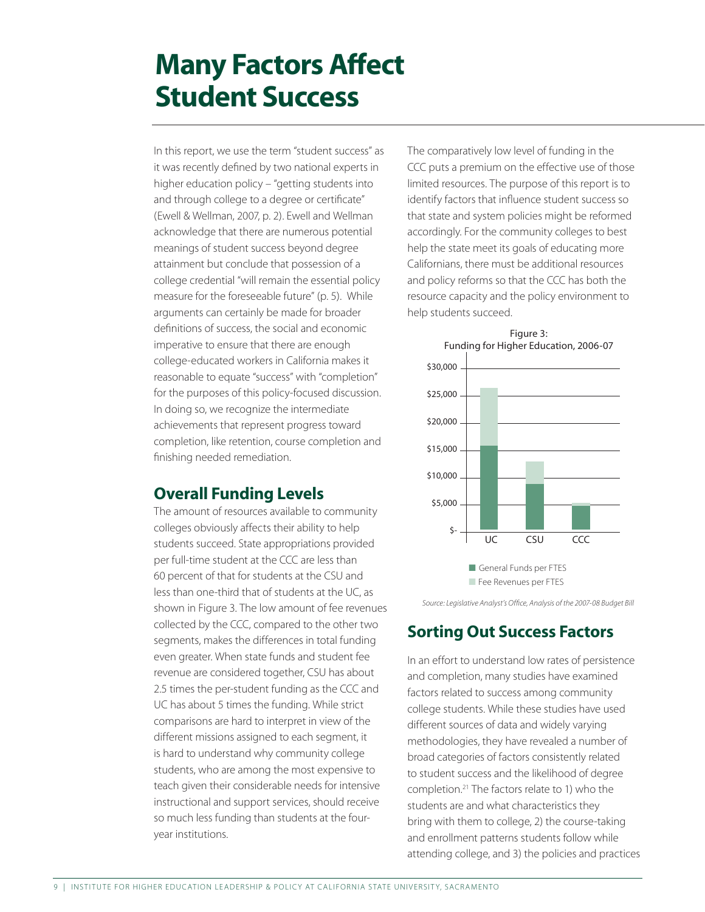# Many Factors Affect Student Success

In this report, we use the term "student success" as it was recently defined by two national experts in higher education policy – "getting students into and through college to a degree or certificate" (Ewell & Wellman, 2007, p. 2). Ewell and Wellman acknowledge that there are numerous potential meanings of student success beyond degree attainment but conclude that possession of a college credential "will remain the essential policy measure for the foreseeable future" (p. 5). While arguments can certainly be made for broader definitions of success, the social and economic imperative to ensure that there are enough college-educated workers in California makes it reasonable to equate "success" with "completion" for the purposes of this policy-focused discussion. In doing so, we recognize the intermediate achievements that represent progress toward completion, like retention, course completion and finishing needed remediation.

## Overall Funding Levels

The amount of resources available to community colleges obviously affects their ability to help students succeed. State appropriations provided per full-time student at the CCC are less than 60 percent of that for students at the CSU and less than one-third that of students at the UC, as shown in Figure 3. The low amount of fee revenues collected by the CCC, compared to the other two segments, makes the differences in total funding even greater. When state funds and student fee revenue are considered together, CSU has about 2.5 times the per-student funding as the CCC and UC has about 5 times the funding. While strict comparisons are hard to interpret in view of the different missions assigned to each segment, it is hard to understand why community college students, who are among the most expensive to teach given their considerable needs for intensive instructional and support services, should receive so much less funding than students at the four-year institutions.

The comparatively low level of funding in the CCC puts a premium on the effective use of those limited resources. The purpose of this report is to identify factors that influence student success so that state and system policies might be reformed accordingly. For the community colleges to best help the state meet its goals of educating more Californians, there must be additional resources and policy reforms so that the CCC has both the resource capacity and the policy environment to help students succeed.

Figure 3:
Funding for Higher Education, 2006-07

| | General Funds per FTES | Fee Revenues per FTES |
|---|---|---|
| UC | ~$15,800 | ~$10,600 |
| CSU | ~$8,700 | ~$4,200 |
| CCC | ~$4,800 | ~$500 |

*Source: Legislative Analyst's Office, Analysis of the 2007-08 Budget Bill*

## Sorting Out Success Factors

In an effort to understand low rates of persistence and completion, many studies have examined factors related to success among community college students. While these studies have used different sources of data and widely varying methodologies, they have revealed a number of broad categories of factors consistently related to student success and the likelihood of degree completion.[21] The factors relate to 1) who the students are and what characteristics they bring with them to college, 2) the course-taking and enrollment patterns students follow while attending college, and 3) the policies and practices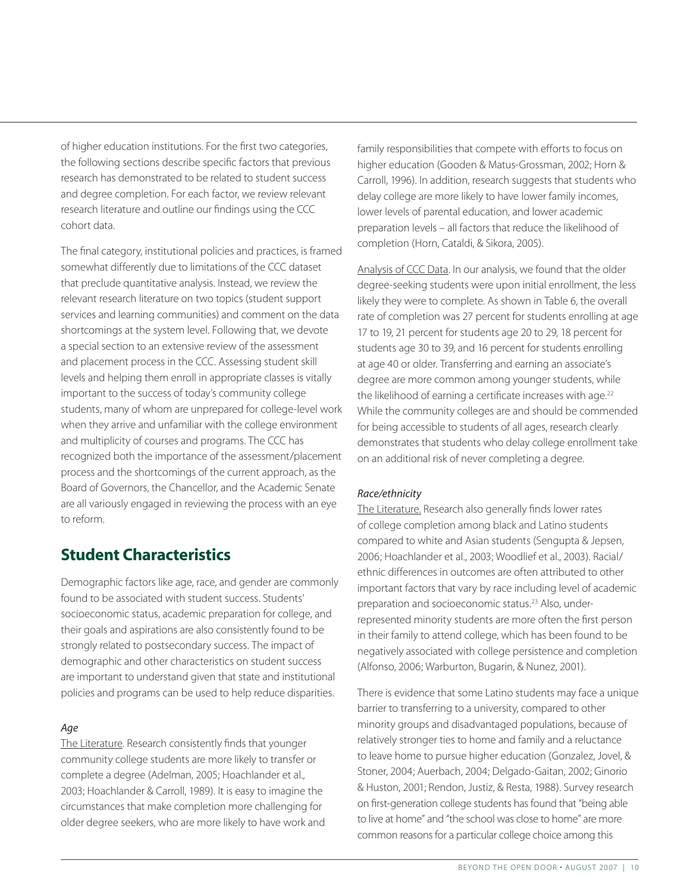of higher education institutions. For the first two categories, the following sections describe specific factors that previous research has demonstrated to be related to student success and degree completion. For each factor, we review relevant research literature and outline our findings using the CCC cohort data.

The final category, institutional policies and practices, is framed somewhat differently due to limitations of the CCC dataset that preclude quantitative analysis. Instead, we review the relevant research literature on two topics (student support services and learning communities) and comment on the data shortcomings at the system level. Following that, we devote a special section to an extensive review of the assessment and placement process in the CCC. Assessing student skill levels and helping them enroll in appropriate classes is vitally important to the success of today's community college students, many of whom are unprepared for college-level work when they arrive and unfamiliar with the college environment and multiplicity of courses and programs. The CCC has recognized both the importance of the assessment/placement process and the shortcomings of the current approach, as the Board of Governors, the Chancellor, and the Academic Senate are all variously engaged in reviewing the process with an eye to reform.

## Student Characteristics

Demographic factors like age, race, and gender are commonly found to be associated with student success. Students' socioeconomic status, academic preparation for college, and their goals and aspirations are also consistently found to be strongly related to postsecondary success. The impact of demographic and other characteristics on student success are important to understand given that state and institutional policies and programs can be used to help reduce disparities.

### *Age*

The Literature. Research consistently finds that younger community college students are more likely to transfer or complete a degree (Adelman, 2005; Hoachlander et al., 2003; Hoachlander & Carroll, 1989). It is easy to imagine the circumstances that make completion more challenging for older degree seekers, who are more likely to have work and family responsibilities that compete with efforts to focus on higher education (Gooden & Matus-Grossman, 2002; Horn & Carroll, 1996). In addition, research suggests that students who delay college are more likely to have lower family incomes, lower levels of parental education, and lower academic preparation levels – all factors that reduce the likelihood of completion (Horn, Cataldi, & Sikora, 2005).

Analysis of CCC Data. In our analysis, we found that the older degree-seeking students were upon initial enrollment, the less likely they were to complete. As shown in Table 6, the overall rate of completion was 27 percent for students enrolling at age 17 to 19, 21 percent for students age 20 to 29, 18 percent for students age 30 to 39, and 16 percent for students enrolling at age 40 or older. Transferring and earning an associate's degree are more common among younger students, while the likelihood of earning a certificate increases with age.[22] While the community colleges are and should be commended for being accessible to students of all ages, research clearly demonstrates that students who delay college enrollment take on an additional risk of never completing a degree.

### *Race/ethnicity*

The Literature. Research also generally finds lower rates of college completion among black and Latino students compared to white and Asian students (Sengupta & Jepsen, 2006; Hoachlander et al., 2003; Woodlief et al., 2003). Racial/ethnic differences in outcomes are often attributed to other important factors that vary by race including level of academic preparation and socioeconomic status.[23] Also, under-represented minority students are more often the first person in their family to attend college, which has been found to be negatively associated with college persistence and completion (Alfonso, 2006; Warburton, Bugarin, & Nunez, 2001).

There is evidence that some Latino students may face a unique barrier to transferring to a university, compared to other minority groups and disadvantaged populations, because of relatively stronger ties to home and family and a reluctance to leave home to pursue higher education (Gonzalez, Jovel, & Stoner, 2004; Auerbach, 2004; Delgado-Gaitan, 2002; Ginorio & Huston, 2001; Rendon, Justiz, & Resta, 1988). Survey research on first-generation college students has found that "being able to live at home" and "the school was close to home" are more common reasons for a particular college choice among this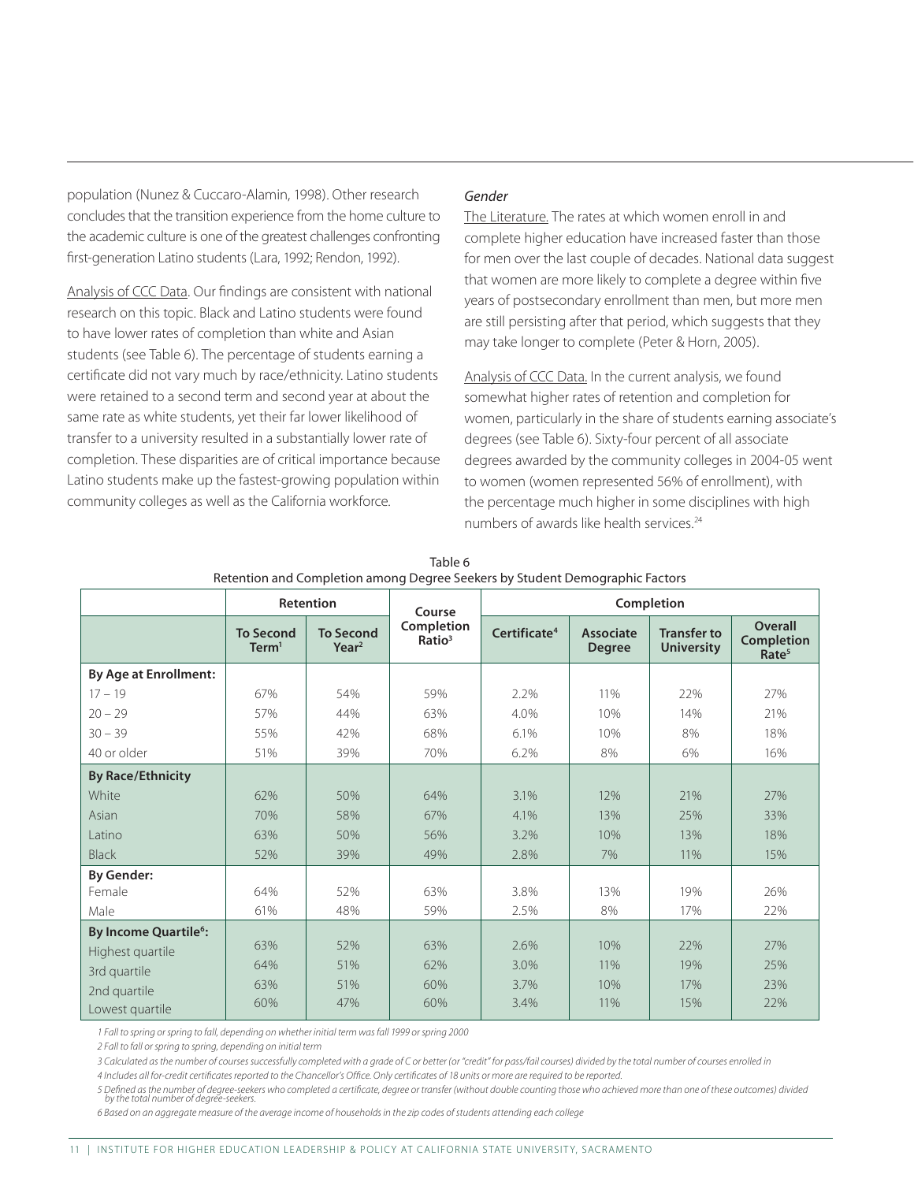population (Nunez & Cuccaro-Alamin, 1998). Other research concludes that the transition experience from the home culture to the academic culture is one of the greatest challenges confronting first-generation Latino students (Lara, 1992; Rendon, 1992).

Analysis of CCC Data. Our findings are consistent with national research on this topic. Black and Latino students were found to have lower rates of completion than white and Asian students (see Table 6). The percentage of students earning a certificate did not vary much by race/ethnicity. Latino students were retained to a second term and second year at about the same rate as white students, yet their far lower likelihood of transfer to a university resulted in a substantially lower rate of completion. These disparities are of critical importance because Latino students make up the fastest-growing population within community colleges as well as the California workforce.

*Gender*

The Literature. The rates at which women enroll in and complete higher education have increased faster than those for men over the last couple of decades. National data suggest that women are more likely to complete a degree within five years of postsecondary enrollment than men, but more men are still persisting after that period, which suggests that they may take longer to complete (Peter & Horn, 2005).

Analysis of CCC Data. In the current analysis, we found somewhat higher rates of retention and completion for women, particularly in the share of students earning associate's degrees (see Table 6). Sixty-four percent of all associate degrees awarded by the community colleges in 2004-05 went to women (women represented 56% of enrollment), with the percentage much higher in some disciplines with high numbers of awards like health services.[24]

Table 6
Retention and Completion among Degree Seekers by Student Demographic Factors

| | Retention | | Course Completion Ratio[3] | Completion | | | |
|---|---|---|---|---|---|---|---|
| | To Second Term[1] | To Second Year[2] | | Certificate[4] | Associate Degree | Transfer to University | Overall Completion Rate[5] |
| **By Age at Enrollment:** | | | | | | | |
| 17 – 19 | 67% | 54% | 59% | 2.2% | 11% | 22% | 27% |
| 20 – 29 | 57% | 44% | 63% | 4.0% | 10% | 14% | 21% |
| 30 – 39 | 55% | 42% | 68% | 6.1% | 10% | 8% | 18% |
| 40 or older | 51% | 39% | 70% | 6.2% | 8% | 6% | 16% |
| **By Race/Ethnicity** | | | | | | | |
| White | 62% | 50% | 64% | 3.1% | 12% | 21% | 27% |
| Asian | 70% | 58% | 67% | 4.1% | 13% | 25% | 33% |
| Latino | 63% | 50% | 56% | 3.2% | 10% | 13% | 18% |
| Black | 52% | 39% | 49% | 2.8% | 7% | 11% | 15% |
| **By Gender:** | | | | | | | |
| Female | 64% | 52% | 63% | 3.8% | 13% | 19% | 26% |
| Male | 61% | 48% | 59% | 2.5% | 8% | 17% | 22% |
| **By Income Quartile[6]:** | | | | | | | |
| Highest quartile | 63% | 52% | 63% | 2.6% | 10% | 22% | 27% |
| 3rd quartile | 64% | 51% | 62% | 3.0% | 11% | 19% | 25% |
| 2nd quartile | 63% | 51% | 60% | 3.7% | 10% | 17% | 23% |
| Lowest quartile | 60% | 47% | 60% | 3.4% | 11% | 15% | 22% |

*1 Fall to spring or spring to fall, depending on whether initial term was fall 1999 or spring 2000*

*2 Fall to fall or spring to spring, depending on initial term*

*3 Calculated as the number of courses successfully completed with a grade of C or better (or "credit" for pass/fail courses) divided by the total number of courses enrolled in*

*4 Includes all for-credit certificates reported to the Chancellor's Office. Only certificates of 18 units or more are required to be reported.*

*5 Defined as the number of degree-seekers who completed a certificate, degree or transfer (without double counting those who achieved more than one of these outcomes) divided by the total number of degree-seekers.*

*6 Based on an aggregate measure of the average income of households in the zip codes of students attending each college*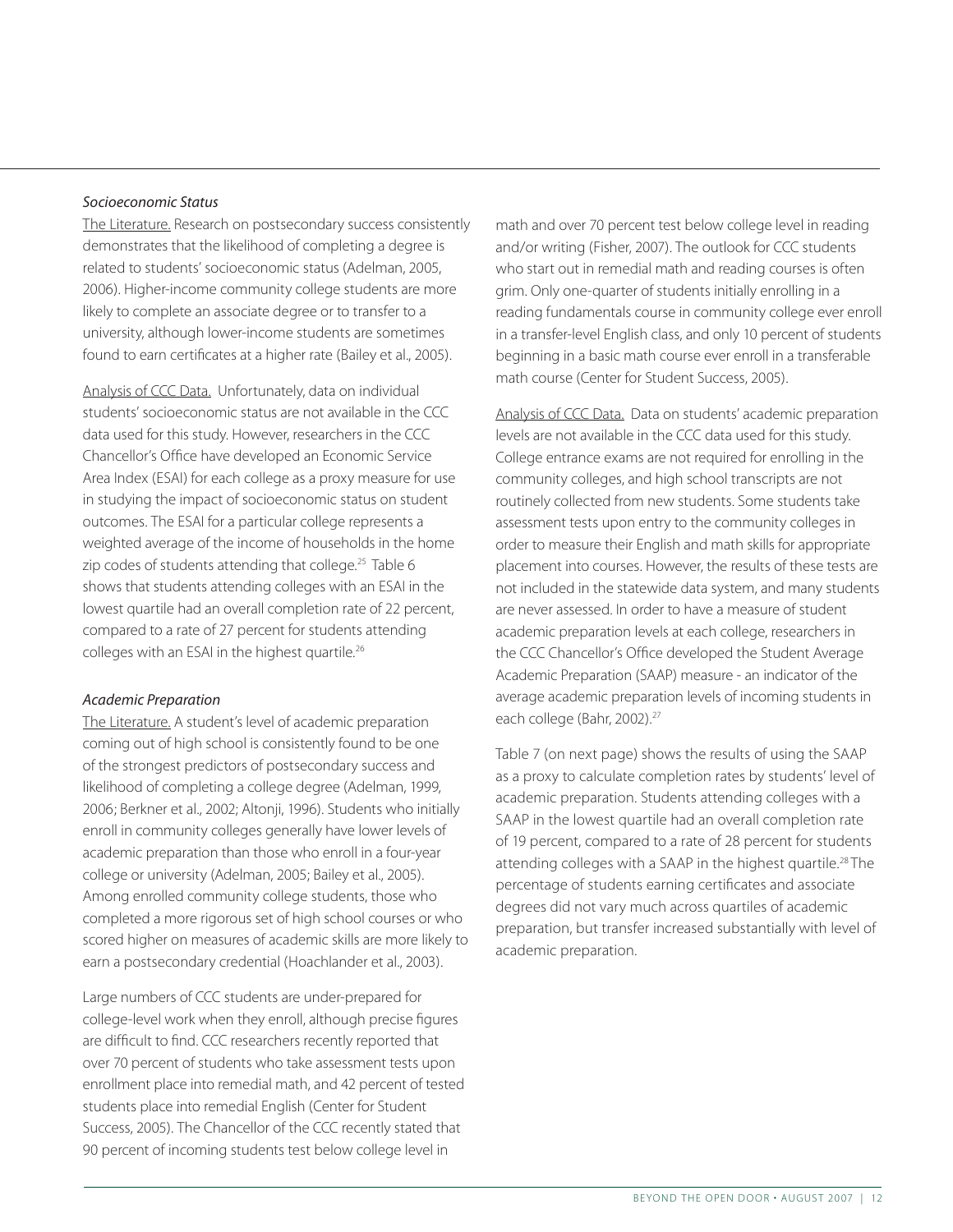*Socioeconomic Status*

The Literature. Research on postsecondary success consistently demonstrates that the likelihood of completing a degree is related to students' socioeconomic status (Adelman, 2005, 2006). Higher-income community college students are more likely to complete an associate degree or to transfer to a university, although lower-income students are sometimes found to earn certificates at a higher rate (Bailey et al., 2005).

Analysis of CCC Data. Unfortunately, data on individual students' socioeconomic status are not available in the CCC data used for this study. However, researchers in the CCC Chancellor's Office have developed an Economic Service Area Index (ESAI) for each college as a proxy measure for use in studying the impact of socioeconomic status on student outcomes. The ESAI for a particular college represents a weighted average of the income of households in the home zip codes of students attending that college.[25] Table 6 shows that students attending colleges with an ESAI in the lowest quartile had an overall completion rate of 22 percent, compared to a rate of 27 percent for students attending colleges with an ESAI in the highest quartile.[26]

*Academic Preparation*

The Literature. A student's level of academic preparation coming out of high school is consistently found to be one of the strongest predictors of postsecondary success and likelihood of completing a college degree (Adelman, 1999, 2006; Berkner et al., 2002; Altonji, 1996). Students who initially enroll in community colleges generally have lower levels of academic preparation than those who enroll in a four-year college or university (Adelman, 2005; Bailey et al., 2005). Among enrolled community college students, those who completed a more rigorous set of high school courses or who scored higher on measures of academic skills are more likely to earn a postsecondary credential (Hoachlander et al., 2003).

Large numbers of CCC students are under-prepared for college-level work when they enroll, although precise figures are difficult to find. CCC researchers recently reported that over 70 percent of students who take assessment tests upon enrollment place into remedial math, and 42 percent of tested students place into remedial English (Center for Student Success, 2005). The Chancellor of the CCC recently stated that 90 percent of incoming students test below college level in math and over 70 percent test below college level in reading and/or writing (Fisher, 2007). The outlook for CCC students who start out in remedial math and reading courses is often grim. Only one-quarter of students initially enrolling in a reading fundamentals course in community college ever enroll in a transfer-level English class, and only 10 percent of students beginning in a basic math course ever enroll in a transferable math course (Center for Student Success, 2005).

Analysis of CCC Data. Data on students' academic preparation levels are not available in the CCC data used for this study. College entrance exams are not required for enrolling in the community colleges, and high school transcripts are not routinely collected from new students. Some students take assessment tests upon entry to the community colleges in order to measure their English and math skills for appropriate placement into courses. However, the results of these tests are not included in the statewide data system, and many students are never assessed. In order to have a measure of student academic preparation levels at each college, researchers in the CCC Chancellor's Office developed the Student Average Academic Preparation (SAAP) measure - an indicator of the average academic preparation levels of incoming students in each college (Bahr, 2002).[27]

Table 7 (on next page) shows the results of using the SAAP as a proxy to calculate completion rates by students' level of academic preparation. Students attending colleges with a SAAP in the lowest quartile had an overall completion rate of 19 percent, compared to a rate of 28 percent for students attending colleges with a SAAP in the highest quartile.[28] The percentage of students earning certificates and associate degrees did not vary much across quartiles of academic preparation, but transfer increased substantially with level of academic preparation.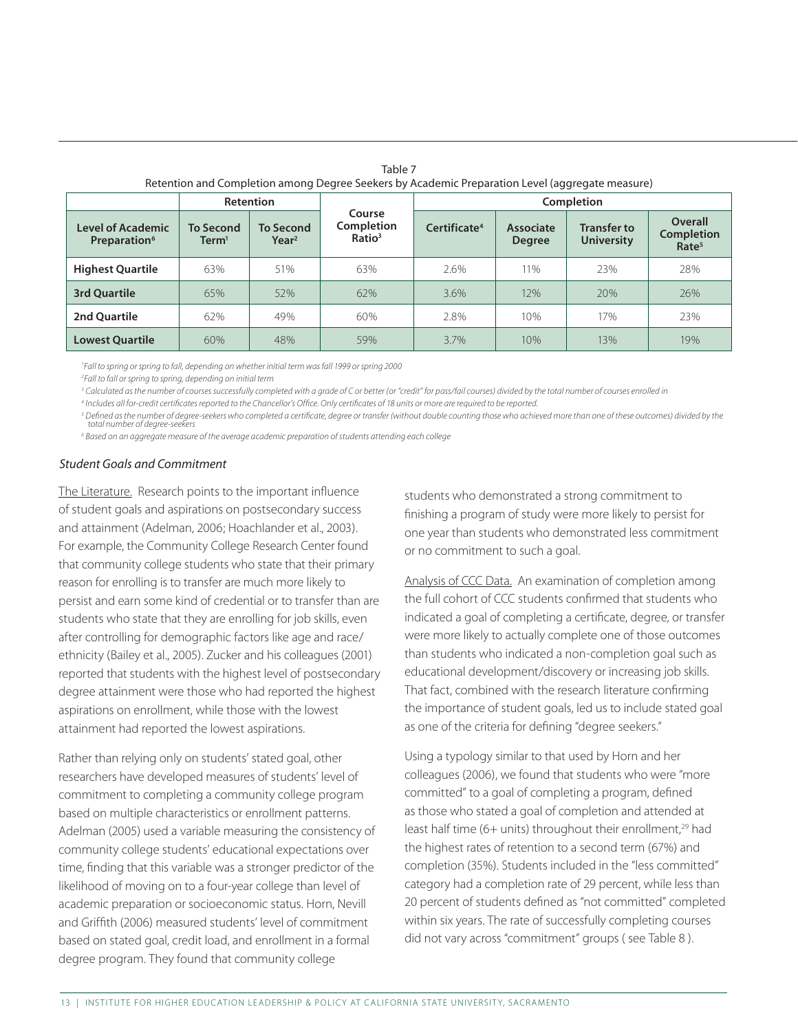Table 7
Retention and Completion among Degree Seekers by Academic Preparation Level (aggregate measure)

| | Retention | | | Completion | | | |
|---|---|---|---|---|---|---|---|
| Level of Academic Preparation[6] | To Second Term[1] | To Second Year[2] | Course Completion Ratio[3] | Certificate[4] | Associate Degree | Transfer to University | Overall Completion Rate[5] |
| **Highest Quartile** | 63% | 51% | 63% | 2.6% | 11% | 23% | 28% |
| **3rd Quartile** | 65% | 52% | 62% | 3.6% | 12% | 20% | 26% |
| **2nd Quartile** | 62% | 49% | 60% | 2.8% | 10% | 17% | 23% |
| **Lowest Quartile** | 60% | 48% | 59% | 3.7% | 10% | 13% | 19% |

[1] *Fall to spring or spring to fall, depending on whether initial term was fall 1999 or spring 2000*

[2] *Fall to fall or spring to spring, depending on initial term*

[3] *Calculated as the number of courses successfully completed with a grade of C or better (or "credit" for pass/fail courses) divided by the total number of courses enrolled in*

[4] *Includes all for-credit certificates reported to the Chancellor's Office. Only certificates of 18 units or more are required to be reported.*

[5] *Defined as the number of degree-seekers who completed a certificate, degree or transfer (without double counting those who achieved more than one of these outcomes) divided by the total number of degree-seekers*

[6] *Based on an aggregate measure of the average academic preparation of students attending each college*

### *Student Goals and Commitment*

The Literature. Research points to the important influence of student goals and aspirations on postsecondary success and attainment (Adelman, 2006; Hoachlander et al., 2003). For example, the Community College Research Center found that community college students who state that their primary reason for enrolling is to transfer are much more likely to persist and earn some kind of credential or to transfer than are students who state that they are enrolling for job skills, even after controlling for demographic factors like age and race/ethnicity (Bailey et al., 2005). Zucker and his colleagues (2001) reported that students with the highest level of postsecondary degree attainment were those who had reported the highest aspirations on enrollment, while those with the lowest attainment had reported the lowest aspirations.

Rather than relying only on students' stated goal, other researchers have developed measures of students' level of commitment to completing a community college program based on multiple characteristics or enrollment patterns. Adelman (2005) used a variable measuring the consistency of community college students' educational expectations over time, finding that this variable was a stronger predictor of the likelihood of moving on to a four-year college than level of academic preparation or socioeconomic status. Horn, Nevill and Griffith (2006) measured students' level of commitment based on stated goal, credit load, and enrollment in a formal degree program. They found that community college students who demonstrated a strong commitment to finishing a program of study were more likely to persist for one year than students who demonstrated less commitment or no commitment to such a goal.

Analysis of CCC Data. An examination of completion among the full cohort of CCC students confirmed that students who indicated a goal of completing a certificate, degree, or transfer were more likely to actually complete one of those outcomes than students who indicated a non-completion goal such as educational development/discovery or increasing job skills. That fact, combined with the research literature confirming the importance of student goals, led us to include stated goal as one of the criteria for defining "degree seekers."

Using a typology similar to that used by Horn and her colleagues (2006), we found that students who were "more committed" to a goal of completing a program, defined as those who stated a goal of completion and attended at least half time (6+ units) throughout their enrollment,[29] had the highest rates of retention to a second term (67%) and completion (35%). Students included in the "less committed" category had a completion rate of 29 percent, while less than 20 percent of students defined as "not committed" completed within six years. The rate of successfully completing courses did not vary across "commitment" groups ( see Table 8 ).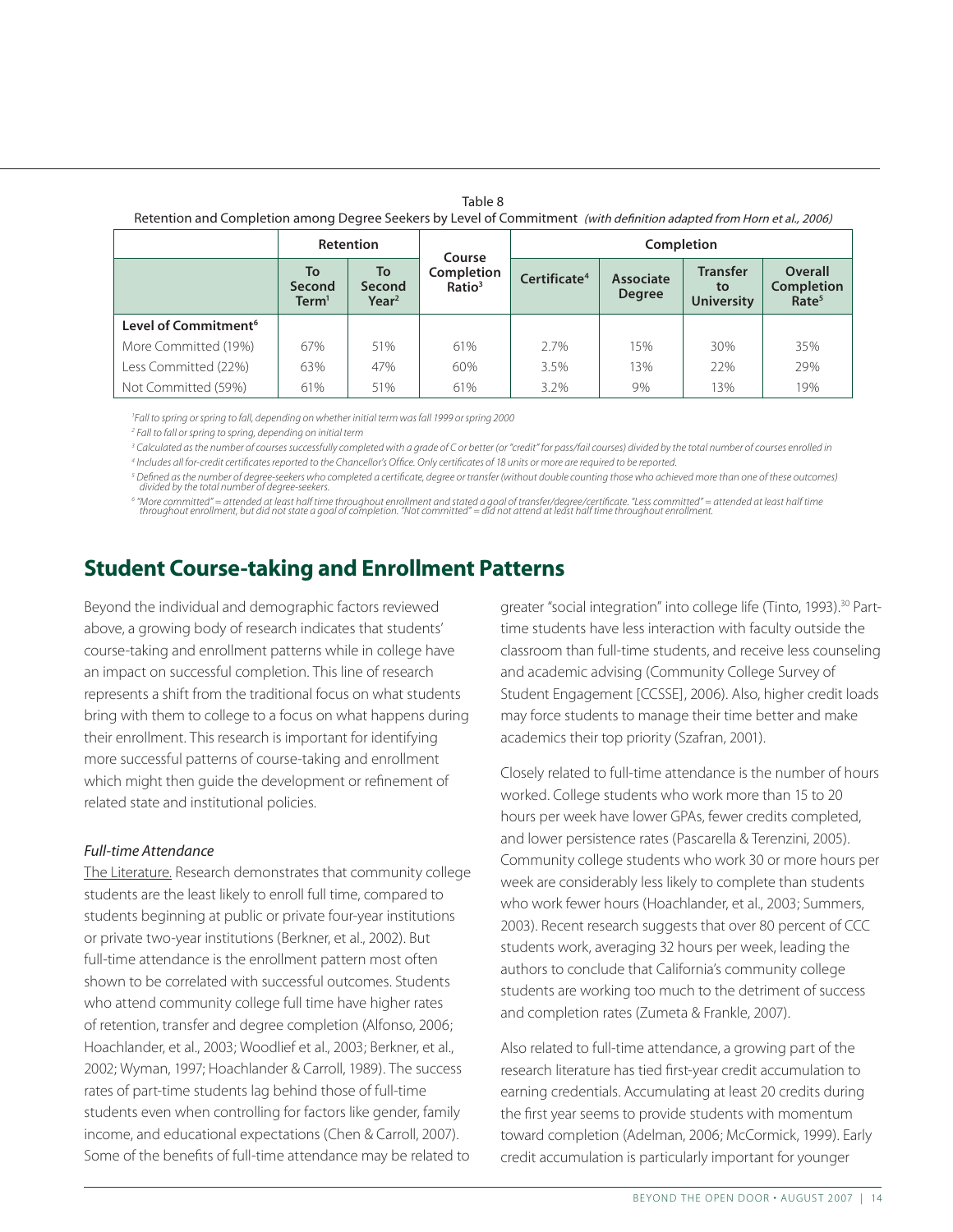Table 8

Retention and Completion among Degree Seekers by Level of Commitment *(with definition adapted from Horn et al., 2006)*

| | Retention | | Course Completion Ratio[3] | Completion | | | |
|---|---|---|---|---|---|---|---|
| | To Second Term[1] | To Second Year[2] | | Certificate[4] | Associate Degree | Transfer to University | Overall Completion Rate[5] |
| **Level of Commitment[6]** | | | | | | | |
| More Committed (19%) | 67% | 51% | 61% | 2.7% | 15% | 30% | 35% |
| Less Committed (22%) | 63% | 47% | 60% | 3.5% | 13% | 22% | 29% |
| Not Committed (59%) | 61% | 51% | 61% | 3.2% | 9% | 13% | 19% |

*[1] Fall to spring or spring to fall, depending on whether initial term was fall 1999 or spring 2000*

*[2] Fall to fall or spring to spring, depending on initial term*

*[3] Calculated as the number of courses successfully completed with a grade of C or better (or "credit" for pass/fail courses) divided by the total number of courses enrolled in*

*[4] Includes all for-credit certificates reported to the Chancellor's Office. Only certificates of 18 units or more are required to be reported.*

*[5] Defined as the number of degree-seekers who completed a certificate, degree or transfer (without double counting those who achieved more than one of these outcomes) divided by the total number of degree-seekers.*

*[6] "More committed" = attended at least half time throughout enrollment and stated a goal of transfer/degree/certificate. "Less committed" = attended at least half time throughout enrollment, but did not state a goal of completion. "Not committed" = did not attend at least half time throughout enrollment.*

## Student Course-taking and Enrollment Patterns

Beyond the individual and demographic factors reviewed above, a growing body of research indicates that students' course-taking and enrollment patterns while in college have an impact on successful completion. This line of research represents a shift from the traditional focus on what students bring with them to college to a focus on what happens during their enrollment. This research is important for identifying more successful patterns of course-taking and enrollment which might then guide the development or refinement of related state and institutional policies.

### *Full-time Attendance*

The Literature. Research demonstrates that community college students are the least likely to enroll full time, compared to students beginning at public or private four-year institutions or private two-year institutions (Berkner, et al., 2002). But full-time attendance is the enrollment pattern most often shown to be correlated with successful outcomes. Students who attend community college full time have higher rates of retention, transfer and degree completion (Alfonso, 2006; Hoachlander, et al., 2003; Woodlief et al., 2003; Berkner, et al., 2002; Wyman, 1997; Hoachlander & Carroll, 1989). The success rates of part-time students lag behind those of full-time students even when controlling for factors like gender, family income, and educational expectations (Chen & Carroll, 2007). Some of the benefits of full-time attendance may be related to greater "social integration" into college life (Tinto, 1993).[30] Part-time students have less interaction with faculty outside the classroom than full-time students, and receive less counseling and academic advising (Community College Survey of Student Engagement [CCSSE], 2006). Also, higher credit loads may force students to manage their time better and make academics their top priority (Szafran, 2001).

Closely related to full-time attendance is the number of hours worked. College students who work more than 15 to 20 hours per week have lower GPAs, fewer credits completed, and lower persistence rates (Pascarella & Terenzini, 2005). Community college students who work 30 or more hours per week are considerably less likely to complete than students who work fewer hours (Hoachlander, et al., 2003; Summers, 2003). Recent research suggests that over 80 percent of CCC students work, averaging 32 hours per week, leading the authors to conclude that California's community college students are working too much to the detriment of success and completion rates (Zumeta & Frankle, 2007).

Also related to full-time attendance, a growing part of the research literature has tied first-year credit accumulation to earning credentials. Accumulating at least 20 credits during the first year seems to provide students with momentum toward completion (Adelman, 2006; McCormick, 1999). Early credit accumulation is particularly important for younger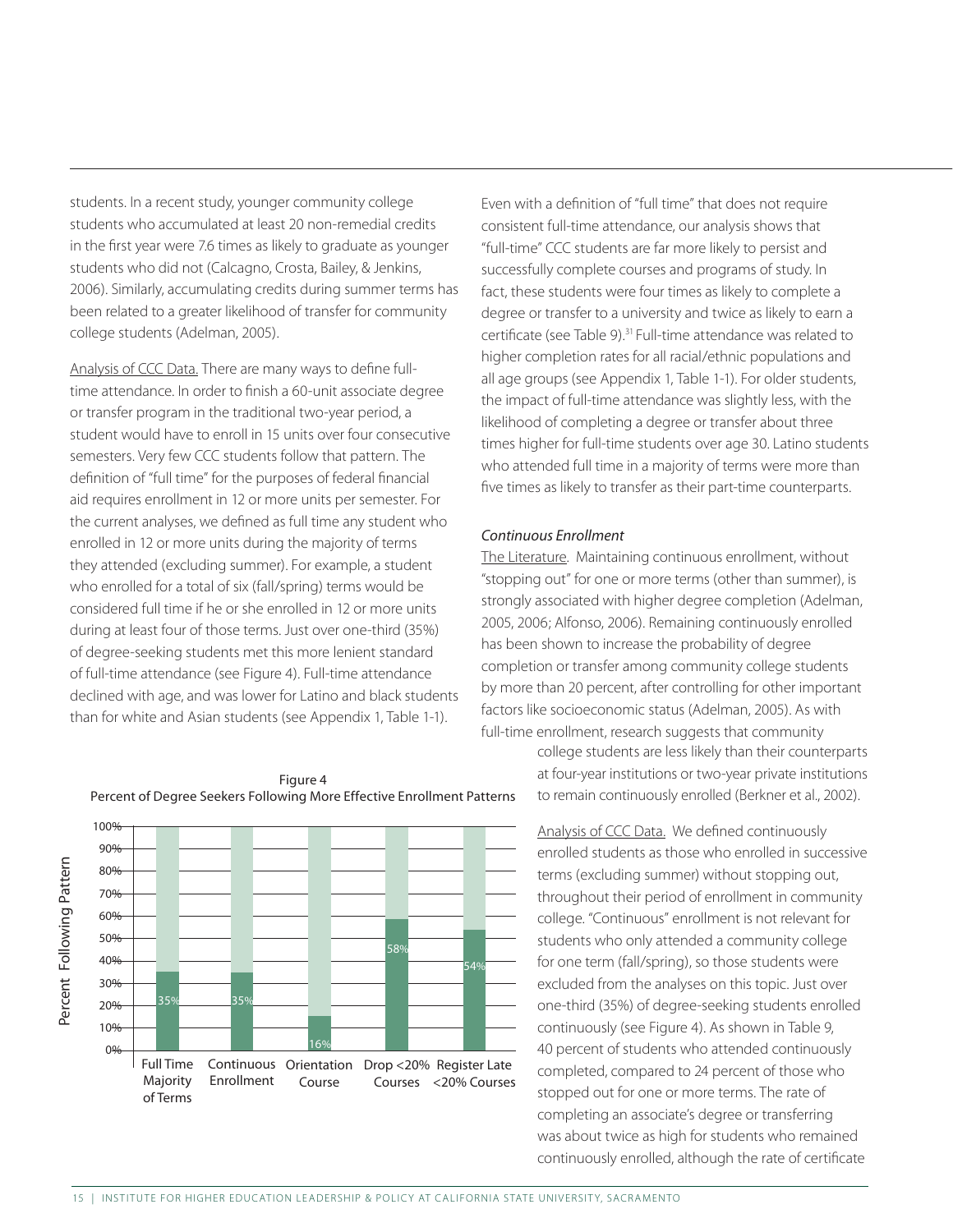students. In a recent study, younger community college students who accumulated at least 20 non-remedial credits in the first year were 7.6 times as likely to graduate as younger students who did not (Calcagno, Crosta, Bailey, & Jenkins, 2006). Similarly, accumulating credits during summer terms has been related to a greater likelihood of transfer for community college students (Adelman, 2005).

Analysis of CCC Data. There are many ways to define full-time attendance. In order to finish a 60-unit associate degree or transfer program in the traditional two-year period, a student would have to enroll in 15 units over four consecutive semesters. Very few CCC students follow that pattern. The definition of "full time" for the purposes of federal financial aid requires enrollment in 12 or more units per semester. For the current analyses, we defined as full time any student who enrolled in 12 or more units during the majority of terms they attended (excluding summer). For example, a student who enrolled for a total of six (fall/spring) terms would be considered full time if he or she enrolled in 12 or more units during at least four of those terms. Just over one-third (35%) of degree-seeking students met this more lenient standard of full-time attendance (see Figure 4). Full-time attendance declined with age, and was lower for Latino and black students than for white and Asian students (see Appendix 1, Table 1-1).

Figure 4
Percent of Degree Seekers Following More Effective Enrollment Patterns

| Pattern | Percent Following Pattern |
|---|---|
| Full Time Majority of Terms | 35% |
| Continuous Enrollment | 35% |
| Orientation Course | 16% |
| Drop <20% Courses | 58% |
| Register Late <20% Courses | 54% |

Even with a definition of "full time" that does not require consistent full-time attendance, our analysis shows that "full-time" CCC students are far more likely to persist and successfully complete courses and programs of study. In fact, these students were four times as likely to complete a degree or transfer to a university and twice as likely to earn a certificate (see Table 9).[31] Full-time attendance was related to higher completion rates for all racial/ethnic populations and all age groups (see Appendix 1, Table 1-1). For older students, the impact of full-time attendance was slightly less, with the likelihood of completing a degree or transfer about three times higher for full-time students over age 30. Latino students who attended full time in a majority of terms were more than five times as likely to transfer as their part-time counterparts.

*Continuous Enrollment*

The Literature. Maintaining continuous enrollment, without "stopping out" for one or more terms (other than summer), is strongly associated with higher degree completion (Adelman, 2005, 2006; Alfonso, 2006). Remaining continuously enrolled has been shown to increase the probability of degree completion or transfer among community college students by more than 20 percent, after controlling for other important factors like socioeconomic status (Adelman, 2005). As with full-time enrollment, research suggests that community college students are less likely than their counterparts at four-year institutions or two-year private institutions to remain continuously enrolled (Berkner et al., 2002).

Analysis of CCC Data. We defined continuously enrolled students as those who enrolled in successive terms (excluding summer) without stopping out, throughout their period of enrollment in community college. "Continuous" enrollment is not relevant for students who only attended a community college for one term (fall/spring), so those students were excluded from the analyses on this topic. Just over one-third (35%) of degree-seeking students enrolled continuously (see Figure 4). As shown in Table 9, 40 percent of students who attended continuously completed, compared to 24 percent of those who stopped out for one or more terms. The rate of completing an associate's degree or transferring was about twice as high for students who remained continuously enrolled, although the rate of certificate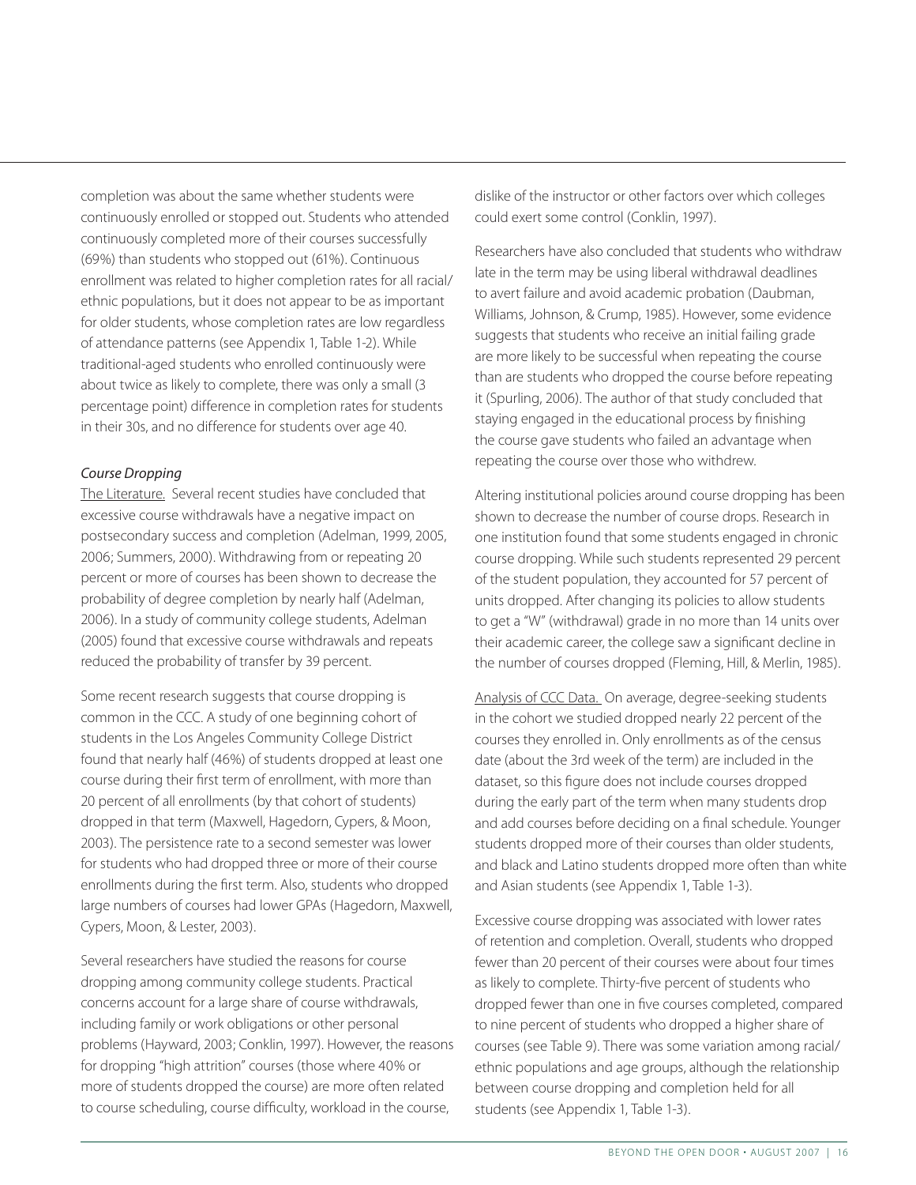completion was about the same whether students were continuously enrolled or stopped out. Students who attended continuously completed more of their courses successfully (69%) than students who stopped out (61%). Continuous enrollment was related to higher completion rates for all racial/ethnic populations, but it does not appear to be as important for older students, whose completion rates are low regardless of attendance patterns (see Appendix 1, Table 1-2). While traditional-aged students who enrolled continuously were about twice as likely to complete, there was only a small (3 percentage point) difference in completion rates for students in their 30s, and no difference for students over age 40.

*Course Dropping*

The Literature. Several recent studies have concluded that excessive course withdrawals have a negative impact on postsecondary success and completion (Adelman, 1999, 2005, 2006; Summers, 2000). Withdrawing from or repeating 20 percent or more of courses has been shown to decrease the probability of degree completion by nearly half (Adelman, 2006). In a study of community college students, Adelman (2005) found that excessive course withdrawals and repeats reduced the probability of transfer by 39 percent.

Some recent research suggests that course dropping is common in the CCC. A study of one beginning cohort of students in the Los Angeles Community College District found that nearly half (46%) of students dropped at least one course during their first term of enrollment, with more than 20 percent of all enrollments (by that cohort of students) dropped in that term (Maxwell, Hagedorn, Cypers, & Moon, 2003). The persistence rate to a second semester was lower for students who had dropped three or more of their course enrollments during the first term. Also, students who dropped large numbers of courses had lower GPAs (Hagedorn, Maxwell, Cypers, Moon, & Lester, 2003).

Several researchers have studied the reasons for course dropping among community college students. Practical concerns account for a large share of course withdrawals, including family or work obligations or other personal problems (Hayward, 2003; Conklin, 1997). However, the reasons for dropping "high attrition" courses (those where 40% or more of students dropped the course) are more often related to course scheduling, course difficulty, workload in the course, dislike of the instructor or other factors over which colleges could exert some control (Conklin, 1997).

Researchers have also concluded that students who withdraw late in the term may be using liberal withdrawal deadlines to avert failure and avoid academic probation (Daubman, Williams, Johnson, & Crump, 1985). However, some evidence suggests that students who receive an initial failing grade are more likely to be successful when repeating the course than are students who dropped the course before repeating it (Spurling, 2006). The author of that study concluded that staying engaged in the educational process by finishing the course gave students who failed an advantage when repeating the course over those who withdrew.

Altering institutional policies around course dropping has been shown to decrease the number of course drops. Research in one institution found that some students engaged in chronic course dropping. While such students represented 29 percent of the student population, they accounted for 57 percent of units dropped. After changing its policies to allow students to get a "W" (withdrawal) grade in no more than 14 units over their academic career, the college saw a significant decline in the number of courses dropped (Fleming, Hill, & Merlin, 1985).

Analysis of CCC Data. On average, degree-seeking students in the cohort we studied dropped nearly 22 percent of the courses they enrolled in. Only enrollments as of the census date (about the 3rd week of the term) are included in the dataset, so this figure does not include courses dropped during the early part of the term when many students drop and add courses before deciding on a final schedule. Younger students dropped more of their courses than older students, and black and Latino students dropped more often than white and Asian students (see Appendix 1, Table 1-3).

Excessive course dropping was associated with lower rates of retention and completion. Overall, students who dropped fewer than 20 percent of their courses were about four times as likely to complete. Thirty-five percent of students who dropped fewer than one in five courses completed, compared to nine percent of students who dropped a higher share of courses (see Table 9). There was some variation among racial/ethnic populations and age groups, although the relationship between course dropping and completion held for all students (see Appendix 1, Table 1-3).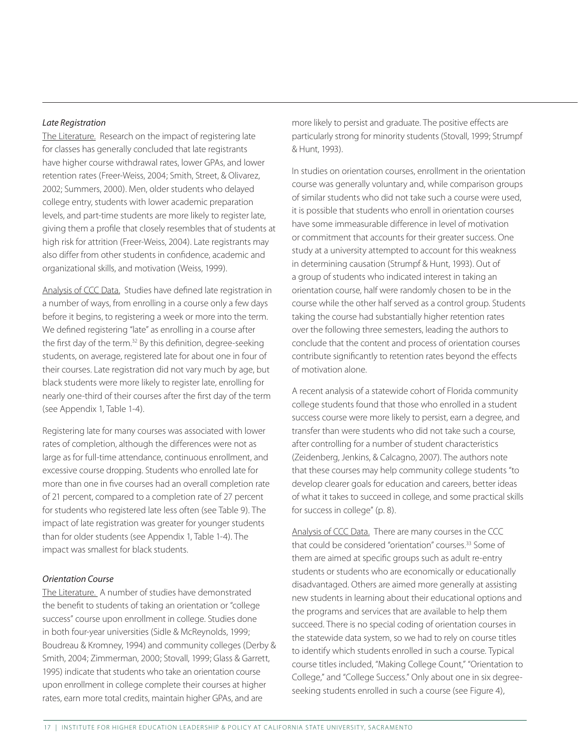### *Late Registration*

The Literature. Research on the impact of registering late for classes has generally concluded that late registrants have higher course withdrawal rates, lower GPAs, and lower retention rates (Freer-Weiss, 2004; Smith, Street, & Olivarez, 2002; Summers, 2000). Men, older students who delayed college entry, students with lower academic preparation levels, and part-time students are more likely to register late, giving them a profile that closely resembles that of students at high risk for attrition (Freer-Weiss, 2004). Late registrants may also differ from other students in confidence, academic and organizational skills, and motivation (Weiss, 1999).

Analysis of CCC Data. Studies have defined late registration in a number of ways, from enrolling in a course only a few days before it begins, to registering a week or more into the term. We defined registering "late" as enrolling in a course after the first day of the term.[32] By this definition, degree-seeking students, on average, registered late for about one in four of their courses. Late registration did not vary much by age, but black students were more likely to register late, enrolling for nearly one-third of their courses after the first day of the term (see Appendix 1, Table 1-4).

Registering late for many courses was associated with lower rates of completion, although the differences were not as large as for full-time attendance, continuous enrollment, and excessive course dropping. Students who enrolled late for more than one in five courses had an overall completion rate of 21 percent, compared to a completion rate of 27 percent for students who registered late less often (see Table 9). The impact of late registration was greater for younger students than for older students (see Appendix 1, Table 1-4). The impact was smallest for black students.

### *Orientation Course*

The Literature. A number of studies have demonstrated the benefit to students of taking an orientation or "college success" course upon enrollment in college. Studies done in both four-year universities (Sidle & McReynolds, 1999; Boudreau & Kromney, 1994) and community colleges (Derby & Smith, 2004; Zimmerman, 2000; Stovall, 1999; Glass & Garrett, 1995) indicate that students who take an orientation course upon enrollment in college complete their courses at higher rates, earn more total credits, maintain higher GPAs, and are more likely to persist and graduate. The positive effects are particularly strong for minority students (Stovall, 1999; Strumpf & Hunt, 1993).

In studies on orientation courses, enrollment in the orientation course was generally voluntary and, while comparison groups of similar students who did not take such a course were used, it is possible that students who enroll in orientation courses have some immeasurable difference in level of motivation or commitment that accounts for their greater success. One study at a university attempted to account for this weakness in determining causation (Strumpf & Hunt, 1993). Out of a group of students who indicated interest in taking an orientation course, half were randomly chosen to be in the course while the other half served as a control group. Students taking the course had substantially higher retention rates over the following three semesters, leading the authors to conclude that the content and process of orientation courses contribute significantly to retention rates beyond the effects of motivation alone.

A recent analysis of a statewide cohort of Florida community college students found that those who enrolled in a student success course were more likely to persist, earn a degree, and transfer than were students who did not take such a course, after controlling for a number of student characteristics (Zeidenberg, Jenkins, & Calcagno, 2007). The authors note that these courses may help community college students "to develop clearer goals for education and careers, better ideas of what it takes to succeed in college, and some practical skills for success in college" (p. 8).

Analysis of CCC Data. There are many courses in the CCC that could be considered "orientation" courses.[33] Some of them are aimed at specific groups such as adult re-entry students or students who are economically or educationally disadvantaged. Others are aimed more generally at assisting new students in learning about their educational options and the programs and services that are available to help them succeed. There is no special coding of orientation courses in the statewide data system, so we had to rely on course titles to identify which students enrolled in such a course. Typical course titles included, "Making College Count," "Orientation to College," and "College Success." Only about one in six degree-seeking students enrolled in such a course (see Figure 4),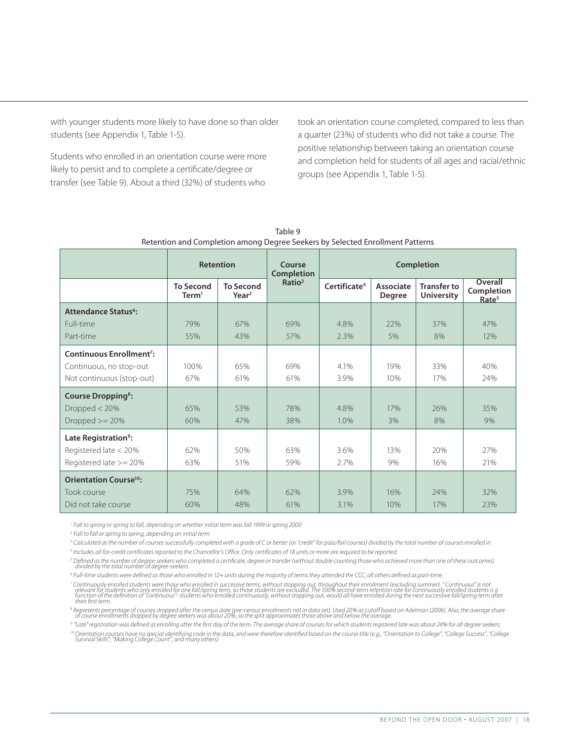with younger students more likely to have done so than older students (see Appendix 1, Table 1-5).

Students who enrolled in an orientation course were more likely to persist and to complete a certificate/degree or transfer (see Table 9). About a third (32%) of students who took an orientation course completed, compared to less than a quarter (23%) of students who did not take a course. The positive relationship between taking an orientation course and completion held for students of all ages and racial/ethnic groups (see Appendix 1, Table 1-5).

Table 9
Retention and Completion among Degree Seekers by Selected Enrollment Patterns

| | Retention | | Course Completion Ratio[3] | Completion | | | |
|---|---|---|---|---|---|---|---|
| | To Second Term[1] | To Second Year[2] | | Certificate[4] | Associate Degree | Transfer to University | Overall Completion Rate[5] |
| **Attendance Status[6]:** | | | | | | | |
| Full-time | 79% | 67% | 69% | 4.8% | 22% | 37% | 47% |
| Part-time | 55% | 43% | 57% | 2.3% | 5% | 8% | 12% |
| **Continuous Enrollment[7]:** | | | | | | | |
| Continuous, no stop-out | 100% | 65% | 69% | 4.1% | 19% | 33% | 40% |
| Not continuous (stop-out) | 67% | 61% | 61% | 3.9% | 10% | 17% | 24% |
| **Course Dropping[8]:** | | | | | | | |
| Dropped < 20% | 65% | 53% | 78% | 4.8% | 17% | 26% | 35% |
| Dropped >= 20% | 60% | 47% | 38% | 1.0% | 3% | 8% | 9% |
| **Late Registration[9]:** | | | | | | | |
| Registered late < 20% | 62% | 50% | 63% | 3.6% | 13% | 20% | 27% |
| Registered late >= 20% | 63% | 51% | 59% | 2.7% | 9% | 16% | 21% |
| **Orientation Course[10]:** | | | | | | | |
| Took course | 75% | 64% | 62% | 3.9% | 16% | 24% | 32% |
| Did not take course | 60% | 48% | 61% | 3.1% | 10% | 17% | 23% |

*[1] Fall to spring or spring to fall, depending on whether initial term was fall 1999 or spring 2000*

*[2] Fall to fall or spring to spring, depending on initial term*

*[3] Calculated as the number of courses successfully completed with a grade of C or better (or "credit" for pass/fail courses) divided by the total number of courses enrolled in*

*[4] Includes all for-credit certificates reported to the Chancellor's Office. Only certificates of 18 units or more are required to be reported.*

*[5] Defined as the number of degree-seekers who completed a certificate, degree or transfer (without double counting those who achieved more than one of these outcomes) divided by the total number of degree-seekers.*

*[6] Full-time students were defined as those who enrolled in 12+ units during the majority of terms they attended the CCC; all others defined as part-time.*

*[7] Continuously enrolled students were those who enrolled in successive terms, without stopping out, throughout their enrollment (excluding summer). "Continuous" is not relevant for students who only enrolled for one fall/spring term, so those students are excluded. The 100% second-term retention rate for continuously enrolled students is a function of the definition of "continuous"- students who enrolled continuously, without stopping out, would all have enrolled during the next successive fall/spring term after their first term.*

*[8] Represents percentage of courses dropped after the census date (pre-census enrollments not in data set). Used 20% as cutoff based on Adelman (2006). Also, the average share of course enrollments dropped by degree seekers was about 20%, so the split approximates those above and below the average.*

*[9] "Late" registration was defined as enrolling after the first day of the term. The average share of courses for which students registered late was about 24% for all degree seekers.*

*[10] Orientation courses have no special identifying code in the data, and were therefore identified based on the course title (e.g., "Orientation to College", "College Success", "College Survival Skills", "Making College Count", and many others)*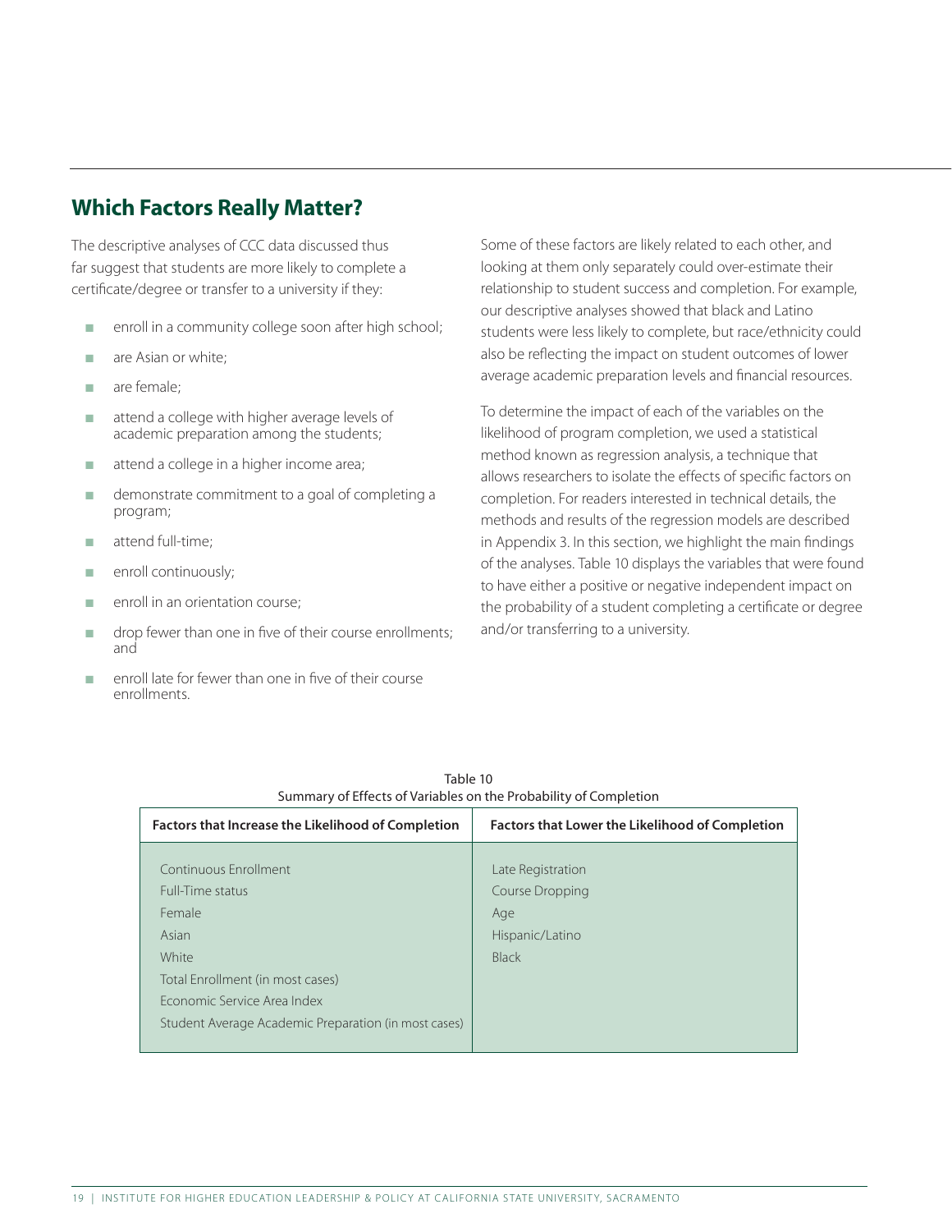## Which Factors Really Matter?

The descriptive analyses of CCC data discussed thus far suggest that students are more likely to complete a certificate/degree or transfer to a university if they:

- enroll in a community college soon after high school;
- are Asian or white;
- are female;
- attend a college with higher average levels of academic preparation among the students;
- attend a college in a higher income area;
- demonstrate commitment to a goal of completing a program;
- attend full-time;
- enroll continuously;
- enroll in an orientation course;
- drop fewer than one in five of their course enrollments; and
- enroll late for fewer than one in five of their course enrollments.

Some of these factors are likely related to each other, and looking at them only separately could over-estimate their relationship to student success and completion. For example, our descriptive analyses showed that black and Latino students were less likely to complete, but race/ethnicity could also be reflecting the impact on student outcomes of lower average academic preparation levels and financial resources.

To determine the impact of each of the variables on the likelihood of program completion, we used a statistical method known as regression analysis, a technique that allows researchers to isolate the effects of specific factors on completion. For readers interested in technical details, the methods and results of the regression models are described in Appendix 3. In this section, we highlight the main findings of the analyses. Table 10 displays the variables that were found to have either a positive or negative independent impact on the probability of a student completing a certificate or degree and/or transferring to a university.

Table 10
Summary of Effects of Variables on the Probability of Completion

| Factors that Increase the Likelihood of Completion | Factors that Lower the Likelihood of Completion |
|---|---|
| Continuous Enrollment | Late Registration |
| Full-Time status | Course Dropping |
| Female | Age |
| Asian | Hispanic/Latino |
| White | Black |
| Total Enrollment (in most cases) | |
| Economic Service Area Index | |
| Student Average Academic Preparation (in most cases) | |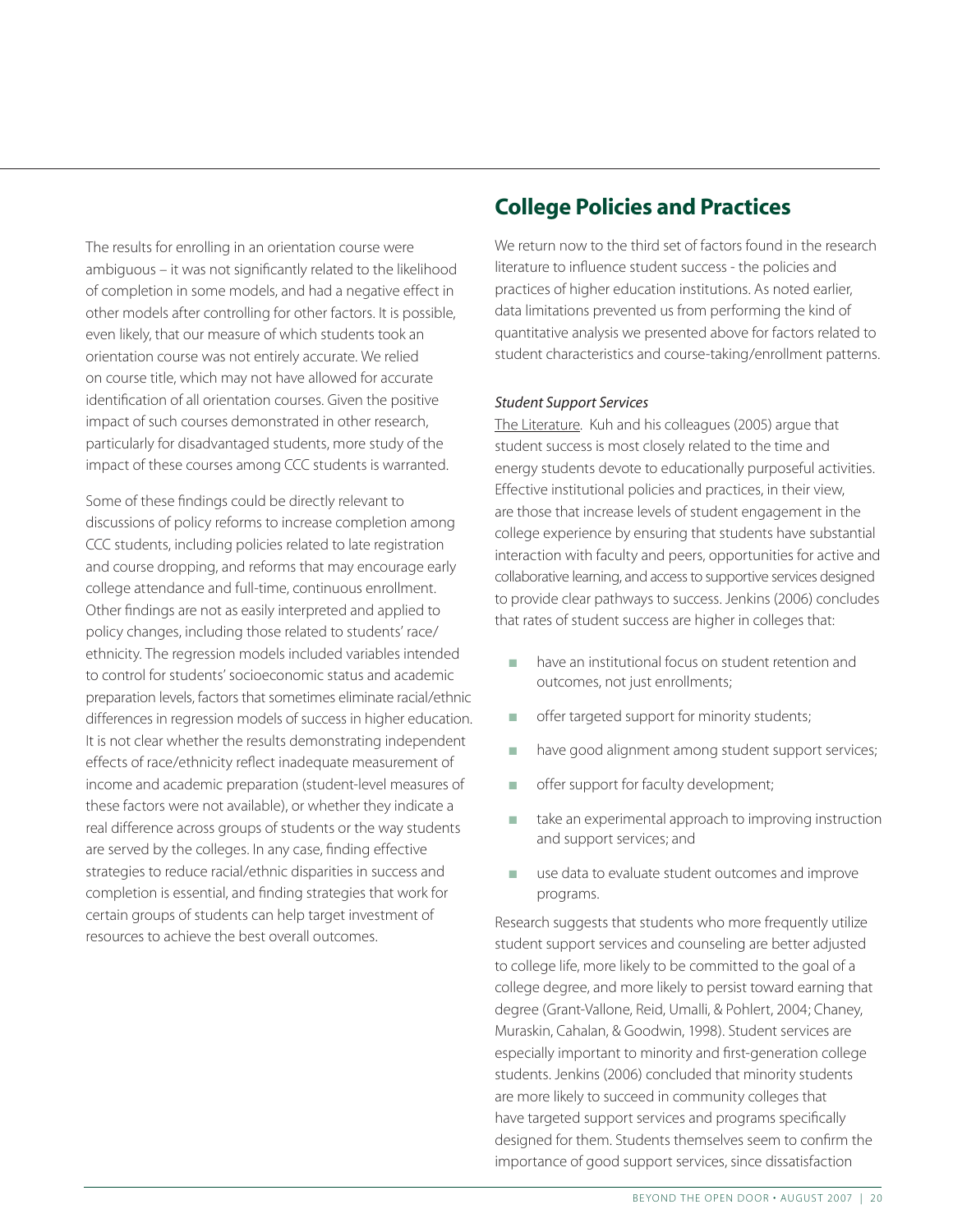The results for enrolling in an orientation course were ambiguous – it was not significantly related to the likelihood of completion in some models, and had a negative effect in other models after controlling for other factors. It is possible, even likely, that our measure of which students took an orientation course was not entirely accurate. We relied on course title, which may not have allowed for accurate identification of all orientation courses. Given the positive impact of such courses demonstrated in other research, particularly for disadvantaged students, more study of the impact of these courses among CCC students is warranted.

Some of these findings could be directly relevant to discussions of policy reforms to increase completion among CCC students, including policies related to late registration and course dropping, and reforms that may encourage early college attendance and full-time, continuous enrollment. Other findings are not as easily interpreted and applied to policy changes, including those related to students' race/ethnicity. The regression models included variables intended to control for students' socioeconomic status and academic preparation levels, factors that sometimes eliminate racial/ethnic differences in regression models of success in higher education. It is not clear whether the results demonstrating independent effects of race/ethnicity reflect inadequate measurement of income and academic preparation (student-level measures of these factors were not available), or whether they indicate a real difference across groups of students or the way students are served by the colleges. In any case, finding effective strategies to reduce racial/ethnic disparities in success and completion is essential, and finding strategies that work for certain groups of students can help target investment of resources to achieve the best overall outcomes.

## College Policies and Practices

We return now to the third set of factors found in the research literature to influence student success - the policies and practices of higher education institutions. As noted earlier, data limitations prevented us from performing the kind of quantitative analysis we presented above for factors related to student characteristics and course-taking/enrollment patterns.

*Student Support Services*

<u>The Literature</u>. Kuh and his colleagues (2005) argue that student success is most closely related to the time and energy students devote to educationally purposeful activities. Effective institutional policies and practices, in their view, are those that increase levels of student engagement in the college experience by ensuring that students have substantial interaction with faculty and peers, opportunities for active and collaborative learning, and access to supportive services designed to provide clear pathways to success. Jenkins (2006) concludes that rates of student success are higher in colleges that:

- have an institutional focus on student retention and outcomes, not just enrollments;
- offer targeted support for minority students;
- have good alignment among student support services;
- offer support for faculty development;
- take an experimental approach to improving instruction and support services; and
- use data to evaluate student outcomes and improve programs.

Research suggests that students who more frequently utilize student support services and counseling are better adjusted to college life, more likely to be committed to the goal of a college degree, and more likely to persist toward earning that degree (Grant-Vallone, Reid, Umalli, & Pohlert, 2004; Chaney, Muraskin, Cahalan, & Goodwin, 1998). Student services are especially important to minority and first-generation college students. Jenkins (2006) concluded that minority students are more likely to succeed in community colleges that have targeted support services and programs specifically designed for them. Students themselves seem to confirm the importance of good support services, since dissatisfaction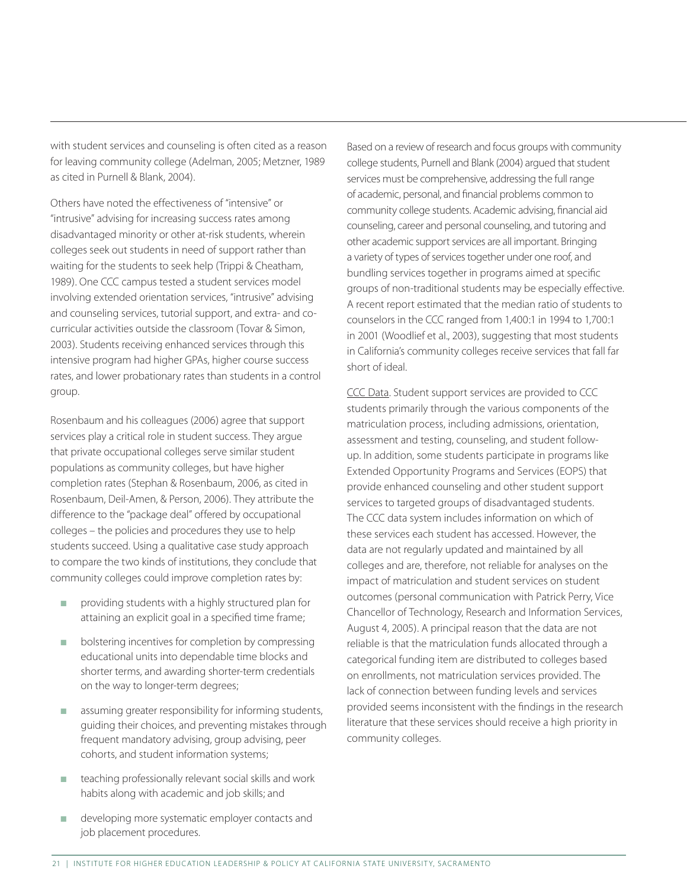with student services and counseling is often cited as a reason for leaving community college (Adelman, 2005; Metzner, 1989 as cited in Purnell & Blank, 2004).

Others have noted the effectiveness of "intensive" or "intrusive" advising for increasing success rates among disadvantaged minority or other at-risk students, wherein colleges seek out students in need of support rather than waiting for the students to seek help (Trippi & Cheatham, 1989). One CCC campus tested a student services model involving extended orientation services, "intrusive" advising and counseling services, tutorial support, and extra- and co-curricular activities outside the classroom (Tovar & Simon, 2003). Students receiving enhanced services through this intensive program had higher GPAs, higher course success rates, and lower probationary rates than students in a control group.

Rosenbaum and his colleagues (2006) agree that support services play a critical role in student success. They argue that private occupational colleges serve similar student populations as community colleges, but have higher completion rates (Stephan & Rosenbaum, 2006, as cited in Rosenbaum, Deil-Amen, & Person, 2006). They attribute the difference to the "package deal" offered by occupational colleges – the policies and procedures they use to help students succeed. Using a qualitative case study approach to compare the two kinds of institutions, they conclude that community colleges could improve completion rates by:

- providing students with a highly structured plan for attaining an explicit goal in a specified time frame;
- bolstering incentives for completion by compressing educational units into dependable time blocks and shorter terms, and awarding shorter-term credentials on the way to longer-term degrees;
- assuming greater responsibility for informing students, guiding their choices, and preventing mistakes through frequent mandatory advising, group advising, peer cohorts, and student information systems;
- teaching professionally relevant social skills and work habits along with academic and job skills; and
- developing more systematic employer contacts and job placement procedures.

Based on a review of research and focus groups with community college students, Purnell and Blank (2004) argued that student services must be comprehensive, addressing the full range of academic, personal, and financial problems common to community college students. Academic advising, financial aid counseling, career and personal counseling, and tutoring and other academic support services are all important. Bringing a variety of types of services together under one roof, and bundling services together in programs aimed at specific groups of non-traditional students may be especially effective. A recent report estimated that the median ratio of students to counselors in the CCC ranged from 1,400:1 in 1994 to 1,700:1 in 2001 (Woodlief et al., 2003), suggesting that most students in California's community colleges receive services that fall far short of ideal.

CCC Data. Student support services are provided to CCC students primarily through the various components of the matriculation process, including admissions, orientation, assessment and testing, counseling, and student follow-up. In addition, some students participate in programs like Extended Opportunity Programs and Services (EOPS) that provide enhanced counseling and other student support services to targeted groups of disadvantaged students. The CCC data system includes information on which of these services each student has accessed. However, the data are not regularly updated and maintained by all colleges and are, therefore, not reliable for analyses on the impact of matriculation and student services on student outcomes (personal communication with Patrick Perry, Vice Chancellor of Technology, Research and Information Services, August 4, 2005). A principal reason that the data are not reliable is that the matriculation funds allocated through a categorical funding item are distributed to colleges based on enrollments, not matriculation services provided. The lack of connection between funding levels and services provided seems inconsistent with the findings in the research literature that these services should receive a high priority in community colleges.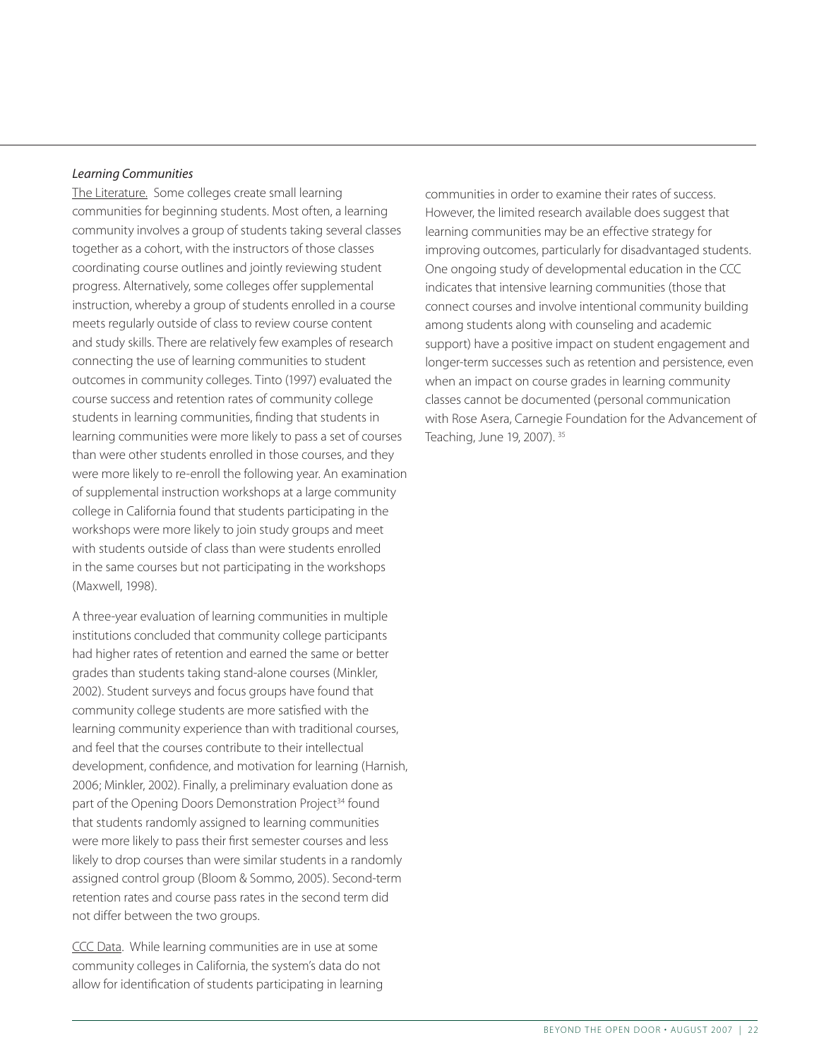*Learning Communities*

The Literature. Some colleges create small learning communities for beginning students. Most often, a learning community involves a group of students taking several classes together as a cohort, with the instructors of those classes coordinating course outlines and jointly reviewing student progress. Alternatively, some colleges offer supplemental instruction, whereby a group of students enrolled in a course meets regularly outside of class to review course content and study skills. There are relatively few examples of research connecting the use of learning communities to student outcomes in community colleges. Tinto (1997) evaluated the course success and retention rates of community college students in learning communities, finding that students in learning communities were more likely to pass a set of courses than were other students enrolled in those courses, and they were more likely to re-enroll the following year. An examination of supplemental instruction workshops at a large community college in California found that students participating in the workshops were more likely to join study groups and meet with students outside of class than were students enrolled in the same courses but not participating in the workshops (Maxwell, 1998).

A three-year evaluation of learning communities in multiple institutions concluded that community college participants had higher rates of retention and earned the same or better grades than students taking stand-alone courses (Minkler, 2002). Student surveys and focus groups have found that community college students are more satisfied with the learning community experience than with traditional courses, and feel that the courses contribute to their intellectual development, confidence, and motivation for learning (Harnish, 2006; Minkler, 2002). Finally, a preliminary evaluation done as part of the Opening Doors Demonstration Project[34] found that students randomly assigned to learning communities were more likely to pass their first semester courses and less likely to drop courses than were similar students in a randomly assigned control group (Bloom & Sommo, 2005). Second-term retention rates and course pass rates in the second term did not differ between the two groups.

CCC Data. While learning communities are in use at some community colleges in California, the system's data do not allow for identification of students participating in learning communities in order to examine their rates of success. However, the limited research available does suggest that learning communities may be an effective strategy for improving outcomes, particularly for disadvantaged students. One ongoing study of developmental education in the CCC indicates that intensive learning communities (those that connect courses and involve intentional community building among students along with counseling and academic support) have a positive impact on student engagement and longer-term successes such as retention and persistence, even when an impact on course grades in learning community classes cannot be documented (personal communication with Rose Asera, Carnegie Foundation for the Advancement of Teaching, June 19, 2007).[35]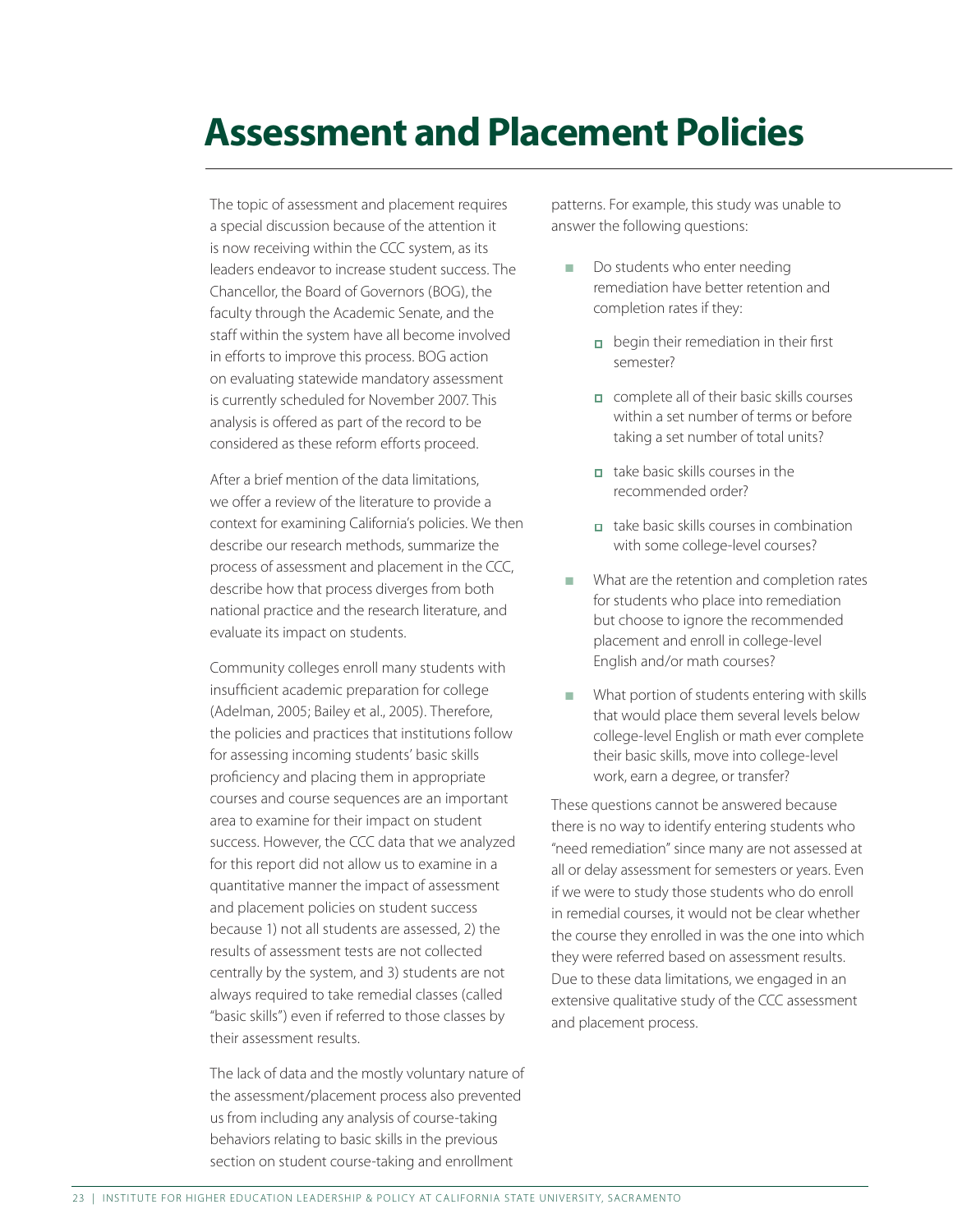# Assessment and Placement Policies

The topic of assessment and placement requires a special discussion because of the attention it is now receiving within the CCC system, as its leaders endeavor to increase student success. The Chancellor, the Board of Governors (BOG), the faculty through the Academic Senate, and the staff within the system have all become involved in efforts to improve this process. BOG action on evaluating statewide mandatory assessment is currently scheduled for November 2007. This analysis is offered as part of the record to be considered as these reform efforts proceed.

After a brief mention of the data limitations, we offer a review of the literature to provide a context for examining California's policies. We then describe our research methods, summarize the process of assessment and placement in the CCC, describe how that process diverges from both national practice and the research literature, and evaluate its impact on students.

Community colleges enroll many students with insufficient academic preparation for college (Adelman, 2005; Bailey et al., 2005). Therefore, the policies and practices that institutions follow for assessing incoming students' basic skills proficiency and placing them in appropriate courses and course sequences are an important area to examine for their impact on student success. However, the CCC data that we analyzed for this report did not allow us to examine in a quantitative manner the impact of assessment and placement policies on student success because 1) not all students are assessed, 2) the results of assessment tests are not collected centrally by the system, and 3) students are not always required to take remedial classes (called "basic skills") even if referred to those classes by their assessment results.

The lack of data and the mostly voluntary nature of the assessment/placement process also prevented us from including any analysis of course-taking behaviors relating to basic skills in the previous section on student course-taking and enrollment patterns. For example, this study was unable to answer the following questions:

- Do students who enter needing remediation have better retention and completion rates if they:
  - begin their remediation in their first semester?
  - complete all of their basic skills courses within a set number of terms or before taking a set number of total units?
  - take basic skills courses in the recommended order?
  - take basic skills courses in combination with some college-level courses?
- What are the retention and completion rates for students who place into remediation but choose to ignore the recommended placement and enroll in college-level English and/or math courses?
- What portion of students entering with skills that would place them several levels below college-level English or math ever complete their basic skills, move into college-level work, earn a degree, or transfer?

These questions cannot be answered because there is no way to identify entering students who "need remediation" since many are not assessed at all or delay assessment for semesters or years. Even if we were to study those students who do enroll in remedial courses, it would not be clear whether the course they enrolled in was the one into which they were referred based on assessment results. Due to these data limitations, we engaged in an extensive qualitative study of the CCC assessment and placement process.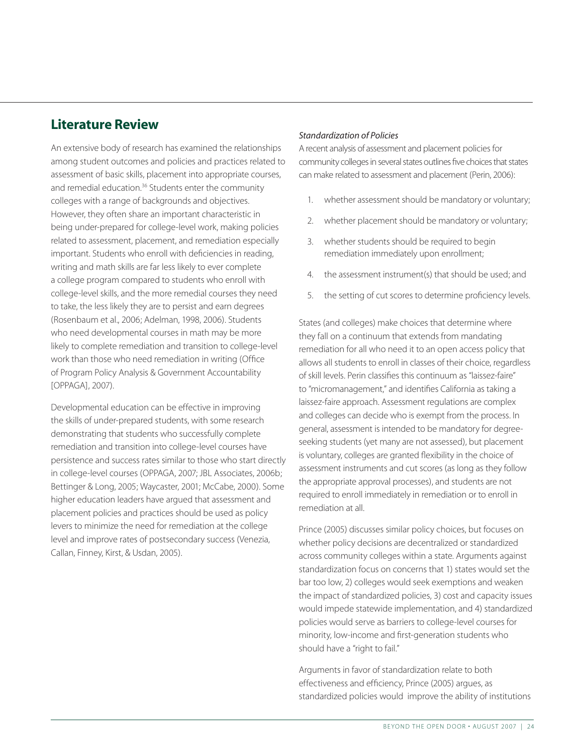## Literature Review

An extensive body of research has examined the relationships among student outcomes and policies and practices related to assessment of basic skills, placement into appropriate courses, and remedial education.[36] Students enter the community colleges with a range of backgrounds and objectives. However, they often share an important characteristic in being under-prepared for college-level work, making policies related to assessment, placement, and remediation especially important. Students who enroll with deficiencies in reading, writing and math skills are far less likely to ever complete a college program compared to students who enroll with college-level skills, and the more remedial courses they need to take, the less likely they are to persist and earn degrees (Rosenbaum et al., 2006; Adelman, 1998, 2006). Students who need developmental courses in math may be more likely to complete remediation and transition to college-level work than those who need remediation in writing (Office of Program Policy Analysis & Government Accountability [OPPAGA], 2007).

Developmental education can be effective in improving the skills of under-prepared students, with some research demonstrating that students who successfully complete remediation and transition into college-level courses have persistence and success rates similar to those who start directly in college-level courses (OPPAGA, 2007; JBL Associates, 2006b; Bettinger & Long, 2005; Waycaster, 2001; McCabe, 2000). Some higher education leaders have argued that assessment and placement policies and practices should be used as policy levers to minimize the need for remediation at the college level and improve rates of postsecondary success (Venezia, Callan, Finney, Kirst, & Usdan, 2005).

*Standardization of Policies*

A recent analysis of assessment and placement policies for community colleges in several states outlines five choices that states can make related to assessment and placement (Perin, 2006):

1. whether assessment should be mandatory or voluntary;
2. whether placement should be mandatory or voluntary;
3. whether students should be required to begin remediation immediately upon enrollment;
4. the assessment instrument(s) that should be used; and
5. the setting of cut scores to determine proficiency levels.

States (and colleges) make choices that determine where they fall on a continuum that extends from mandating remediation for all who need it to an open access policy that allows all students to enroll in classes of their choice, regardless of skill levels. Perin classifies this continuum as "laissez-faire" to "micromanagement," and identifies California as taking a laissez-faire approach. Assessment regulations are complex and colleges can decide who is exempt from the process. In general, assessment is intended to be mandatory for degree-seeking students (yet many are not assessed), but placement is voluntary, colleges are granted flexibility in the choice of assessment instruments and cut scores (as long as they follow the appropriate approval processes), and students are not required to enroll immediately in remediation or to enroll in remediation at all.

Prince (2005) discusses similar policy choices, but focuses on whether policy decisions are decentralized or standardized across community colleges within a state. Arguments against standardization focus on concerns that 1) states would set the bar too low, 2) colleges would seek exemptions and weaken the impact of standardized policies, 3) cost and capacity issues would impede statewide implementation, and 4) standardized policies would serve as barriers to college-level courses for minority, low-income and first-generation students who should have a "right to fail."

Arguments in favor of standardization relate to both effectiveness and efficiency, Prince (2005) argues, as standardized policies would improve the ability of institutions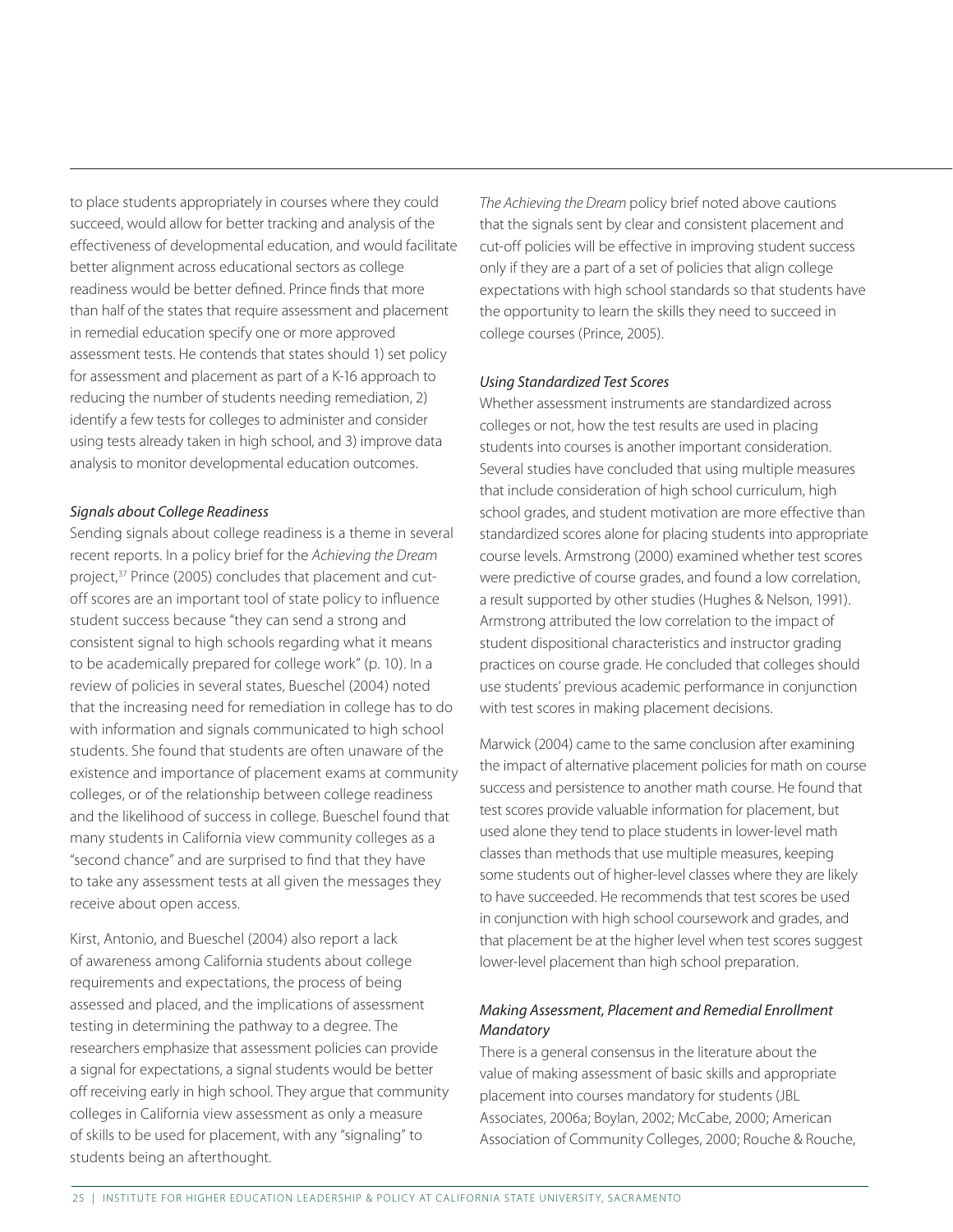to place students appropriately in courses where they could succeed, would allow for better tracking and analysis of the effectiveness of developmental education, and would facilitate better alignment across educational sectors as college readiness would be better defined. Prince finds that more than half of the states that require assessment and placement in remedial education specify one or more approved assessment tests. He contends that states should 1) set policy for assessment and placement as part of a K-16 approach to reducing the number of students needing remediation, 2) identify a few tests for colleges to administer and consider using tests already taken in high school, and 3) improve data analysis to monitor developmental education outcomes.

### *Signals about College Readiness*

Sending signals about college readiness is a theme in several recent reports. In a policy brief for the *Achieving the Dream* project,[37] Prince (2005) concludes that placement and cut-off scores are an important tool of state policy to influence student success because "they can send a strong and consistent signal to high schools regarding what it means to be academically prepared for college work" (p. 10). In a review of policies in several states, Bueschel (2004) noted that the increasing need for remediation in college has to do with information and signals communicated to high school students. She found that students are often unaware of the existence and importance of placement exams at community colleges, or of the relationship between college readiness and the likelihood of success in college. Bueschel found that many students in California view community colleges as a "second chance" and are surprised to find that they have to take any assessment tests at all given the messages they receive about open access.

Kirst, Antonio, and Bueschel (2004) also report a lack of awareness among California students about college requirements and expectations, the process of being assessed and placed, and the implications of assessment testing in determining the pathway to a degree. The researchers emphasize that assessment policies can provide a signal for expectations, a signal students would be better off receiving early in high school. They argue that community colleges in California view assessment as only a measure of skills to be used for placement, with any "signaling" to students being an afterthought.

*The Achieving the Dream* policy brief noted above cautions that the signals sent by clear and consistent placement and cut-off policies will be effective in improving student success only if they are a part of a set of policies that align college expectations with high school standards so that students have the opportunity to learn the skills they need to succeed in college courses (Prince, 2005).

### *Using Standardized Test Scores*

Whether assessment instruments are standardized across colleges or not, how the test results are used in placing students into courses is another important consideration. Several studies have concluded that using multiple measures that include consideration of high school curriculum, high school grades, and student motivation are more effective than standardized scores alone for placing students into appropriate course levels. Armstrong (2000) examined whether test scores were predictive of course grades, and found a low correlation, a result supported by other studies (Hughes & Nelson, 1991). Armstrong attributed the low correlation to the impact of student dispositional characteristics and instructor grading practices on course grade. He concluded that colleges should use students' previous academic performance in conjunction with test scores in making placement decisions.

Marwick (2004) came to the same conclusion after examining the impact of alternative placement policies for math on course success and persistence to another math course. He found that test scores provide valuable information for placement, but used alone they tend to place students in lower-level math classes than methods that use multiple measures, keeping some students out of higher-level classes where they are likely to have succeeded. He recommends that test scores be used in conjunction with high school coursework and grades, and that placement be at the higher level when test scores suggest lower-level placement than high school preparation.

### *Making Assessment, Placement and Remedial Enrollment Mandatory*

There is a general consensus in the literature about the value of making assessment of basic skills and appropriate placement into courses mandatory for students (JBL Associates, 2006a; Boylan, 2002; McCabe, 2000; American Association of Community Colleges, 2000; Rouche & Rouche,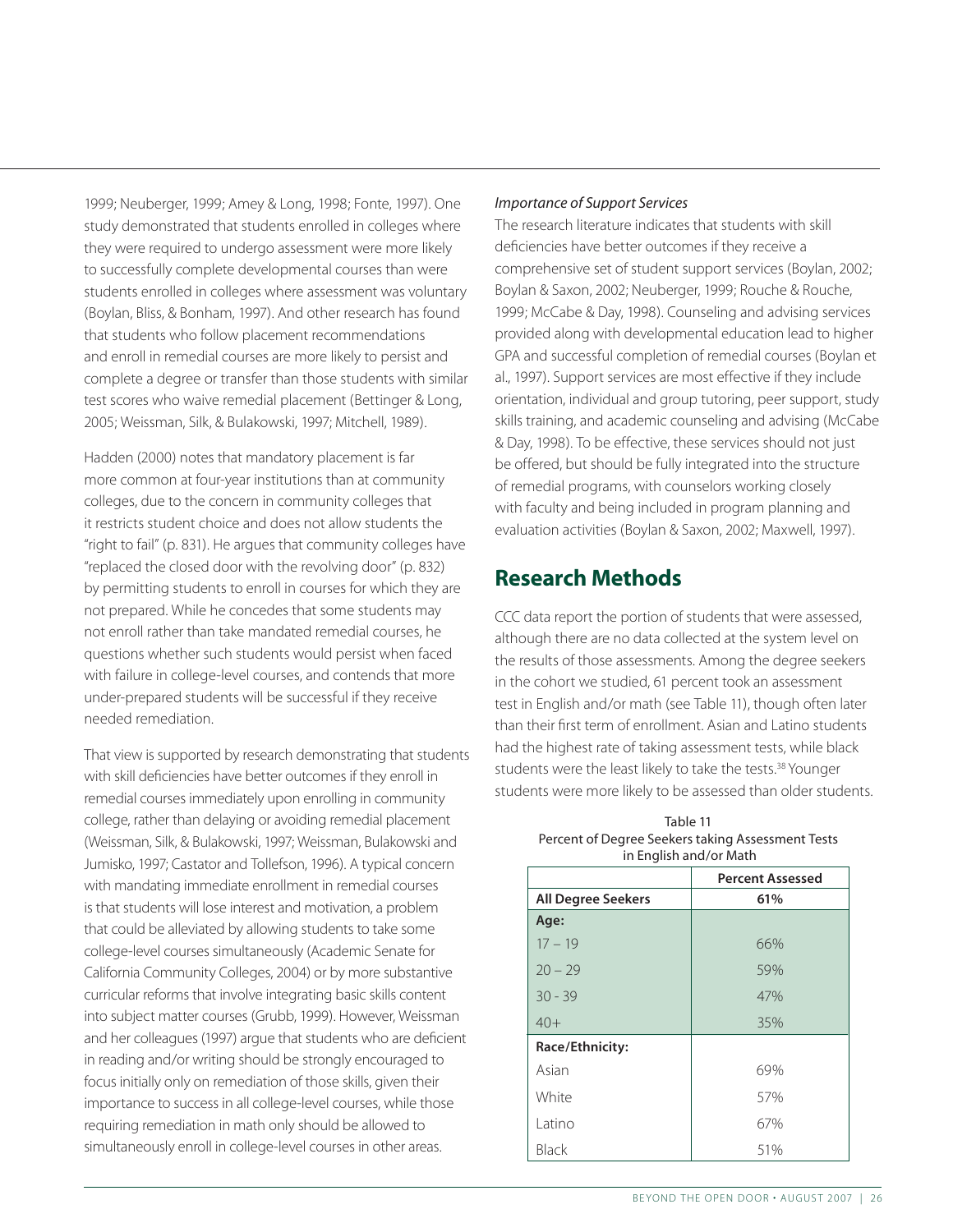1999; Neuberger, 1999; Amey & Long, 1998; Fonte, 1997). One study demonstrated that students enrolled in colleges where they were required to undergo assessment were more likely to successfully complete developmental courses than were students enrolled in colleges where assessment was voluntary (Boylan, Bliss, & Bonham, 1997). And other research has found that students who follow placement recommendations and enroll in remedial courses are more likely to persist and complete a degree or transfer than those students with similar test scores who waive remedial placement (Bettinger & Long, 2005; Weissman, Silk, & Bulakowski, 1997; Mitchell, 1989).

Hadden (2000) notes that mandatory placement is far more common at four-year institutions than at community colleges, due to the concern in community colleges that it restricts student choice and does not allow students the "right to fail" (p. 831). He argues that community colleges have "replaced the closed door with the revolving door" (p. 832) by permitting students to enroll in courses for which they are not prepared. While he concedes that some students may not enroll rather than take mandated remedial courses, he questions whether such students would persist when faced with failure in college-level courses, and contends that more under-prepared students will be successful if they receive needed remediation.

That view is supported by research demonstrating that students with skill deficiencies have better outcomes if they enroll in remedial courses immediately upon enrolling in community college, rather than delaying or avoiding remedial placement (Weissman, Silk, & Bulakowski, 1997; Weissman, Bulakowski and Jumisko, 1997; Castator and Tollefson, 1996). A typical concern with mandating immediate enrollment in remedial courses is that students will lose interest and motivation, a problem that could be alleviated by allowing students to take some college-level courses simultaneously (Academic Senate for California Community Colleges, 2004) or by more substantive curricular reforms that involve integrating basic skills content into subject matter courses (Grubb, 1999). However, Weissman and her colleagues (1997) argue that students who are deficient in reading and/or writing should be strongly encouraged to focus initially only on remediation of those skills, given their importance to success in all college-level courses, while those requiring remediation in math only should be allowed to simultaneously enroll in college-level courses in other areas.

*Importance of Support Services*

The research literature indicates that students with skill deficiencies have better outcomes if they receive a comprehensive set of student support services (Boylan, 2002; Boylan & Saxon, 2002; Neuberger, 1999; Rouche & Rouche, 1999; McCabe & Day, 1998). Counseling and advising services provided along with developmental education lead to higher GPA and successful completion of remedial courses (Boylan et al., 1997). Support services are most effective if they include orientation, individual and group tutoring, peer support, study skills training, and academic counseling and advising (McCabe & Day, 1998). To be effective, these services should not just be offered, but should be fully integrated into the structure of remedial programs, with counselors working closely with faculty and being included in program planning and evaluation activities (Boylan & Saxon, 2002; Maxwell, 1997).

## Research Methods

CCC data report the portion of students that were assessed, although there are no data collected at the system level on the results of those assessments. Among the degree seekers in the cohort we studied, 61 percent took an assessment test in English and/or math (see Table 11), though often later than their first term of enrollment. Asian and Latino students had the highest rate of taking assessment tests, while black students were the least likely to take the tests.[38] Younger students were more likely to be assessed than older students.

Table 11
Percent of Degree Seekers taking Assessment Tests in English and/or Math

| | Percent Assessed |
|---|---|
| **All Degree Seekers** | **61%** |
| **Age:** | |
| 17 – 19 | 66% |
| 20 – 29 | 59% |
| 30 - 39 | 47% |
| 40+ | 35% |
| **Race/Ethnicity:** | |
| Asian | 69% |
| White | 57% |
| Latino | 67% |
| Black | 51% |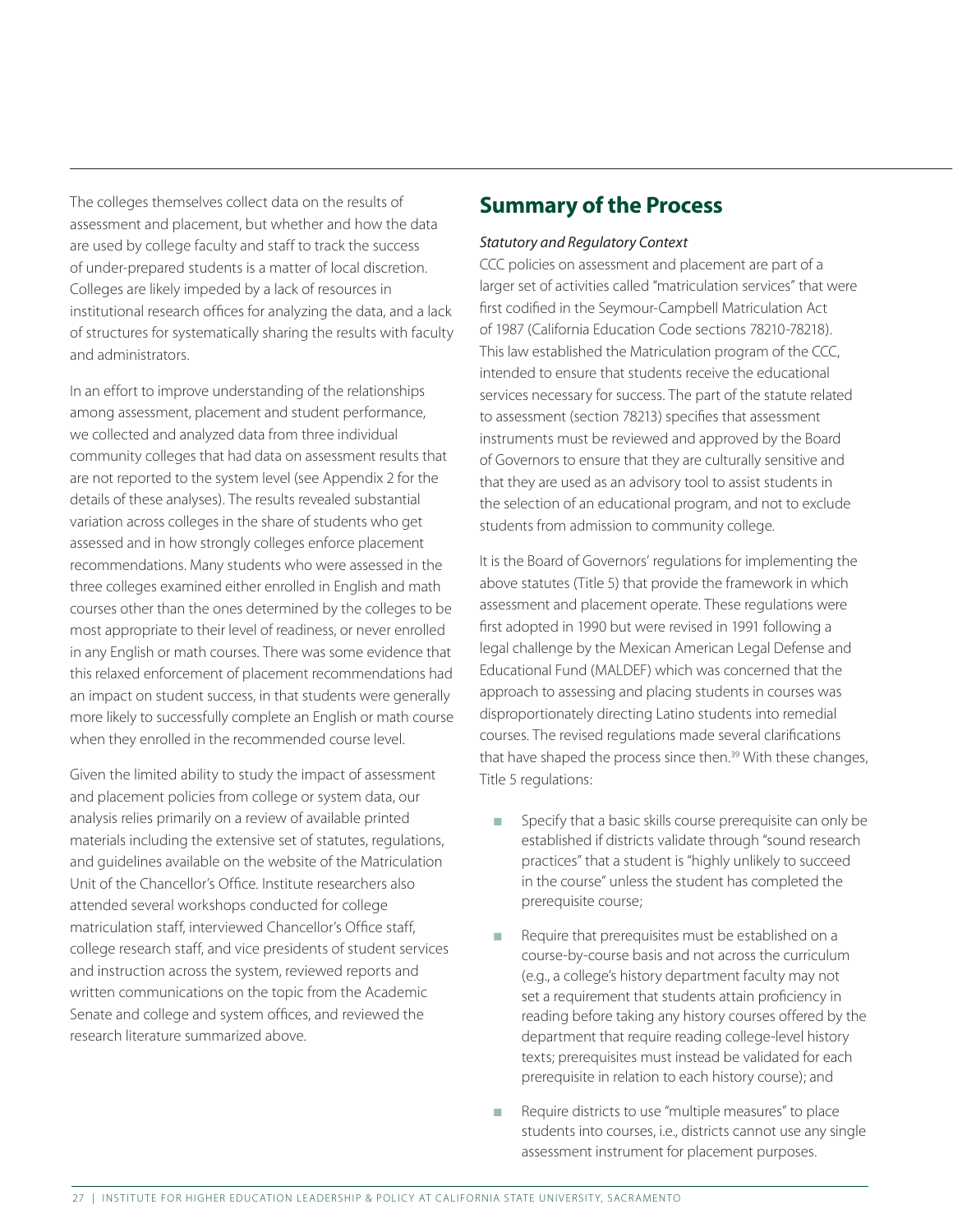The colleges themselves collect data on the results of assessment and placement, but whether and how the data are used by college faculty and staff to track the success of under-prepared students is a matter of local discretion. Colleges are likely impeded by a lack of resources in institutional research offices for analyzing the data, and a lack of structures for systematically sharing the results with faculty and administrators.

In an effort to improve understanding of the relationships among assessment, placement and student performance, we collected and analyzed data from three individual community colleges that had data on assessment results that are not reported to the system level (see Appendix 2 for the details of these analyses). The results revealed substantial variation across colleges in the share of students who get assessed and in how strongly colleges enforce placement recommendations. Many students who were assessed in the three colleges examined either enrolled in English and math courses other than the ones determined by the colleges to be most appropriate to their level of readiness, or never enrolled in any English or math courses. There was some evidence that this relaxed enforcement of placement recommendations had an impact on student success, in that students were generally more likely to successfully complete an English or math course when they enrolled in the recommended course level.

Given the limited ability to study the impact of assessment and placement policies from college or system data, our analysis relies primarily on a review of available printed materials including the extensive set of statutes, regulations, and guidelines available on the website of the Matriculation Unit of the Chancellor's Office. Institute researchers also attended several workshops conducted for college matriculation staff, interviewed Chancellor's Office staff, college research staff, and vice presidents of student services and instruction across the system, reviewed reports and written communications on the topic from the Academic Senate and college and system offices, and reviewed the research literature summarized above.

## Summary of the Process

*Statutory and Regulatory Context*

CCC policies on assessment and placement are part of a larger set of activities called "matriculation services" that were first codified in the Seymour-Campbell Matriculation Act of 1987 (California Education Code sections 78210-78218). This law established the Matriculation program of the CCC, intended to ensure that students receive the educational services necessary for success. The part of the statute related to assessment (section 78213) specifies that assessment instruments must be reviewed and approved by the Board of Governors to ensure that they are culturally sensitive and that they are used as an advisory tool to assist students in the selection of an educational program, and not to exclude students from admission to community college.

It is the Board of Governors' regulations for implementing the above statutes (Title 5) that provide the framework in which assessment and placement operate. These regulations were first adopted in 1990 but were revised in 1991 following a legal challenge by the Mexican American Legal Defense and Educational Fund (MALDEF) which was concerned that the approach to assessing and placing students in courses was disproportionately directing Latino students into remedial courses. The revised regulations made several clarifications that have shaped the process since then.[39] With these changes, Title 5 regulations:

- Specify that a basic skills course prerequisite can only be established if districts validate through "sound research practices" that a student is "highly unlikely to succeed in the course" unless the student has completed the prerequisite course;
- Require that prerequisites must be established on a course-by-course basis and not across the curriculum (e.g., a college's history department faculty may not set a requirement that students attain proficiency in reading before taking any history courses offered by the department that require reading college-level history texts; prerequisites must instead be validated for each prerequisite in relation to each history course); and
- Require districts to use "multiple measures" to place students into courses, i.e., districts cannot use any single assessment instrument for placement purposes.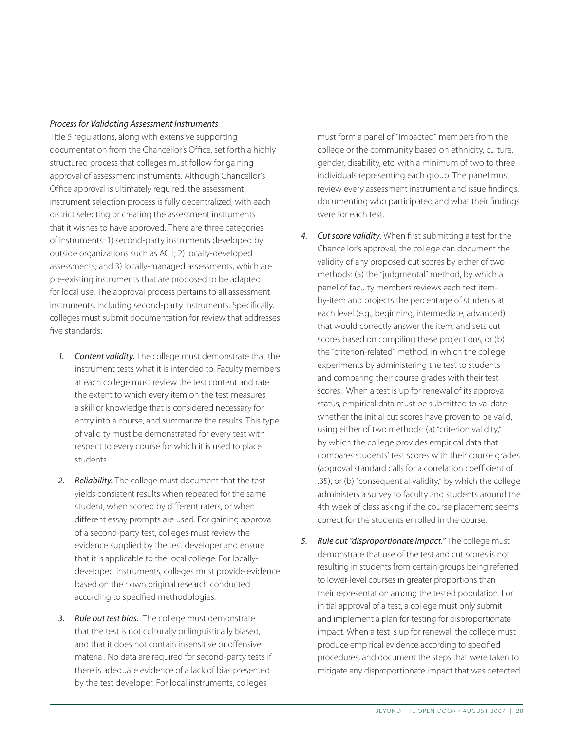*Process for Validating Assessment Instruments*

Title 5 regulations, along with extensive supporting documentation from the Chancellor's Office, set forth a highly structured process that colleges must follow for gaining approval of assessment instruments. Although Chancellor's Office approval is ultimately required, the assessment instrument selection process is fully decentralized, with each district selecting or creating the assessment instruments that it wishes to have approved. There are three categories of instruments: 1) second-party instruments developed by outside organizations such as ACT; 2) locally-developed assessments; and 3) locally-managed assessments, which are pre-existing instruments that are proposed to be adapted for local use. The approval process pertains to all assessment instruments, including second-party instruments. Specifically, colleges must submit documentation for review that addresses five standards:

1. *Content validity.* The college must demonstrate that the instrument tests what it is intended to. Faculty members at each college must review the test content and rate the extent to which every item on the test measures a skill or knowledge that is considered necessary for entry into a course, and summarize the results. This type of validity must be demonstrated for every test with respect to every course for which it is used to place students.

2. *Reliability.* The college must document that the test yields consistent results when repeated for the same student, when scored by different raters, or when different essay prompts are used. For gaining approval of a second-party test, colleges must review the evidence supplied by the test developer and ensure that it is applicable to the local college. For locally-developed instruments, colleges must provide evidence based on their own original research conducted according to specified methodologies.

3. *Rule out test bias.* The college must demonstrate that the test is not culturally or linguistically biased, and that it does not contain insensitive or offensive material. No data are required for second-party tests if there is adequate evidence of a lack of bias presented by the test developer. For local instruments, colleges must form a panel of "impacted" members from the college or the community based on ethnicity, culture, gender, disability, etc. with a minimum of two to three individuals representing each group. The panel must review every assessment instrument and issue findings, documenting who participated and what their findings were for each test.

4. *Cut score validity.* When first submitting a test for the Chancellor's approval, the college can document the validity of any proposed cut scores by either of two methods: (a) the "judgmental" method, by which a panel of faculty members reviews each test item-by-item and projects the percentage of students at each level (e.g., beginning, intermediate, advanced) that would correctly answer the item, and sets cut scores based on compiling these projections, or (b) the "criterion-related" method, in which the college experiments by administering the test to students and comparing their course grades with their test scores. When a test is up for renewal of its approval status, empirical data must be submitted to validate whether the initial cut scores have proven to be valid, using either of two methods: (a) "criterion validity," by which the college provides empirical data that compares students' test scores with their course grades (approval standard calls for a correlation coefficient of .35), or (b) "consequential validity," by which the college administers a survey to faculty and students around the 4th week of class asking if the course placement seems correct for the students enrolled in the course.

5. *Rule out "disproportionate impact."* The college must demonstrate that use of the test and cut scores is not resulting in students from certain groups being referred to lower-level courses in greater proportions than their representation among the tested population. For initial approval of a test, a college must only submit and implement a plan for testing for disproportionate impact. When a test is up for renewal, the college must produce empirical evidence according to specified procedures, and document the steps that were taken to mitigate any disproportionate impact that was detected.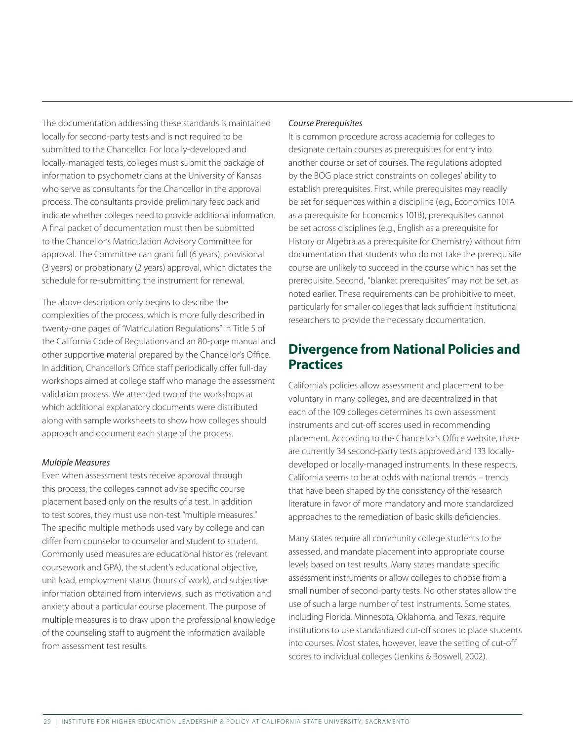The documentation addressing these standards is maintained locally for second-party tests and is not required to be submitted to the Chancellor. For locally-developed and locally-managed tests, colleges must submit the package of information to psychometricians at the University of Kansas who serve as consultants for the Chancellor in the approval process. The consultants provide preliminary feedback and indicate whether colleges need to provide additional information. A final packet of documentation must then be submitted to the Chancellor's Matriculation Advisory Committee for approval. The Committee can grant full (6 years), provisional (3 years) or probationary (2 years) approval, which dictates the schedule for re-submitting the instrument for renewal.

The above description only begins to describe the complexities of the process, which is more fully described in twenty-one pages of "Matriculation Regulations" in Title 5 of the California Code of Regulations and an 80-page manual and other supportive material prepared by the Chancellor's Office. In addition, Chancellor's Office staff periodically offer full-day workshops aimed at college staff who manage the assessment validation process. We attended two of the workshops at which additional explanatory documents were distributed along with sample worksheets to show how colleges should approach and document each stage of the process.

*Multiple Measures*

Even when assessment tests receive approval through this process, the colleges cannot advise specific course placement based only on the results of a test. In addition to test scores, they must use non-test "multiple measures." The specific multiple methods used vary by college and can differ from counselor to counselor and student to student. Commonly used measures are educational histories (relevant coursework and GPA), the student's educational objective, unit load, employment status (hours of work), and subjective information obtained from interviews, such as motivation and anxiety about a particular course placement. The purpose of multiple measures is to draw upon the professional knowledge of the counseling staff to augment the information available from assessment test results.

*Course Prerequisites*

It is common procedure across academia for colleges to designate certain courses as prerequisites for entry into another course or set of courses. The regulations adopted by the BOG place strict constraints on colleges' ability to establish prerequisites. First, while prerequisites may readily be set for sequences within a discipline (e.g., Economics 101A as a prerequisite for Economics 101B), prerequisites cannot be set across disciplines (e.g., English as a prerequisite for History or Algebra as a prerequisite for Chemistry) without firm documentation that students who do not take the prerequisite course are unlikely to succeed in the course which has set the prerequisite. Second, "blanket prerequisites" may not be set, as noted earlier. These requirements can be prohibitive to meet, particularly for smaller colleges that lack sufficient institutional researchers to provide the necessary documentation.

## Divergence from National Policies and Practices

California's policies allow assessment and placement to be voluntary in many colleges, and are decentralized in that each of the 109 colleges determines its own assessment instruments and cut-off scores used in recommending placement. According to the Chancellor's Office website, there are currently 34 second-party tests approved and 133 locally-developed or locally-managed instruments. In these respects, California seems to be at odds with national trends – trends that have been shaped by the consistency of the research literature in favor of more mandatory and more standardized approaches to the remediation of basic skills deficiencies.

Many states require all community college students to be assessed, and mandate placement into appropriate course levels based on test results. Many states mandate specific assessment instruments or allow colleges to choose from a small number of second-party tests. No other states allow the use of such a large number of test instruments. Some states, including Florida, Minnesota, Oklahoma, and Texas, require institutions to use standardized cut-off scores to place students into courses. Most states, however, leave the setting of cut-off scores to individual colleges (Jenkins & Boswell, 2002).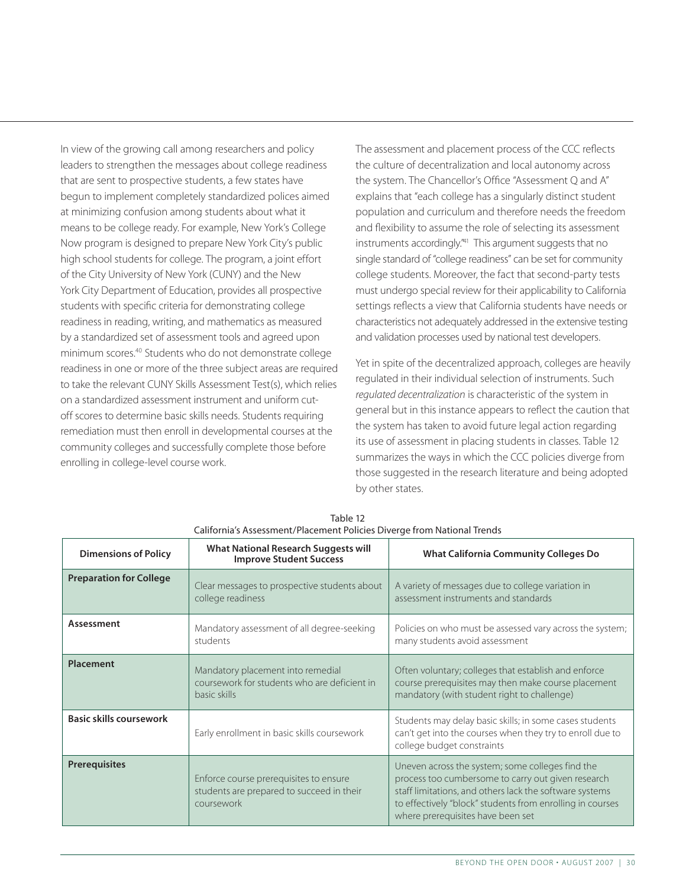In view of the growing call among researchers and policy leaders to strengthen the messages about college readiness that are sent to prospective students, a few states have begun to implement completely standardized polices aimed at minimizing confusion among students about what it means to be college ready. For example, New York's College Now program is designed to prepare New York City's public high school students for college. The program, a joint effort of the City University of New York (CUNY) and the New York City Department of Education, provides all prospective students with specific criteria for demonstrating college readiness in reading, writing, and mathematics as measured by a standardized set of assessment tools and agreed upon minimum scores.[40] Students who do not demonstrate college readiness in one or more of the three subject areas are required to take the relevant CUNY Skills Assessment Test(s), which relies on a standardized assessment instrument and uniform cut-off scores to determine basic skills needs. Students requiring remediation must then enroll in developmental courses at the community colleges and successfully complete those before enrolling in college-level course work.

The assessment and placement process of the CCC reflects the culture of decentralization and local autonomy across the system. The Chancellor's Office "Assessment Q and A" explains that "each college has a singularly distinct student population and curriculum and therefore needs the freedom and flexibility to assume the role of selecting its assessment instruments accordingly."[41] This argument suggests that no single standard of "college readiness" can be set for community college students. Moreover, the fact that second-party tests must undergo special review for their applicability to California settings reflects a view that California students have needs or characteristics not adequately addressed in the extensive testing and validation processes used by national test developers.

Yet in spite of the decentralized approach, colleges are heavily regulated in their individual selection of instruments. Such *regulated decentralization* is characteristic of the system in general but in this instance appears to reflect the caution that the system has taken to avoid future legal action regarding its use of assessment in placing students in classes. Table 12 summarizes the ways in which the CCC policies diverge from those suggested in the research literature and being adopted by other states.

Table 12
California's Assessment/Placement Policies Diverge from National Trends

| Dimensions of Policy | What National Research Suggests will Improve Student Success | What California Community Colleges Do |
|---|---|---|
| **Preparation for College** | Clear messages to prospective students about college readiness | A variety of messages due to college variation in assessment instruments and standards |
| **Assessment** | Mandatory assessment of all degree-seeking students | Policies on who must be assessed vary across the system; many students avoid assessment |
| **Placement** | Mandatory placement into remedial coursework for students who are deficient in basic skills | Often voluntary; colleges that establish and enforce course prerequisites may then make course placement mandatory (with student right to challenge) |
| **Basic skills coursework** | Early enrollment in basic skills coursework | Students may delay basic skills; in some cases students can't get into the courses when they try to enroll due to college budget constraints |
| **Prerequisites** | Enforce course prerequisites to ensure students are prepared to succeed in their coursework | Uneven across the system; some colleges find the process too cumbersome to carry out given research staff limitations, and others lack the software systems to effectively "block" students from enrolling in courses where prerequisites have been set |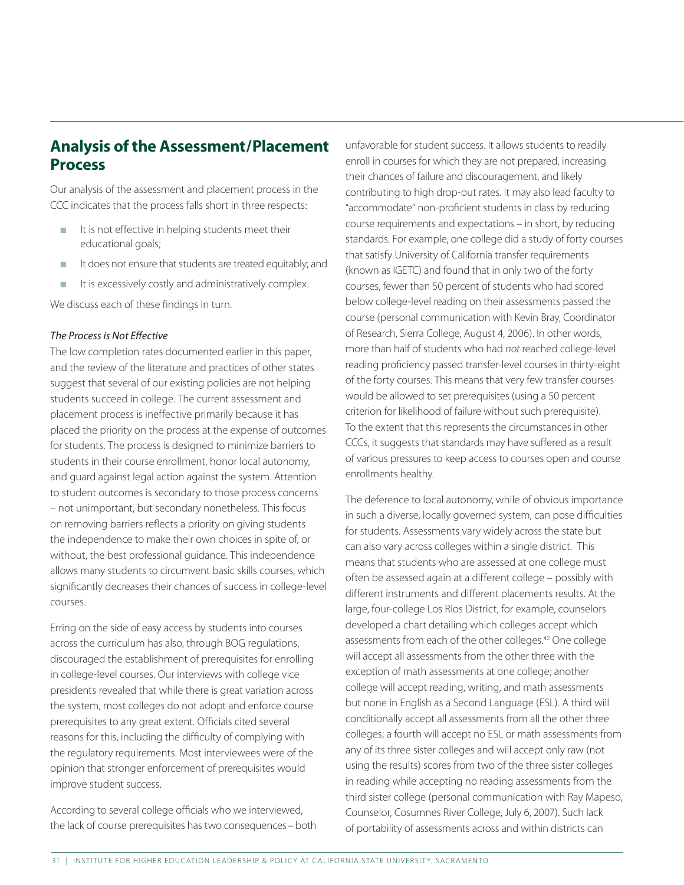## Analysis of the Assessment/Placement Process

Our analysis of the assessment and placement process in the CCC indicates that the process falls short in three respects:

- It is not effective in helping students meet their educational goals;
- It does not ensure that students are treated equitably; and
- It is excessively costly and administratively complex.

We discuss each of these findings in turn.

### *The Process is Not Effective*

The low completion rates documented earlier in this paper, and the review of the literature and practices of other states suggest that several of our existing policies are not helping students succeed in college. The current assessment and placement process is ineffective primarily because it has placed the priority on the process at the expense of outcomes for students. The process is designed to minimize barriers to students in their course enrollment, honor local autonomy, and guard against legal action against the system. Attention to student outcomes is secondary to those process concerns – not unimportant, but secondary nonetheless. This focus on removing barriers reflects a priority on giving students the independence to make their own choices in spite of, or without, the best professional guidance. This independence allows many students to circumvent basic skills courses, which significantly decreases their chances of success in college-level courses.

Erring on the side of easy access by students into courses across the curriculum has also, through BOG regulations, discouraged the establishment of prerequisites for enrolling in college-level courses. Our interviews with college vice presidents revealed that while there is great variation across the system, most colleges do not adopt and enforce course prerequisites to any great extent. Officials cited several reasons for this, including the difficulty of complying with the regulatory requirements. Most interviewees were of the opinion that stronger enforcement of prerequisites would improve student success.

According to several college officials who we interviewed, the lack of course prerequisites has two consequences – both unfavorable for student success. It allows students to readily enroll in courses for which they are not prepared, increasing their chances of failure and discouragement, and likely contributing to high drop-out rates. It may also lead faculty to "accommodate" non-proficient students in class by reducing course requirements and expectations – in short, by reducing standards. For example, one college did a study of forty courses that satisfy University of California transfer requirements (known as IGETC) and found that in only two of the forty courses, fewer than 50 percent of students who had scored below college-level reading on their assessments passed the course (personal communication with Kevin Bray, Coordinator of Research, Sierra College, August 4, 2006). In other words, more than half of students who had *not* reached college-level reading proficiency passed transfer-level courses in thirty-eight of the forty courses. This means that very few transfer courses would be allowed to set prerequisites (using a 50 percent criterion for likelihood of failure without such prerequisite). To the extent that this represents the circumstances in other CCCs, it suggests that standards may have suffered as a result of various pressures to keep access to courses open and course enrollments healthy.

The deference to local autonomy, while of obvious importance in such a diverse, locally governed system, can pose difficulties for students. Assessments vary widely across the state but can also vary across colleges within a single district. This means that students who are assessed at one college must often be assessed again at a different college – possibly with different instruments and different placements results. At the large, four-college Los Rios District, for example, counselors developed a chart detailing which colleges accept which assessments from each of the other colleges.[42] One college will accept all assessments from the other three with the exception of math assessments at one college; another college will accept reading, writing, and math assessments but none in English as a Second Language (ESL). A third will conditionally accept all assessments from all the other three colleges; a fourth will accept no ESL or math assessments from any of its three sister colleges and will accept only raw (not using the results) scores from two of the three sister colleges in reading while accepting no reading assessments from the third sister college (personal communication with Ray Mapeso, Counselor, Cosumnes River College, July 6, 2007). Such lack of portability of assessments across and within districts can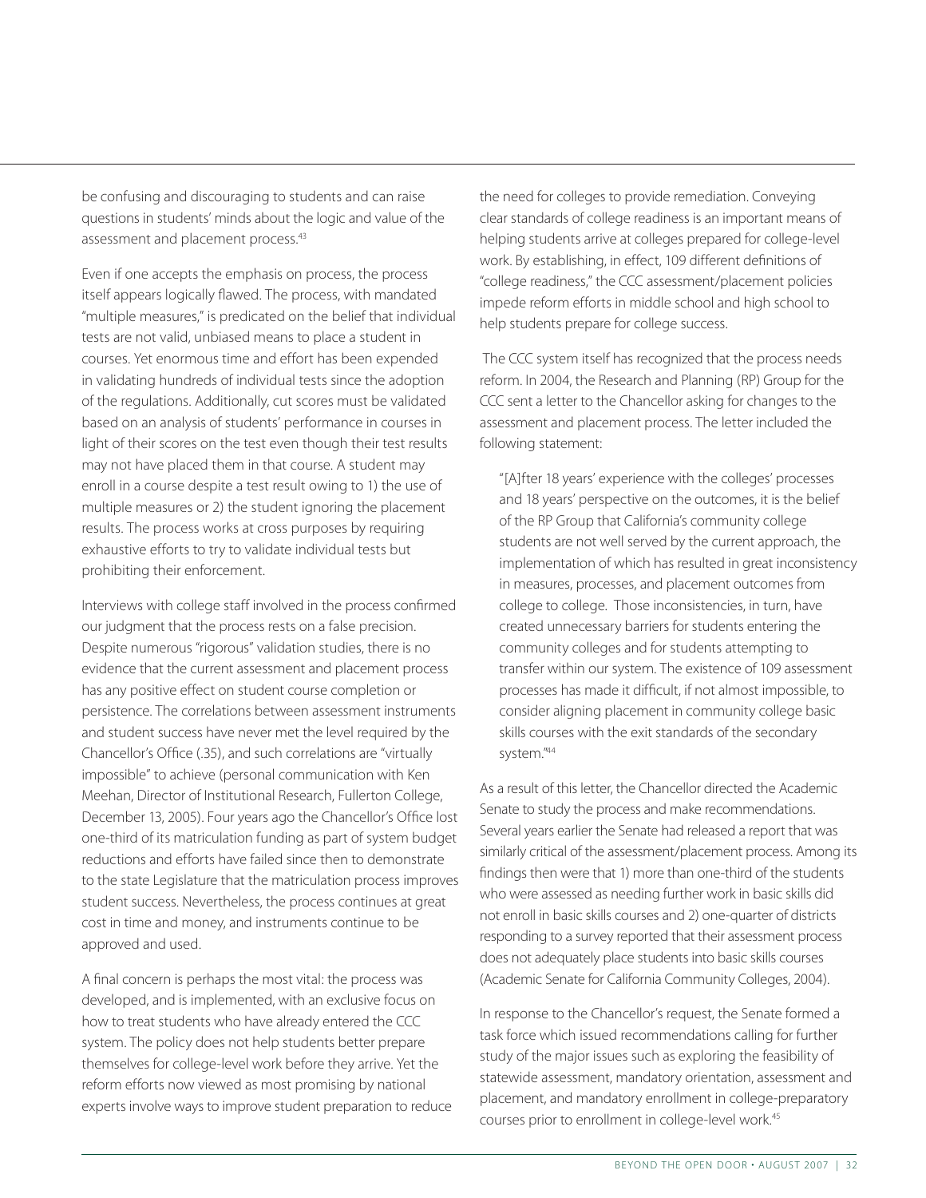be confusing and discouraging to students and can raise questions in students' minds about the logic and value of the assessment and placement process.[43]

Even if one accepts the emphasis on process, the process itself appears logically flawed. The process, with mandated "multiple measures," is predicated on the belief that individual tests are not valid, unbiased means to place a student in courses. Yet enormous time and effort has been expended in validating hundreds of individual tests since the adoption of the regulations. Additionally, cut scores must be validated based on an analysis of students' performance in courses in light of their scores on the test even though their test results may not have placed them in that course. A student may enroll in a course despite a test result owing to 1) the use of multiple measures or 2) the student ignoring the placement results. The process works at cross purposes by requiring exhaustive efforts to try to validate individual tests but prohibiting their enforcement.

Interviews with college staff involved in the process confirmed our judgment that the process rests on a false precision. Despite numerous "rigorous" validation studies, there is no evidence that the current assessment and placement process has any positive effect on student course completion or persistence. The correlations between assessment instruments and student success have never met the level required by the Chancellor's Office (.35), and such correlations are "virtually impossible" to achieve (personal communication with Ken Meehan, Director of Institutional Research, Fullerton College, December 13, 2005). Four years ago the Chancellor's Office lost one-third of its matriculation funding as part of system budget reductions and efforts have failed since then to demonstrate to the state Legislature that the matriculation process improves student success. Nevertheless, the process continues at great cost in time and money, and instruments continue to be approved and used.

A final concern is perhaps the most vital: the process was developed, and is implemented, with an exclusive focus on how to treat students who have already entered the CCC system. The policy does not help students better prepare themselves for college-level work before they arrive. Yet the reform efforts now viewed as most promising by national experts involve ways to improve student preparation to reduce the need for colleges to provide remediation. Conveying clear standards of college readiness is an important means of helping students arrive at colleges prepared for college-level work. By establishing, in effect, 109 different definitions of "college readiness," the CCC assessment/placement policies impede reform efforts in middle school and high school to help students prepare for college success.

The CCC system itself has recognized that the process needs reform. In 2004, the Research and Planning (RP) Group for the CCC sent a letter to the Chancellor asking for changes to the assessment and placement process. The letter included the following statement:

> "[A]fter 18 years' experience with the colleges' processes and 18 years' perspective on the outcomes, it is the belief of the RP Group that California's community college students are not well served by the current approach, the implementation of which has resulted in great inconsistency in measures, processes, and placement outcomes from college to college. Those inconsistencies, in turn, have created unnecessary barriers for students entering the community colleges and for students attempting to transfer within our system. The existence of 109 assessment processes has made it difficult, if not almost impossible, to consider aligning placement in community college basic skills courses with the exit standards of the secondary system."[44]

As a result of this letter, the Chancellor directed the Academic Senate to study the process and make recommendations. Several years earlier the Senate had released a report that was similarly critical of the assessment/placement process. Among its findings then were that 1) more than one-third of the students who were assessed as needing further work in basic skills did not enroll in basic skills courses and 2) one-quarter of districts responding to a survey reported that their assessment process does not adequately place students into basic skills courses (Academic Senate for California Community Colleges, 2004).

In response to the Chancellor's request, the Senate formed a task force which issued recommendations calling for further study of the major issues such as exploring the feasibility of statewide assessment, mandatory orientation, assessment and placement, and mandatory enrollment in college-preparatory courses prior to enrollment in college-level work.[45]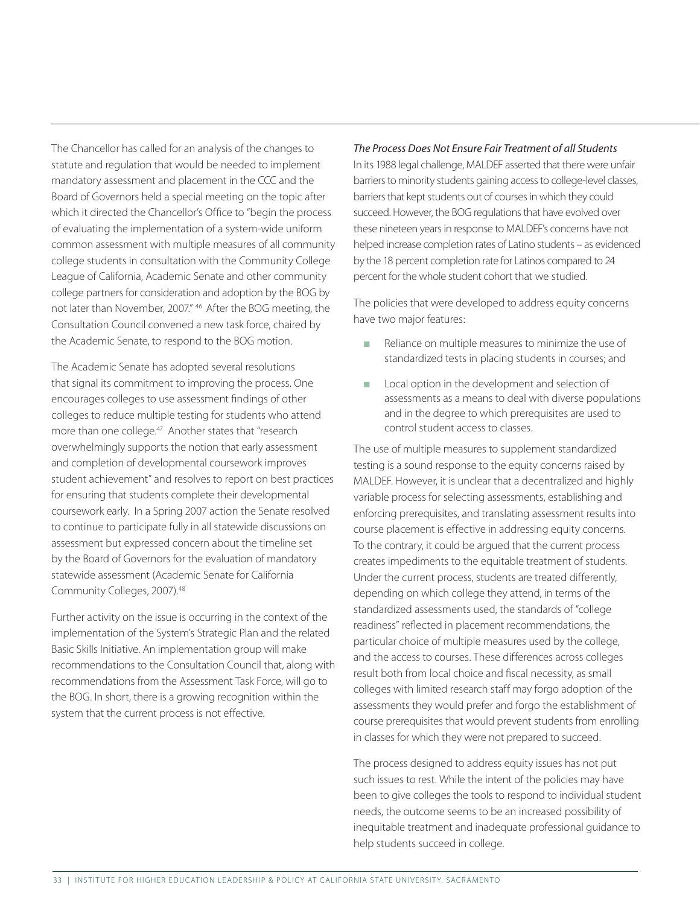The Chancellor has called for an analysis of the changes to statute and regulation that would be needed to implement mandatory assessment and placement in the CCC and the Board of Governors held a special meeting on the topic after which it directed the Chancellor's Office to "begin the process of evaluating the implementation of a system-wide uniform common assessment with multiple measures of all community college students in consultation with the Community College League of California, Academic Senate and other community college partners for consideration and adoption by the BOG by not later than November, 2007."[46] After the BOG meeting, the Consultation Council convened a new task force, chaired by the Academic Senate, to respond to the BOG motion.

The Academic Senate has adopted several resolutions that signal its commitment to improving the process. One encourages colleges to use assessment findings of other colleges to reduce multiple testing for students who attend more than one college.[47] Another states that "research overwhelmingly supports the notion that early assessment and completion of developmental coursework improves student achievement" and resolves to report on best practices for ensuring that students complete their developmental coursework early. In a Spring 2007 action the Senate resolved to continue to participate fully in all statewide discussions on assessment but expressed concern about the timeline set by the Board of Governors for the evaluation of mandatory statewide assessment (Academic Senate for California Community Colleges, 2007).[48]

Further activity on the issue is occurring in the context of the implementation of the System's Strategic Plan and the related Basic Skills Initiative. An implementation group will make recommendations to the Consultation Council that, along with recommendations from the Assessment Task Force, will go to the BOG. In short, there is a growing recognition within the system that the current process is not effective.

*The Process Does Not Ensure Fair Treatment of all Students*

In its 1988 legal challenge, MALDEF asserted that there were unfair barriers to minority students gaining access to college-level classes, barriers that kept students out of courses in which they could succeed. However, the BOG regulations that have evolved over these nineteen years in response to MALDEF's concerns have not helped increase completion rates of Latino students – as evidenced by the 18 percent completion rate for Latinos compared to 24 percent for the whole student cohort that we studied.

The policies that were developed to address equity concerns have two major features:

- Reliance on multiple measures to minimize the use of standardized tests in placing students in courses; and
- Local option in the development and selection of assessments as a means to deal with diverse populations and in the degree to which prerequisites are used to control student access to classes.

The use of multiple measures to supplement standardized testing is a sound response to the equity concerns raised by MALDEF. However, it is unclear that a decentralized and highly variable process for selecting assessments, establishing and enforcing prerequisites, and translating assessment results into course placement is effective in addressing equity concerns. To the contrary, it could be argued that the current process creates impediments to the equitable treatment of students. Under the current process, students are treated differently, depending on which college they attend, in terms of the standardized assessments used, the standards of "college readiness" reflected in placement recommendations, the particular choice of multiple measures used by the college, and the access to courses. These differences across colleges result both from local choice and fiscal necessity, as small colleges with limited research staff may forgo adoption of the assessments they would prefer and forgo the establishment of course prerequisites that would prevent students from enrolling in classes for which they were not prepared to succeed.

The process designed to address equity issues has not put such issues to rest. While the intent of the policies may have been to give colleges the tools to respond to individual student needs, the outcome seems to be an increased possibility of inequitable treatment and inadequate professional guidance to help students succeed in college.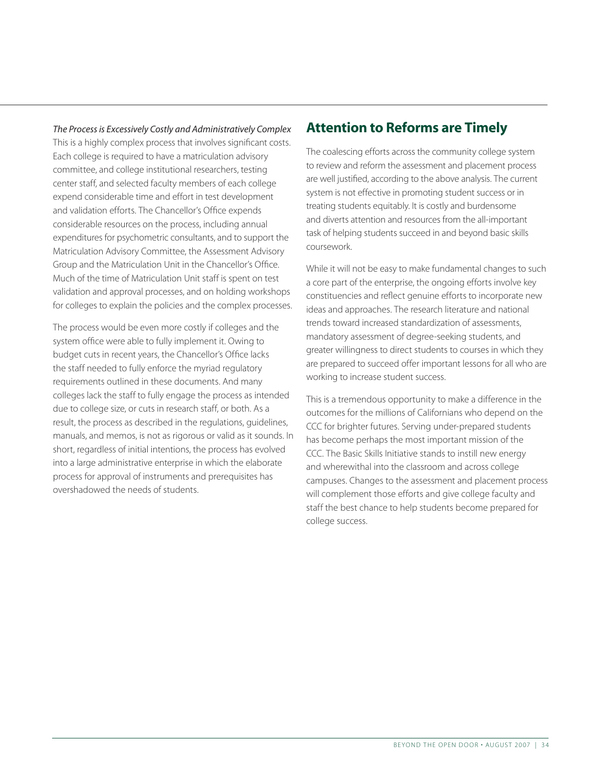*The Process is Excessively Costly and Administratively Complex*

This is a highly complex process that involves significant costs. Each college is required to have a matriculation advisory committee, and college institutional researchers, testing center staff, and selected faculty members of each college expend considerable time and effort in test development and validation efforts. The Chancellor's Office expends considerable resources on the process, including annual expenditures for psychometric consultants, and to support the Matriculation Advisory Committee, the Assessment Advisory Group and the Matriculation Unit in the Chancellor's Office. Much of the time of Matriculation Unit staff is spent on test validation and approval processes, and on holding workshops for colleges to explain the policies and the complex processes.

The process would be even more costly if colleges and the system office were able to fully implement it. Owing to budget cuts in recent years, the Chancellor's Office lacks the staff needed to fully enforce the myriad regulatory requirements outlined in these documents. And many colleges lack the staff to fully engage the process as intended due to college size, or cuts in research staff, or both. As a result, the process as described in the regulations, guidelines, manuals, and memos, is not as rigorous or valid as it sounds. In short, regardless of initial intentions, the process has evolved into a large administrative enterprise in which the elaborate process for approval of instruments and prerequisites has overshadowed the needs of students.

## Attention to Reforms are Timely

The coalescing efforts across the community college system to review and reform the assessment and placement process are well justified, according to the above analysis. The current system is not effective in promoting student success or in treating students equitably. It is costly and burdensome and diverts attention and resources from the all-important task of helping students succeed in and beyond basic skills coursework.

While it will not be easy to make fundamental changes to such a core part of the enterprise, the ongoing efforts involve key constituencies and reflect genuine efforts to incorporate new ideas and approaches. The research literature and national trends toward increased standardization of assessments, mandatory assessment of degree-seeking students, and greater willingness to direct students to courses in which they are prepared to succeed offer important lessons for all who are working to increase student success.

This is a tremendous opportunity to make a difference in the outcomes for the millions of Californians who depend on the CCC for brighter futures. Serving under-prepared students has become perhaps the most important mission of the CCC. The Basic Skills Initiative stands to instill new energy and wherewithal into the classroom and across college campuses. Changes to the assessment and placement process will complement those efforts and give college faculty and staff the best chance to help students become prepared for college success.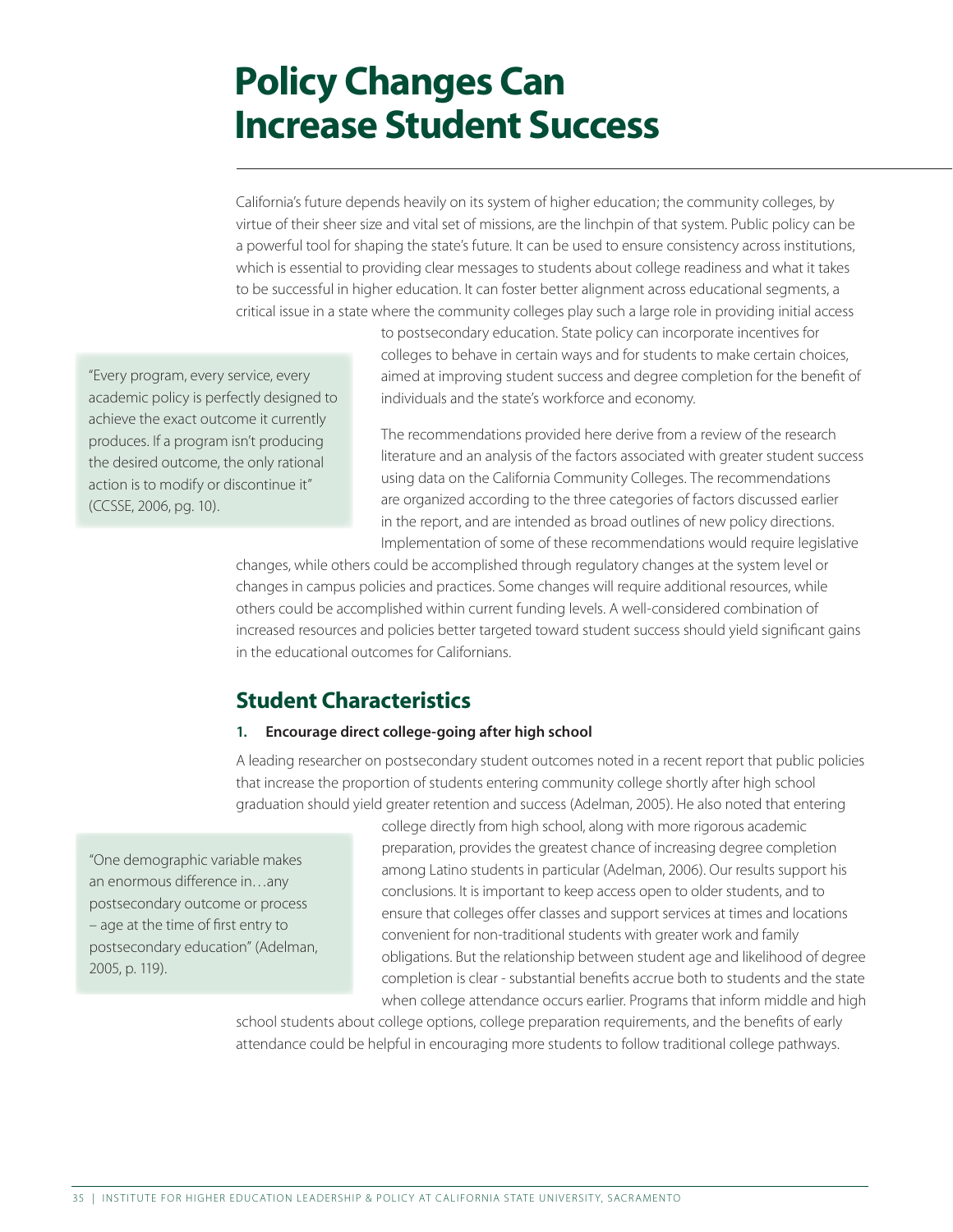# Policy Changes Can Increase Student Success

California's future depends heavily on its system of higher education; the community colleges, by virtue of their sheer size and vital set of missions, are the linchpin of that system. Public policy can be a powerful tool for shaping the state's future. It can be used to ensure consistency across institutions, which is essential to providing clear messages to students about college readiness and what it takes to be successful in higher education. It can foster better alignment across educational segments, a critical issue in a state where the community colleges play such a large role in providing initial access to postsecondary education. State policy can incorporate incentives for colleges to behave in certain ways and for students to make certain choices, aimed at improving student success and degree completion for the benefit of individuals and the state's workforce and economy.

> "Every program, every service, every academic policy is perfectly designed to achieve the exact outcome it currently produces. If a program isn't producing the desired outcome, the only rational action is to modify or discontinue it" (CCSSE, 2006, pg. 10).

The recommendations provided here derive from a review of the research literature and an analysis of the factors associated with greater student success using data on the California Community Colleges. The recommendations are organized according to the three categories of factors discussed earlier in the report, and are intended as broad outlines of new policy directions. Implementation of some of these recommendations would require legislative changes, while others could be accomplished through regulatory changes at the system level or changes in campus policies and practices. Some changes will require additional resources, while others could be accomplished within current funding levels. A well-considered combination of increased resources and policies better targeted toward student success should yield significant gains in the educational outcomes for Californians.

## Student Characteristics

**1. Encourage direct college-going after high school**

A leading researcher on postsecondary student outcomes noted in a recent report that public policies that increase the proportion of students entering community college shortly after high school graduation should yield greater retention and success (Adelman, 2005). He also noted that entering college directly from high school, along with more rigorous academic preparation, provides the greatest chance of increasing degree completion among Latino students in particular (Adelman, 2006). Our results support his conclusions. It is important to keep access open to older students, and to ensure that colleges offer classes and support services at times and locations convenient for non-traditional students with greater work and family obligations. But the relationship between student age and likelihood of degree completion is clear - substantial benefits accrue both to students and the state when college attendance occurs earlier. Programs that inform middle and high school students about college options, college preparation requirements, and the benefits of early attendance could be helpful in encouraging more students to follow traditional college pathways.

> "One demographic variable makes an enormous difference in…any postsecondary outcome or process – age at the time of first entry to postsecondary education" (Adelman, 2005, p. 119).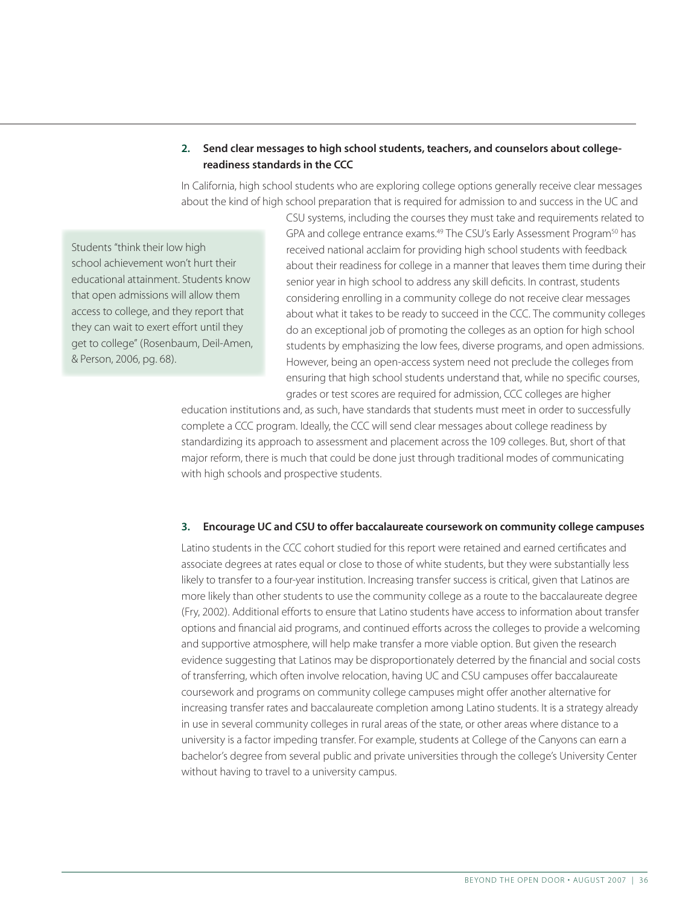**2. Send clear messages to high school students, teachers, and counselors about college-readiness standards in the CCC**

In California, high school students who are exploring college options generally receive clear messages about the kind of high school preparation that is required for admission to and success in the UC and CSU systems, including the courses they must take and requirements related to GPA and college entrance exams.[49] The CSU's Early Assessment Program[50] has received national acclaim for providing high school students with feedback about their readiness for college in a manner that leaves them time during their senior year in high school to address any skill deficits. In contrast, students considering enrolling in a community college do not receive clear messages about what it takes to be ready to succeed in the CCC. The community colleges do an exceptional job of promoting the colleges as an option for high school students by emphasizing the low fees, diverse programs, and open admissions. However, being an open-access system need not preclude the colleges from ensuring that high school students understand that, while no specific courses, grades or test scores are required for admission, CCC colleges are higher education institutions and, as such, have standards that students must meet in order to successfully complete a CCC program. Ideally, the CCC will send clear messages about college readiness by standardizing its approach to assessment and placement across the 109 colleges. But, short of that major reform, there is much that could be done just through traditional modes of communicating with high schools and prospective students.

> Students "think their low high school achievement won't hurt their educational attainment. Students know that open admissions will allow them access to college, and they report that they can wait to exert effort until they get to college" (Rosenbaum, Deil-Amen, & Person, 2006, pg. 68).

**3. Encourage UC and CSU to offer baccalaureate coursework on community college campuses**

Latino students in the CCC cohort studied for this report were retained and earned certificates and associate degrees at rates equal or close to those of white students, but they were substantially less likely to transfer to a four-year institution. Increasing transfer success is critical, given that Latinos are more likely than other students to use the community college as a route to the baccalaureate degree (Fry, 2002). Additional efforts to ensure that Latino students have access to information about transfer options and financial aid programs, and continued efforts across the colleges to provide a welcoming and supportive atmosphere, will help make transfer a more viable option. But given the research evidence suggesting that Latinos may be disproportionately deterred by the financial and social costs of transferring, which often involve relocation, having UC and CSU campuses offer baccalaureate coursework and programs on community college campuses might offer another alternative for increasing transfer rates and baccalaureate completion among Latino students. It is a strategy already in use in several community colleges in rural areas of the state, or other areas where distance to a university is a factor impeding transfer. For example, students at College of the Canyons can earn a bachelor's degree from several public and private universities through the college's University Center without having to travel to a university campus.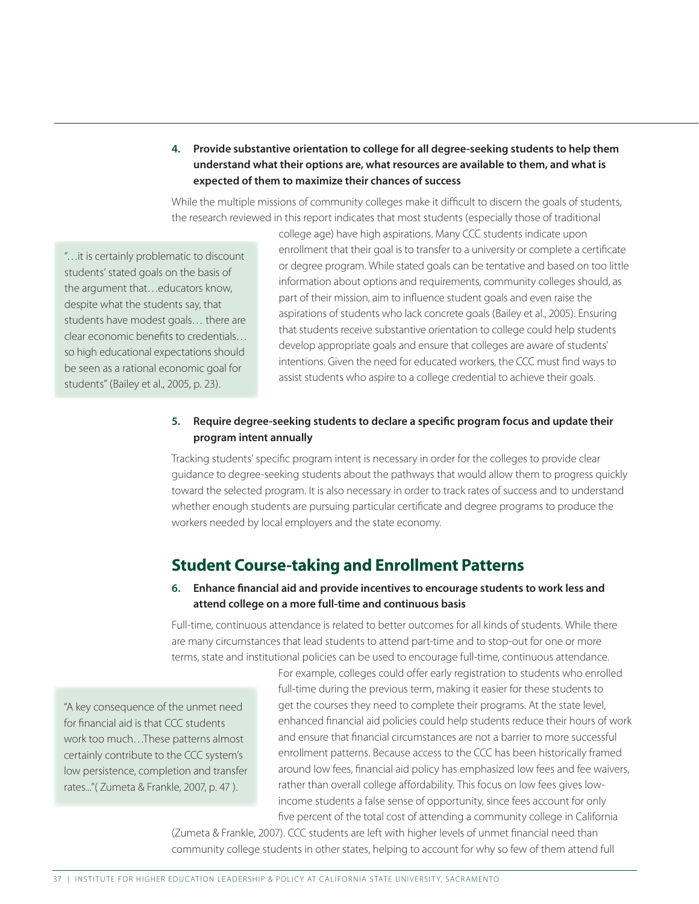**4. Provide substantive orientation to college for all degree-seeking students to help them understand what their options are, what resources are available to them, and what is expected of them to maximize their chances of success**

While the multiple missions of community colleges make it difficult to discern the goals of students, the research reviewed in this report indicates that most students (especially those of traditional college age) have high aspirations. Many CCC students indicate upon enrollment that their goal is to transfer to a university or complete a certificate or degree program. While stated goals can be tentative and based on too little information about options and requirements, community colleges should, as part of their mission, aim to influence student goals and even raise the aspirations of students who lack concrete goals (Bailey et al., 2005). Ensuring that students receive substantive orientation to college could help students develop appropriate goals and ensure that colleges are aware of students' intentions. Given the need for educated workers, the CCC must find ways to assist students who aspire to a college credential to achieve their goals.

> "…it is certainly problematic to discount students' stated goals on the basis of the argument that…educators know, despite what the students say, that students have modest goals… there are clear economic benefits to credentials… so high educational expectations should be seen as a rational economic goal for students" (Bailey et al., 2005, p. 23).

**5. Require degree-seeking students to declare a specific program focus and update their program intent annually**

Tracking students' specific program intent is necessary in order for the colleges to provide clear guidance to degree-seeking students about the pathways that would allow them to progress quickly toward the selected program. It is also necessary in order to track rates of success and to understand whether enough students are pursuing particular certificate and degree programs to produce the workers needed by local employers and the state economy.

## Student Course-taking and Enrollment Patterns

**6. Enhance financial aid and provide incentives to encourage students to work less and attend college on a more full-time and continuous basis**

Full-time, continuous attendance is related to better outcomes for all kinds of students. While there are many circumstances that lead students to attend part-time and to stop-out for one or more terms, state and institutional policies can be used to encourage full-time, continuous attendance. For example, colleges could offer early registration to students who enrolled full-time during the previous term, making it easier for these students to get the courses they need to complete their programs. At the state level, enhanced financial aid policies could help students reduce their hours of work and ensure that financial circumstances are not a barrier to more successful enrollment patterns. Because access to the CCC has been historically framed around low fees, financial aid policy has emphasized low fees and fee waivers, rather than overall college affordability. This focus on low fees gives low-income students a false sense of opportunity, since fees account for only five percent of the total cost of attending a community college in California (Zumeta & Frankle, 2007). CCC students are left with higher levels of unmet financial need than community college students in other states, helping to account for why so few of them attend full

> "A key consequence of the unmet need for financial aid is that CCC students work too much…These patterns almost certainly contribute to the CCC system's low persistence, completion and transfer rates..."( Zumeta & Frankle, 2007, p. 47 ).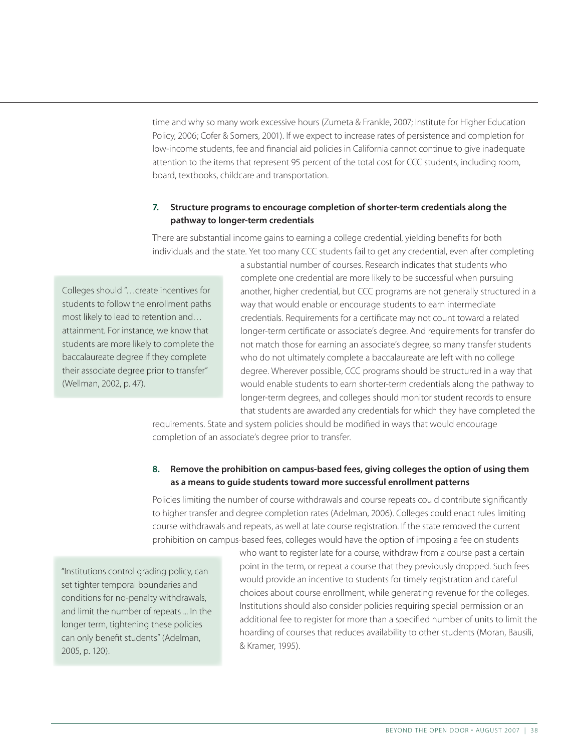time and why so many work excessive hours (Zumeta & Frankle, 2007; Institute for Higher Education Policy, 2006; Cofer & Somers, 2001). If we expect to increase rates of persistence and completion for low-income students, fee and financial aid policies in California cannot continue to give inadequate attention to the items that represent 95 percent of the total cost for CCC students, including room, board, textbooks, childcare and transportation.

### 7. Structure programs to encourage completion of shorter-term credentials along the pathway to longer-term credentials

There are substantial income gains to earning a college credential, yielding benefits for both individuals and the state. Yet too many CCC students fail to get any credential, even after completing a substantial number of courses. Research indicates that students who complete one credential are more likely to be successful when pursuing another, higher credential, but CCC programs are not generally structured in a way that would enable or encourage students to earn intermediate credentials. Requirements for a certificate may not count toward a related longer-term certificate or associate's degree. And requirements for transfer do not match those for earning an associate's degree, so many transfer students who do not ultimately complete a baccalaureate are left with no college degree. Wherever possible, CCC programs should be structured in a way that would enable students to earn shorter-term credentials along the pathway to longer-term degrees, and colleges should monitor student records to ensure that students are awarded any credentials for which they have completed the requirements. State and system policies should be modified in ways that would encourage completion of an associate's degree prior to transfer.

> Colleges should "…create incentives for students to follow the enrollment paths most likely to lead to retention and… attainment. For instance, we know that students are more likely to complete the baccalaureate degree if they complete their associate degree prior to transfer" (Wellman, 2002, p. 47).

### 8. Remove the prohibition on campus-based fees, giving colleges the option of using them as a means to guide students toward more successful enrollment patterns

Policies limiting the number of course withdrawals and course repeats could contribute significantly to higher transfer and degree completion rates (Adelman, 2006). Colleges could enact rules limiting course withdrawals and repeats, as well at late course registration. If the state removed the current prohibition on campus-based fees, colleges would have the option of imposing a fee on students who want to register late for a course, withdraw from a course past a certain point in the term, or repeat a course that they previously dropped. Such fees would provide an incentive to students for timely registration and careful choices about course enrollment, while generating revenue for the colleges. Institutions should also consider policies requiring special permission or an additional fee to register for more than a specified number of units to limit the hoarding of courses that reduces availability to other students (Moran, Bausili, & Kramer, 1995).

> "Institutions control grading policy, can set tighter temporal boundaries and conditions for no-penalty withdrawals, and limit the number of repeats ... In the longer term, tightening these policies can only benefit students" (Adelman, 2005, p. 120).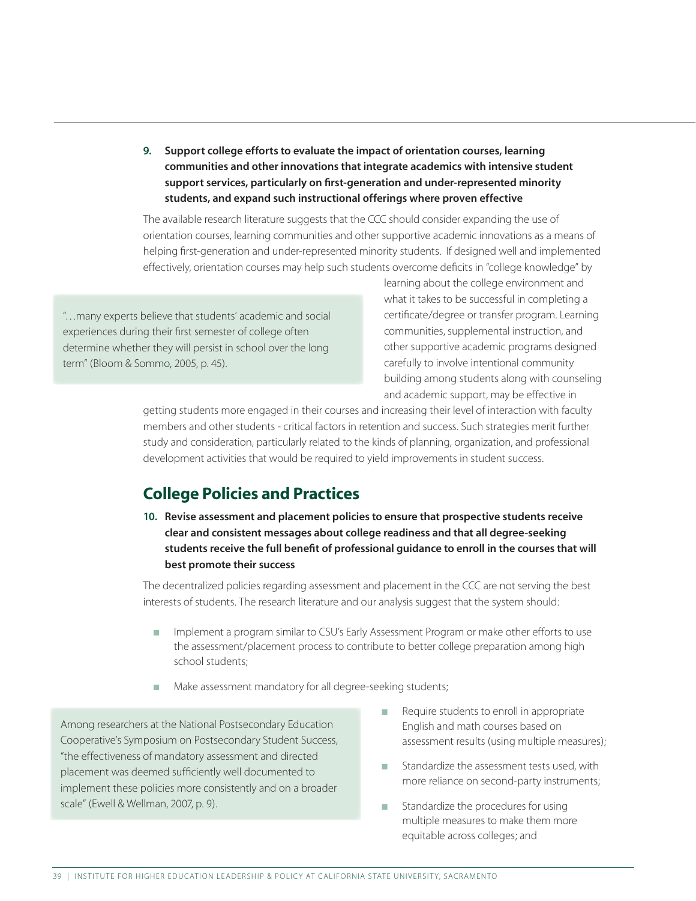**9. Support college efforts to evaluate the impact of orientation courses, learning communities and other innovations that integrate academics with intensive student support services, particularly on first-generation and under-represented minority students, and expand such instructional offerings where proven effective**

The available research literature suggests that the CCC should consider expanding the use of orientation courses, learning communities and other supportive academic innovations as a means of helping first-generation and under-represented minority students. If designed well and implemented effectively, orientation courses may help such students overcome deficits in "college knowledge" by learning about the college environment and what it takes to be successful in completing a certificate/degree or transfer program. Learning communities, supplemental instruction, and other supportive academic programs designed carefully to involve intentional community building among students along with counseling and academic support, may be effective in getting students more engaged in their courses and increasing their level of interaction with faculty members and other students - critical factors in retention and success. Such strategies merit further study and consideration, particularly related to the kinds of planning, organization, and professional development activities that would be required to yield improvements in student success.

> "…many experts believe that students' academic and social experiences during their first semester of college often determine whether they will persist in school over the long term" (Bloom & Sommo, 2005, p. 45).

## College Policies and Practices

**10. Revise assessment and placement policies to ensure that prospective students receive clear and consistent messages about college readiness and that all degree-seeking students receive the full benefit of professional guidance to enroll in the courses that will best promote their success**

The decentralized policies regarding assessment and placement in the CCC are not serving the best interests of students. The research literature and our analysis suggest that the system should:

- Implement a program similar to CSU's Early Assessment Program or make other efforts to use the assessment/placement process to contribute to better college preparation among high school students;
- Make assessment mandatory for all degree-seeking students;
- Require students to enroll in appropriate English and math courses based on assessment results (using multiple measures);
- Standardize the assessment tests used, with more reliance on second-party instruments;
- Standardize the procedures for using multiple measures to make them more equitable across colleges; and

> Among researchers at the National Postsecondary Education Cooperative's Symposium on Postsecondary Student Success, "the effectiveness of mandatory assessment and directed placement was deemed sufficiently well documented to implement these policies more consistently and on a broader scale" (Ewell & Wellman, 2007, p. 9).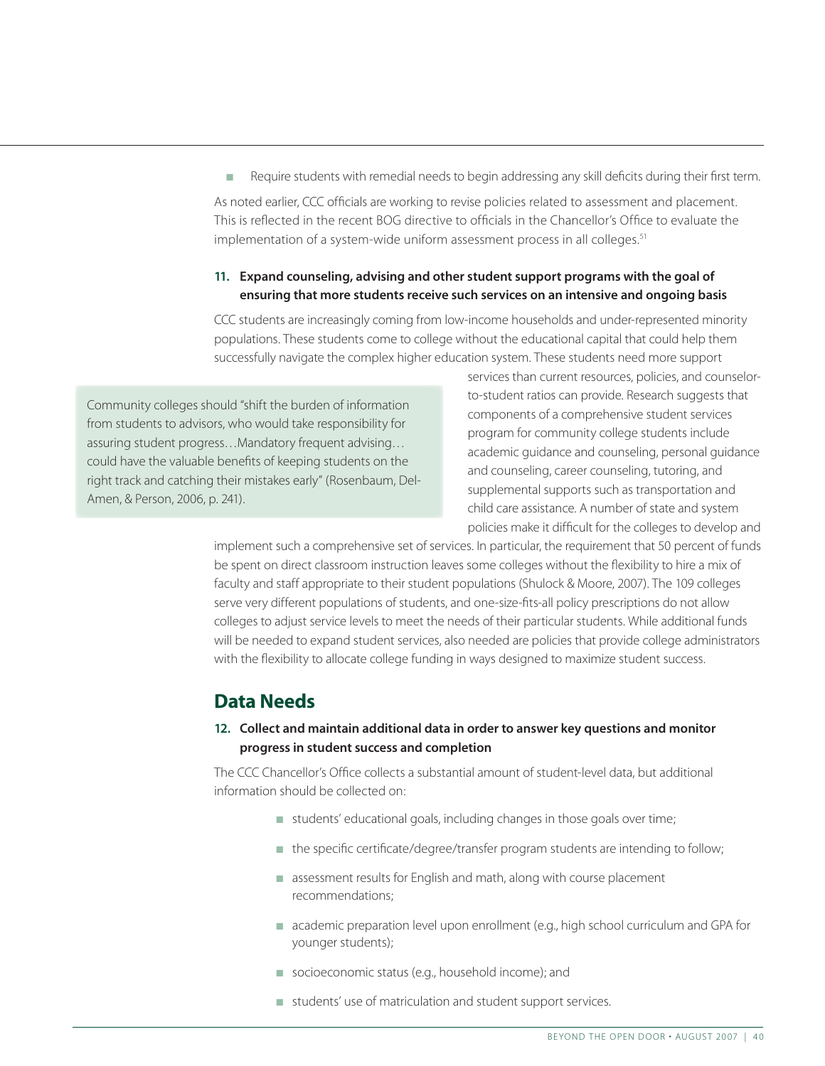- Require students with remedial needs to begin addressing any skill deficits during their first term.

As noted earlier, CCC officials are working to revise policies related to assessment and placement. This is reflected in the recent BOG directive to officials in the Chancellor's Office to evaluate the implementation of a system-wide uniform assessment process in all colleges.[51]

**11. Expand counseling, advising and other student support programs with the goal of ensuring that more students receive such services on an intensive and ongoing basis**

CCC students are increasingly coming from low-income households and under-represented minority populations. These students come to college without the educational capital that could help them successfully navigate the complex higher education system. These students need more support services than current resources, policies, and counselor-to-student ratios can provide. Research suggests that components of a comprehensive student services program for community college students include academic guidance and counseling, personal guidance and counseling, career counseling, tutoring, and supplemental supports such as transportation and child care assistance. A number of state and system policies make it difficult for the colleges to develop and implement such a comprehensive set of services. In particular, the requirement that 50 percent of funds be spent on direct classroom instruction leaves some colleges without the flexibility to hire a mix of faculty and staff appropriate to their student populations (Shulock & Moore, 2007). The 109 colleges serve very different populations of students, and one-size-fits-all policy prescriptions do not allow colleges to adjust service levels to meet the needs of their particular students. While additional funds will be needed to expand student services, also needed are policies that provide college administrators with the flexibility to allocate college funding in ways designed to maximize student success.

> Community colleges should "shift the burden of information from students to advisors, who would take responsibility for assuring student progress…Mandatory frequent advising…could have the valuable benefits of keeping students on the right track and catching their mistakes early" (Rosenbaum, Del-Amen, & Person, 2006, p. 241).

## Data Needs

**12. Collect and maintain additional data in order to answer key questions and monitor progress in student success and completion**

The CCC Chancellor's Office collects a substantial amount of student-level data, but additional information should be collected on:

- students' educational goals, including changes in those goals over time;
- the specific certificate/degree/transfer program students are intending to follow;
- assessment results for English and math, along with course placement recommendations;
- academic preparation level upon enrollment (e.g., high school curriculum and GPA for younger students);
- socioeconomic status (e.g., household income); and
- students' use of matriculation and student support services.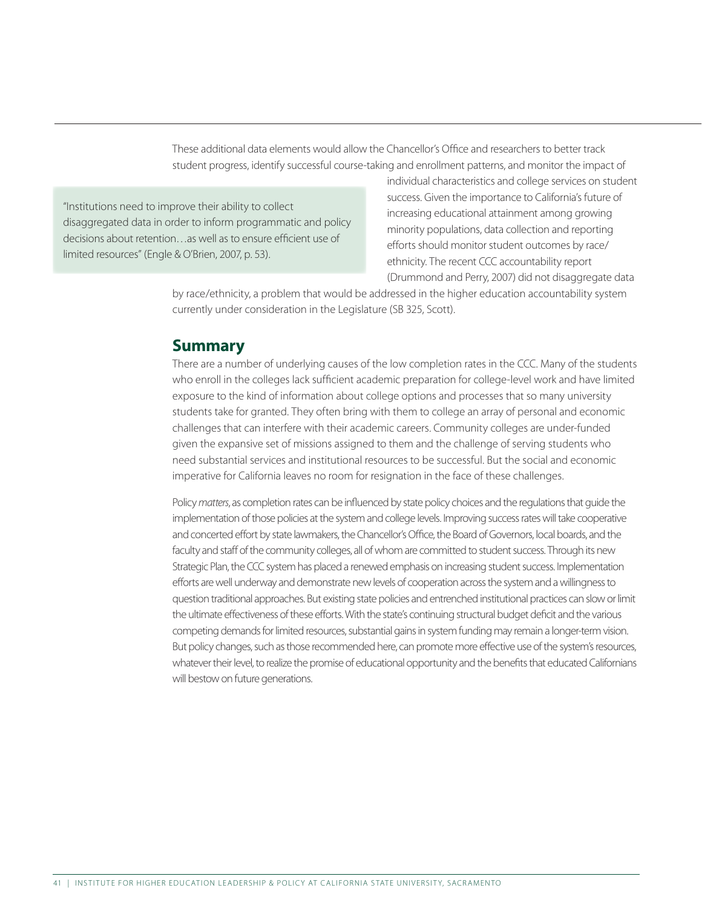These additional data elements would allow the Chancellor's Office and researchers to better track student progress, identify successful course-taking and enrollment patterns, and monitor the impact of individual characteristics and college services on student success. Given the importance to California's future of increasing educational attainment among growing minority populations, data collection and reporting efforts should monitor student outcomes by race/ethnicity. The recent CCC accountability report (Drummond and Perry, 2007) did not disaggregate data by race/ethnicity, a problem that would be addressed in the higher education accountability system currently under consideration in the Legislature (SB 325, Scott).

> "Institutions need to improve their ability to collect disaggregated data in order to inform programmatic and policy decisions about retention…as well as to ensure efficient use of limited resources" (Engle & O'Brien, 2007, p. 53).

## Summary

There are a number of underlying causes of the low completion rates in the CCC. Many of the students who enroll in the colleges lack sufficient academic preparation for college-level work and have limited exposure to the kind of information about college options and processes that so many university students take for granted. They often bring with them to college an array of personal and economic challenges that can interfere with their academic careers. Community colleges are under-funded given the expansive set of missions assigned to them and the challenge of serving students who need substantial services and institutional resources to be successful. But the social and economic imperative for California leaves no room for resignation in the face of these challenges.

Policy *matters*, as completion rates can be influenced by state policy choices and the regulations that guide the implementation of those policies at the system and college levels. Improving success rates will take cooperative and concerted effort by state lawmakers, the Chancellor's Office, the Board of Governors, local boards, and the faculty and staff of the community colleges, all of whom are committed to student success. Through its new Strategic Plan, the CCC system has placed a renewed emphasis on increasing student success. Implementation efforts are well underway and demonstrate new levels of cooperation across the system and a willingness to question traditional approaches. But existing state policies and entrenched institutional practices can slow or limit the ultimate effectiveness of these efforts. With the state's continuing structural budget deficit and the various competing demands for limited resources, substantial gains in system funding may remain a longer-term vision. But policy changes, such as those recommended here, can promote more effective use of the system's resources, whatever their level, to realize the promise of educational opportunity and the benefits that educated Californians will bestow on future generations.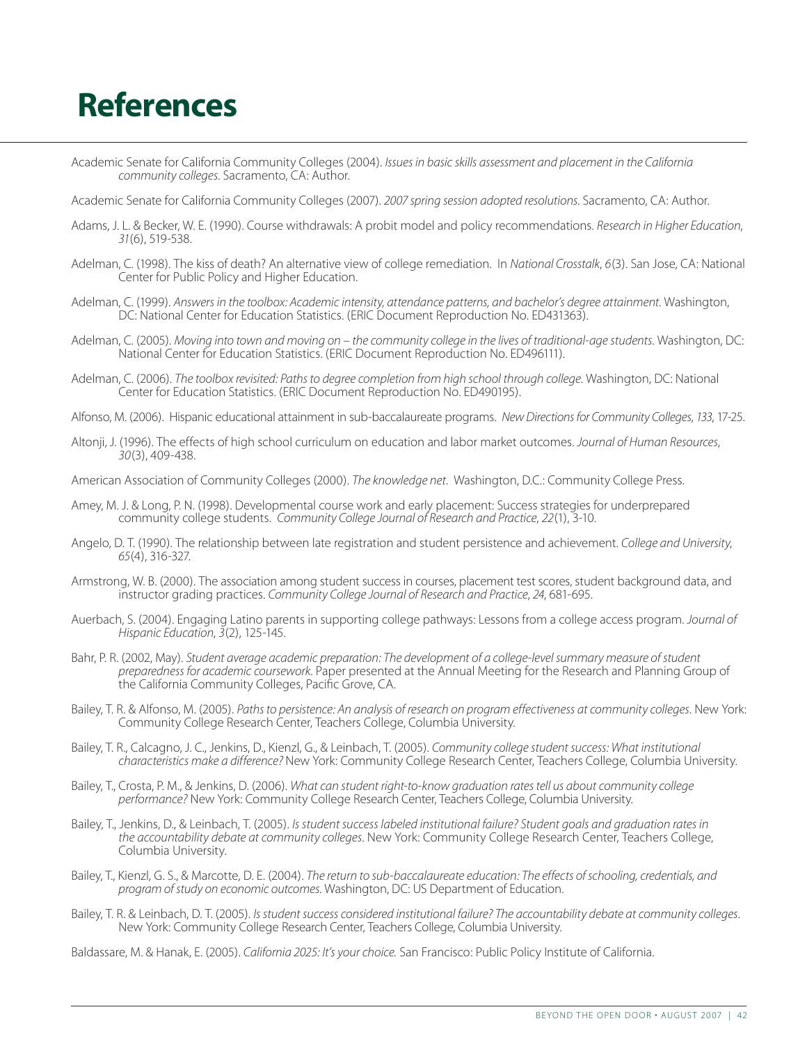# References

Academic Senate for California Community Colleges (2004). *Issues in basic skills assessment and placement in the California community colleges.* Sacramento, CA: Author.

Academic Senate for California Community Colleges (2007). *2007 spring session adopted resolutions.* Sacramento, CA: Author.

Adams, J. L. & Becker, W. E. (1990). Course withdrawals: A probit model and policy recommendations. *Research in Higher Education*, *31*(6), 519-538.

Adelman, C. (1998). The kiss of death? An alternative view of college remediation. In *National Crosstalk*, *6*(3). San Jose, CA: National Center for Public Policy and Higher Education.

Adelman, C. (1999). *Answers in the toolbox: Academic intensity, attendance patterns, and bachelor's degree attainment*. Washington, DC: National Center for Education Statistics. (ERIC Document Reproduction No. ED431363).

Adelman, C. (2005). *Moving into town and moving on – the community college in the lives of traditional-age students*. Washington, DC: National Center for Education Statistics. (ERIC Document Reproduction No. ED496111).

Adelman, C. (2006). *The toolbox revisited: Paths to degree completion from high school through college*. Washington, DC: National Center for Education Statistics. (ERIC Document Reproduction No. ED490195).

Alfonso, M. (2006). Hispanic educational attainment in sub-baccalaureate programs. *New Directions for Community Colleges*, *133*, 17-25.

Altonji, J. (1996). The effects of high school curriculum on education and labor market outcomes. *Journal of Human Resources*, *30*(3), 409-438.

American Association of Community Colleges (2000). *The knowledge net*. Washington, D.C.: Community College Press.

Amey, M. J. & Long, P. N. (1998). Developmental course work and early placement: Success strategies for underprepared community college students. *Community College Journal of Research and Practice*, *22*(1), 3-10.

Angelo, D. T. (1990). The relationship between late registration and student persistence and achievement. *College and University*, *65*(4), 316-327.

Armstrong, W. B. (2000). The association among student success in courses, placement test scores, student background data, and instructor grading practices. *Community College Journal of Research and Practice*, *24*, 681-695.

Auerbach, S. (2004). Engaging Latino parents in supporting college pathways: Lessons from a college access program. *Journal of Hispanic Education*, *3*(2), 125-145.

Bahr, P. R. (2002, May). *Student average academic preparation: The development of a college-level summary measure of student preparedness for academic coursework*. Paper presented at the Annual Meeting for the Research and Planning Group of the California Community Colleges, Pacific Grove, CA.

Bailey, T. R. & Alfonso, M. (2005). *Paths to persistence: An analysis of research on program effectiveness at community colleges*. New York: Community College Research Center, Teachers College, Columbia University.

Bailey, T. R., Calcagno, J. C., Jenkins, D., Kienzl, G., & Leinbach, T. (2005). *Community college student success: What institutional characteristics make a difference?* New York: Community College Research Center, Teachers College, Columbia University.

Bailey, T., Crosta, P. M., & Jenkins, D. (2006). *What can student right-to-know graduation rates tell us about community college performance?* New York: Community College Research Center, Teachers College, Columbia University.

Bailey, T., Jenkins, D., & Leinbach, T. (2005). *Is student success labeled institutional failure? Student goals and graduation rates in the accountability debate at community colleges*. New York: Community College Research Center, Teachers College, Columbia University.

Bailey, T., Kienzl, G. S., & Marcotte, D. E. (2004). *The return to sub-baccalaureate education: The effects of schooling, credentials, and program of study on economic outcomes.* Washington, DC: US Department of Education.

Bailey, T. R. & Leinbach, D. T. (2005). *Is student success considered institutional failure? The accountability debate at community colleges*. New York: Community College Research Center, Teachers College, Columbia University.

Baldassare, M. & Hanak, E. (2005). *California 2025: It's your choice.* San Francisco: Public Policy Institute of California.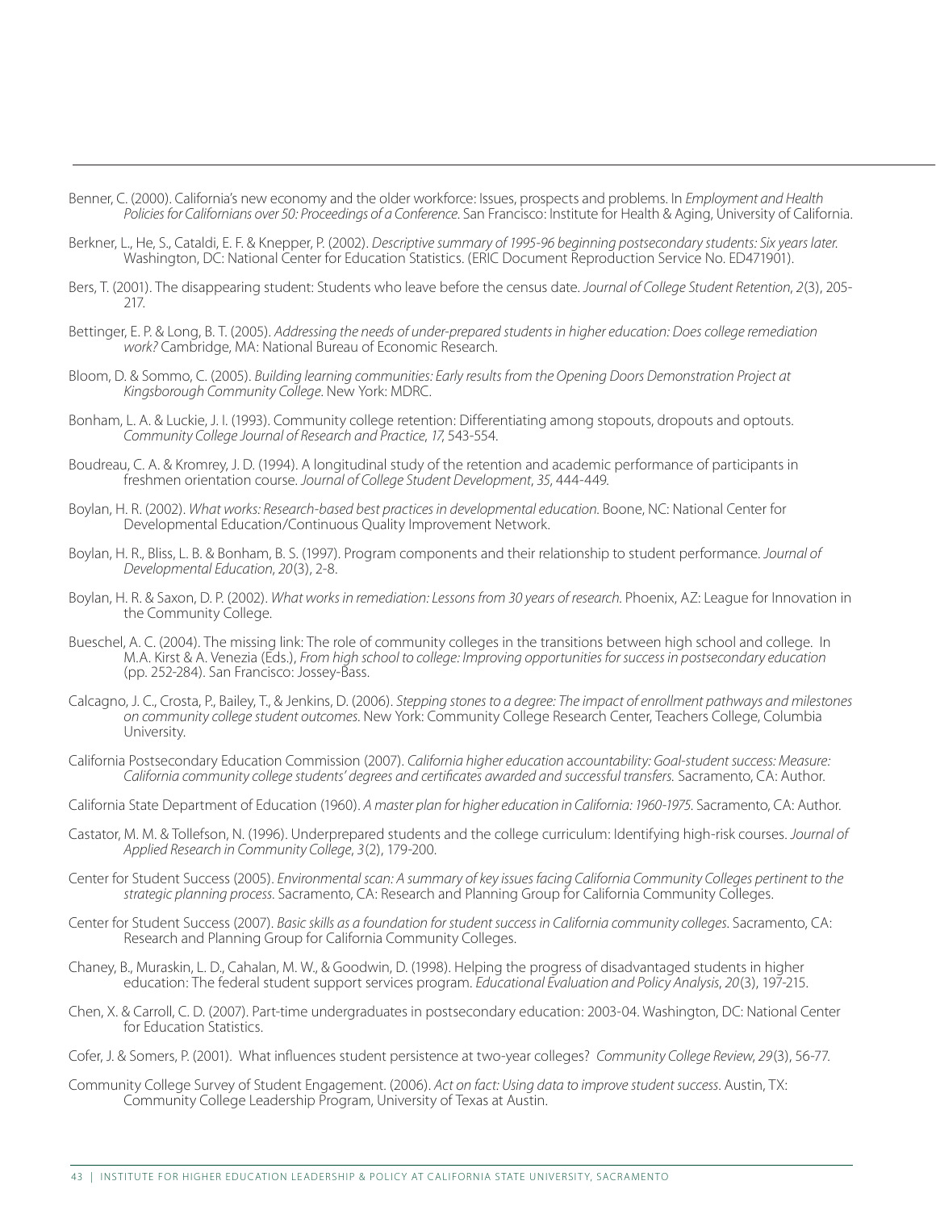Benner, C. (2000). California's new economy and the older workforce: Issues, prospects and problems. In *Employment and Health Policies for Californians over 50: Proceedings of a Conference*. San Francisco: Institute for Health & Aging, University of California.

Berkner, L., He, S., Cataldi, E. F. & Knepper, P. (2002). *Descriptive summary of 1995-96 beginning postsecondary students: Six years later.* Washington, DC: National Center for Education Statistics. (ERIC Document Reproduction Service No. ED471901).

Bers, T. (2001). The disappearing student: Students who leave before the census date. *Journal of College Student Retention*, *2*(3), 205-217.

Bettinger, E. P. & Long, B. T. (2005). *Addressing the needs of under-prepared students in higher education: Does college remediation work?* Cambridge, MA: National Bureau of Economic Research.

Bloom, D. & Sommo, C. (2005). *Building learning communities: Early results from the Opening Doors Demonstration Project at Kingsborough Community College*. New York: MDRC.

Bonham, L. A. & Luckie, J. I. (1993). Community college retention: Differentiating among stopouts, dropouts and optouts. *Community College Journal of Research and Practice*, *17*, 543-554.

Boudreau, C. A. & Kromrey, J. D. (1994). A longitudinal study of the retention and academic performance of participants in freshmen orientation course. *Journal of College Student Development*, *35*, 444-449.

Boylan, H. R. (2002). *What works: Research-based best practices in developmental education.* Boone, NC: National Center for Developmental Education/Continuous Quality Improvement Network.

Boylan, H. R., Bliss, L. B. & Bonham, B. S. (1997). Program components and their relationship to student performance. *Journal of Developmental Education*, *20*(3), 2-8.

Boylan, H. R. & Saxon, D. P. (2002). *What works in remediation: Lessons from 30 years of research.* Phoenix, AZ: League for Innovation in the Community College.

Bueschel, A. C. (2004). The missing link: The role of community colleges in the transitions between high school and college. In M.A. Kirst & A. Venezia (Eds.), *From high school to college: Improving opportunities for success in postsecondary education* (pp. 252-284). San Francisco: Jossey-Bass.

Calcagno, J. C., Crosta, P., Bailey, T., & Jenkins, D. (2006). *Stepping stones to a degree: The impact of enrollment pathways and milestones on community college student outcomes*. New York: Community College Research Center, Teachers College, Columbia University.

California Postsecondary Education Commission (2007). *California higher education accountability: Goal-student success: Measure: California community college students' degrees and certificates awarded and successful transfers.* Sacramento, CA: Author.

California State Department of Education (1960). *A master plan for higher education in California: 1960-1975.* Sacramento, CA: Author.

Castator, M. M. & Tollefson, N. (1996). Underprepared students and the college curriculum: Identifying high-risk courses. *Journal of Applied Research in Community College*, *3*(2), 179-200.

Center for Student Success (2005). *Environmental scan: A summary of key issues facing California Community Colleges pertinent to the strategic planning process.* Sacramento, CA: Research and Planning Group for California Community Colleges.

Center for Student Success (2007). *Basic skills as a foundation for student success in California community colleges.* Sacramento, CA: Research and Planning Group for California Community Colleges.

Chaney, B., Muraskin, L. D., Cahalan, M. W., & Goodwin, D. (1998). Helping the progress of disadvantaged students in higher education: The federal student support services program. *Educational Evaluation and Policy Analysis*, *20*(3), 197-215.

Chen, X. & Carroll, C. D. (2007). Part-time undergraduates in postsecondary education: 2003-04. Washington, DC: National Center for Education Statistics.

Cofer, J. & Somers, P. (2001). What influences student persistence at two-year colleges? *Community College Review*, *29*(3), 56-77.

Community College Survey of Student Engagement. (2006). *Act on fact: Using data to improve student success.* Austin, TX: Community College Leadership Program, University of Texas at Austin.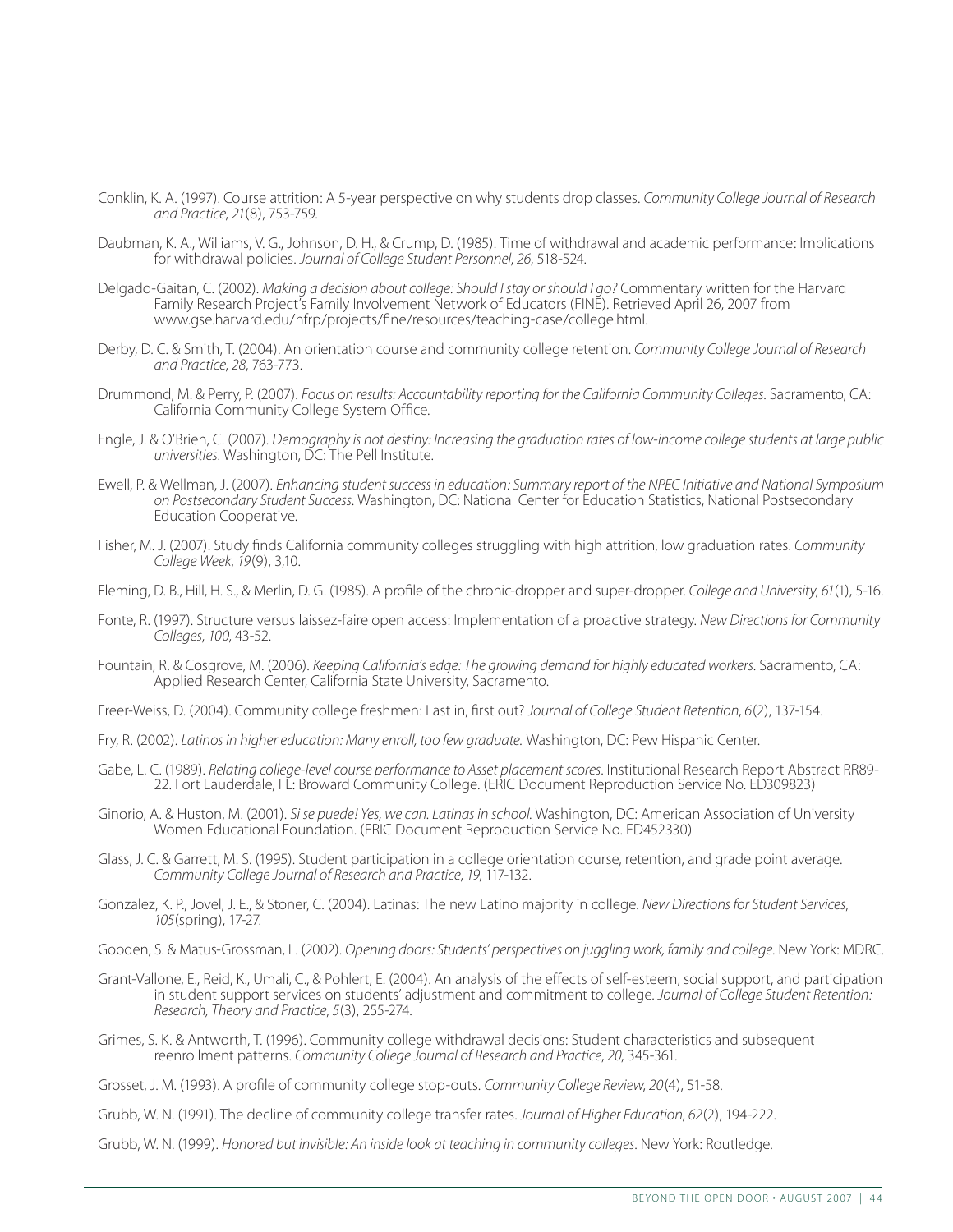Conklin, K. A. (1997). Course attrition: A 5-year perspective on why students drop classes. *Community College Journal of Research and Practice*, *21*(8), 753-759.

Daubman, K. A., Williams, V. G., Johnson, D. H., & Crump, D. (1985). Time of withdrawal and academic performance: Implications for withdrawal policies. *Journal of College Student Personnel*, *26*, 518-524.

Delgado-Gaitan, C. (2002). *Making a decision about college: Should I stay or should I go?* Commentary written for the Harvard Family Research Project's Family Involvement Network of Educators (FINE). Retrieved April 26, 2007 from www.gse.harvard.edu/hfrp/projects/fine/resources/teaching-case/college.html.

Derby, D. C. & Smith, T. (2004). An orientation course and community college retention. *Community College Journal of Research and Practice*, *28*, 763-773.

Drummond, M. & Perry, P. (2007). *Focus on results: Accountability reporting for the California Community Colleges*. Sacramento, CA: California Community College System Office.

Engle, J. & O'Brien, C. (2007). *Demography is not destiny: Increasing the graduation rates of low-income college students at large public universities*. Washington, DC: The Pell Institute.

Ewell, P. & Wellman, J. (2007). *Enhancing student success in education: Summary report of the NPEC Initiative and National Symposium on Postsecondary Student Success*. Washington, DC: National Center for Education Statistics, National Postsecondary Education Cooperative.

Fisher, M. J. (2007). Study finds California community colleges struggling with high attrition, low graduation rates. *Community College Week*, *19*(9), 3,10.

Fleming, D. B., Hill, H. S., & Merlin, D. G. (1985). A profile of the chronic-dropper and super-dropper. *College and University*, *61*(1), 5-16.

Fonte, R. (1997). Structure versus laissez-faire open access: Implementation of a proactive strategy. *New Directions for Community Colleges*, *100*, 43-52.

Fountain, R. & Cosgrove, M. (2006). *Keeping California's edge: The growing demand for highly educated workers*. Sacramento, CA: Applied Research Center, California State University, Sacramento.

Freer-Weiss, D. (2004). Community college freshmen: Last in, first out? *Journal of College Student Retention*, *6*(2), 137-154.

Fry, R. (2002). *Latinos in higher education: Many enroll, too few graduate.* Washington, DC: Pew Hispanic Center.

Gabe, L. C. (1989). *Relating college-level course performance to Asset placement scores*. Institutional Research Report Abstract RR89-22. Fort Lauderdale, FL: Broward Community College. (ERIC Document Reproduction Service No. ED309823)

Ginorio, A. & Huston, M. (2001). *Si se puede! Yes, we can. Latinas in school.* Washington, DC: American Association of University Women Educational Foundation. (ERIC Document Reproduction Service No. ED452330)

Glass, J. C. & Garrett, M. S. (1995). Student participation in a college orientation course, retention, and grade point average. *Community College Journal of Research and Practice*, *19*, 117-132.

Gonzalez, K. P., Jovel, J. E., & Stoner, C. (2004). Latinas: The new Latino majority in college. *New Directions for Student Services*, *105*(spring), 17-27.

Gooden, S. & Matus-Grossman, L. (2002). *Opening doors: Students' perspectives on juggling work, family and college*. New York: MDRC.

Grant-Vallone, E., Reid, K., Umali, C., & Pohlert, E. (2004). An analysis of the effects of self-esteem, social support, and participation in student support services on students' adjustment and commitment to college. *Journal of College Student Retention: Research, Theory and Practice*, *5*(3), 255-274.

Grimes, S. K. & Antworth, T. (1996). Community college withdrawal decisions: Student characteristics and subsequent reenrollment patterns. *Community College Journal of Research and Practice*, *20*, 345-361.

Grosset, J. M. (1993). A profile of community college stop-outs. *Community College Review*, *20*(4), 51-58.

Grubb, W. N. (1991). The decline of community college transfer rates. *Journal of Higher Education*, *62*(2), 194-222.

Grubb, W. N. (1999). *Honored but invisible: An inside look at teaching in community colleges*. New York: Routledge.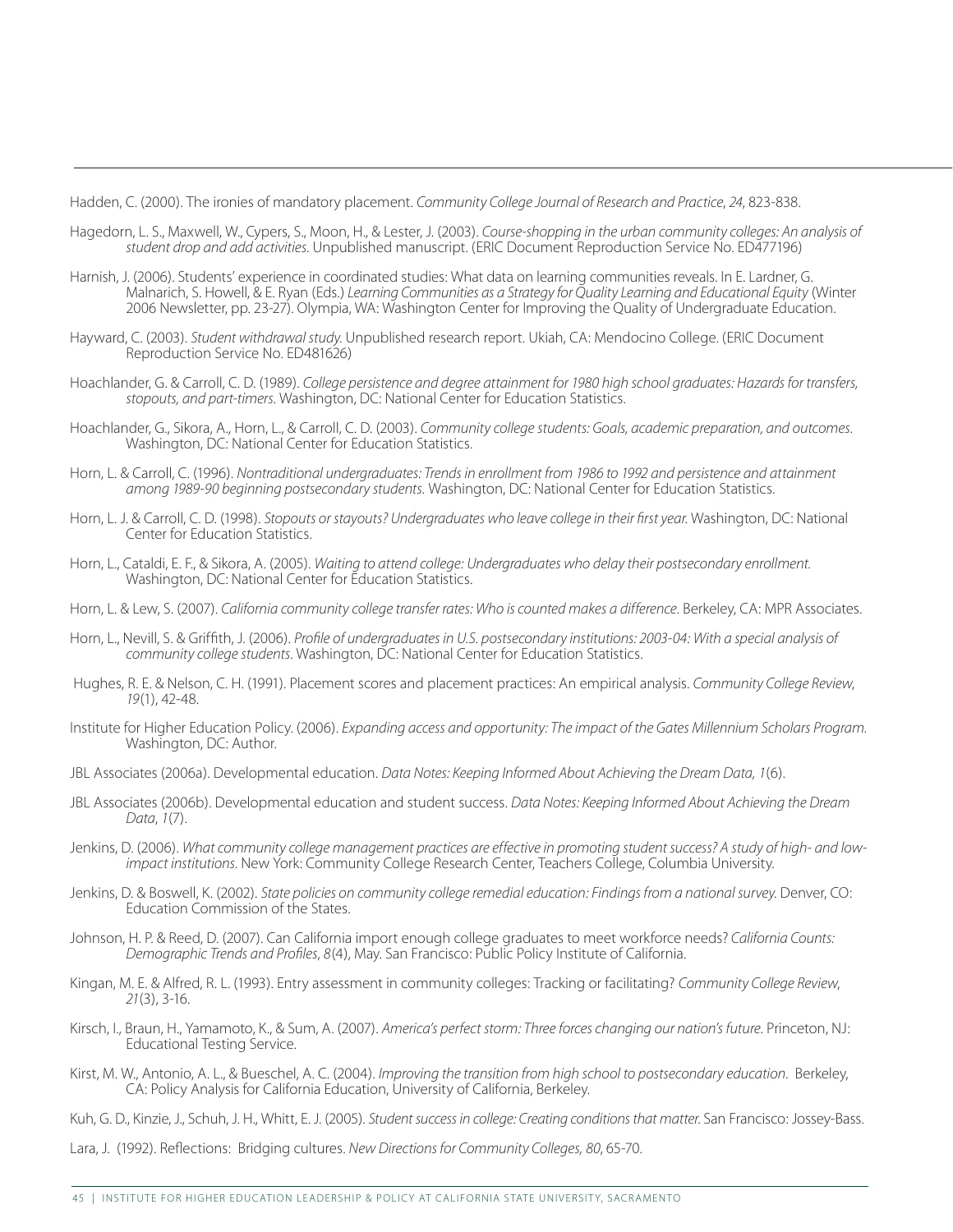Hadden, C. (2000). The ironies of mandatory placement. *Community College Journal of Research and Practice*, *24*, 823-838.

Hagedorn, L. S., Maxwell, W., Cypers, S., Moon, H., & Lester, J. (2003). *Course-shopping in the urban community colleges: An analysis of student drop and add activities*. Unpublished manuscript. (ERIC Document Reproduction Service No. ED477196)

Harnish, J. (2006). Students' experience in coordinated studies: What data on learning communities reveals. In E. Lardner, G. Malnarich, S. Howell, & E. Ryan (Eds.) *Learning Communities as a Strategy for Quality Learning and Educational Equity* (Winter 2006 Newsletter, pp. 23-27). Olympia, WA: Washington Center for Improving the Quality of Undergraduate Education.

Hayward, C. (2003). *Student withdrawal study*. Unpublished research report. Ukiah, CA: Mendocino College. (ERIC Document Reproduction Service No. ED481626)

Hoachlander, G. & Carroll, C. D. (1989). *College persistence and degree attainment for 1980 high school graduates: Hazards for transfers, stopouts, and part-timers*. Washington, DC: National Center for Education Statistics.

Hoachlander, G., Sikora, A., Horn, L., & Carroll, C. D. (2003). *Community college students: Goals, academic preparation, and outcomes*. Washington, DC: National Center for Education Statistics.

Horn, L. & Carroll, C. (1996). *Nontraditional undergraduates: Trends in enrollment from 1986 to 1992 and persistence and attainment among 1989-90 beginning postsecondary students*. Washington, DC: National Center for Education Statistics.

Horn, L. J. & Carroll, C. D. (1998). *Stopouts or stayouts? Undergraduates who leave college in their first year.* Washington, DC: National Center for Education Statistics.

Horn, L., Cataldi, E. F., & Sikora, A. (2005). *Waiting to attend college: Undergraduates who delay their postsecondary enrollment.* Washington, DC: National Center for Education Statistics.

Horn, L. & Lew, S. (2007). *California community college transfer rates: Who is counted makes a difference.* Berkeley, CA: MPR Associates.

Horn, L., Nevill, S. & Griffith, J. (2006). *Profile of undergraduates in U.S. postsecondary institutions: 2003-04: With a special analysis of community college students*. Washington, DC: National Center for Education Statistics.

Hughes, R. E. & Nelson, C. H. (1991). Placement scores and placement practices: An empirical analysis. *Community College Review*, *19*(1), 42-48.

Institute for Higher Education Policy. (2006). *Expanding access and opportunity: The impact of the Gates Millennium Scholars Program.* Washington, DC: Author.

JBL Associates (2006a). Developmental education. *Data Notes: Keeping Informed About Achieving the Dream Data, 1*(6).

JBL Associates (2006b). Developmental education and student success. *Data Notes: Keeping Informed About Achieving the Dream Data*, *1*(7).

Jenkins, D. (2006). *What community college management practices are effective in promoting student success? A study of high- and low-impact institutions*. New York: Community College Research Center, Teachers College, Columbia University.

Jenkins, D. & Boswell, K. (2002). *State policies on community college remedial education: Findings from a national survey.* Denver, CO: Education Commission of the States.

Johnson, H. P. & Reed, D. (2007). Can California import enough college graduates to meet workforce needs? *California Counts: Demographic Trends and Profiles*, *8*(4), May. San Francisco: Public Policy Institute of California.

Kingan, M. E. & Alfred, R. L. (1993). Entry assessment in community colleges: Tracking or facilitating? *Community College Review*, *21*(3), 3-16.

Kirsch, I., Braun, H., Yamamoto, K., & Sum, A. (2007). *America's perfect storm: Three forces changing our nation's future.* Princeton, NJ: Educational Testing Service.

Kirst, M. W., Antonio, A. L., & Bueschel, A. C. (2004). *Improving the transition from high school to postsecondary education*. Berkeley, CA: Policy Analysis for California Education, University of California, Berkeley.

Kuh, G. D., Kinzie, J., Schuh, J. H., Whitt, E. J. (2005). *Student success in college: Creating conditions that matter.* San Francisco: Jossey-Bass.

Lara, J. (1992). Reflections: Bridging cultures. *New Directions for Community Colleges, 80*, 65-70.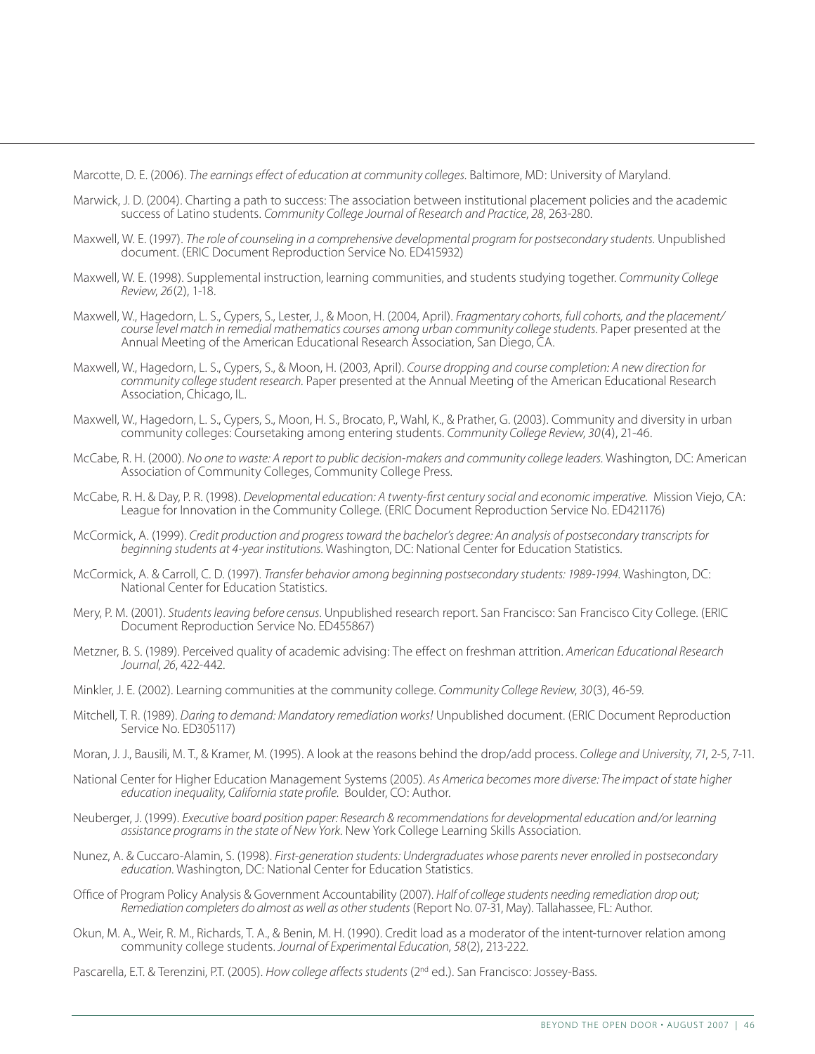Marcotte, D. E. (2006). *The earnings effect of education at community colleges*. Baltimore, MD: University of Maryland.

Marwick, J. D. (2004). Charting a path to success: The association between institutional placement policies and the academic success of Latino students. *Community College Journal of Research and Practice*, *28*, 263-280.

Maxwell, W. E. (1997). *The role of counseling in a comprehensive developmental program for postsecondary students*. Unpublished document. (ERIC Document Reproduction Service No. ED415932)

Maxwell, W. E. (1998). Supplemental instruction, learning communities, and students studying together. *Community College Review*, *26*(2), 1-18.

Maxwell, W., Hagedorn, L. S., Cypers, S., Lester, J., & Moon, H. (2004, April). *Fragmentary cohorts, full cohorts, and the placement/course level match in remedial mathematics courses among urban community college students*. Paper presented at the Annual Meeting of the American Educational Research Association, San Diego, CA.

Maxwell, W., Hagedorn, L. S., Cypers, S., & Moon, H. (2003, April). *Course dropping and course completion: A new direction for community college student research.* Paper presented at the Annual Meeting of the American Educational Research Association, Chicago, IL.

Maxwell, W., Hagedorn, L. S., Cypers, S., Moon, H. S., Brocato, P., Wahl, K., & Prather, G. (2003). Community and diversity in urban community colleges: Coursetaking among entering students. *Community College Review*, *30*(4), 21-46.

McCabe, R. H. (2000). *No one to waste: A report to public decision-makers and community college leaders*. Washington, DC: American Association of Community Colleges, Community College Press.

McCabe, R. H. & Day, P. R. (1998). *Developmental education: A twenty-first century social and economic imperative*. Mission Viejo, CA: League for Innovation in the Community College. (ERIC Document Reproduction Service No. ED421176)

McCormick, A. (1999). *Credit production and progress toward the bachelor's degree: An analysis of postsecondary transcripts for beginning students at 4-year institutions*. Washington, DC: National Center for Education Statistics.

McCormick, A. & Carroll, C. D. (1997). *Transfer behavior among beginning postsecondary students: 1989-1994*. Washington, DC: National Center for Education Statistics.

Mery, P. M. (2001). *Students leaving before census*. Unpublished research report. San Francisco: San Francisco City College. (ERIC Document Reproduction Service No. ED455867)

Metzner, B. S. (1989). Perceived quality of academic advising: The effect on freshman attrition. *American Educational Research Journal*, *26*, 422-442.

Minkler, J. E. (2002). Learning communities at the community college. *Community College Review*, *30*(3), 46-59.

Mitchell, T. R. (1989). *Daring to demand: Mandatory remediation works!* Unpublished document. (ERIC Document Reproduction Service No. ED305117)

Moran, J. J., Bausili, M. T., & Kramer, M. (1995). A look at the reasons behind the drop/add process. *College and University*, *71*, 2-5, 7-11.

National Center for Higher Education Management Systems (2005). *As America becomes more diverse: The impact of state higher education inequality, California state profile*. Boulder, CO: Author.

Neuberger, J. (1999). *Executive board position paper: Research & recommendations for developmental education and/or learning assistance programs in the state of New York*. New York College Learning Skills Association.

Nunez, A. & Cuccaro-Alamin, S. (1998). *First-generation students: Undergraduates whose parents never enrolled in postsecondary education*. Washington, DC: National Center for Education Statistics.

Office of Program Policy Analysis & Government Accountability (2007). *Half of college students needing remediation drop out; Remediation completers do almost as well as other students* (Report No. 07-31, May). Tallahassee, FL: Author.

Okun, M. A., Weir, R. M., Richards, T. A., & Benin, M. H. (1990). Credit load as a moderator of the intent-turnover relation among community college students. *Journal of Experimental Education*, *58*(2), 213-222.

Pascarella, E.T. & Terenzini, P.T. (2005). *How college affects students* (2nd ed.). San Francisco: Jossey-Bass.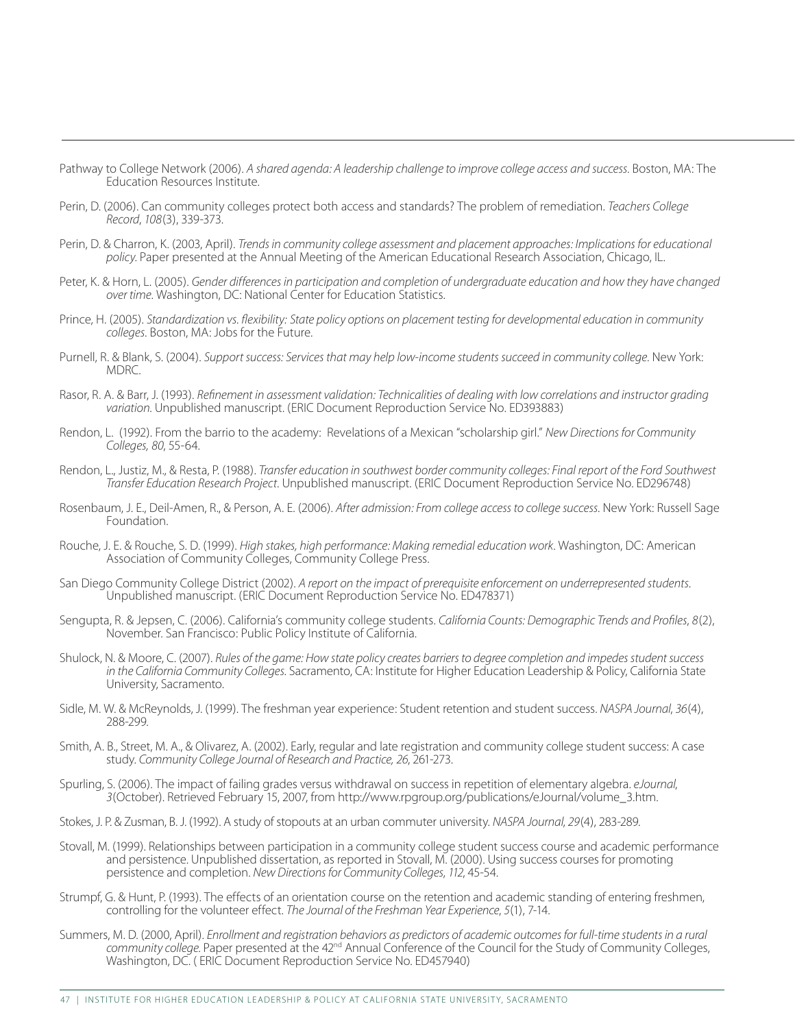Pathway to College Network (2006). *A shared agenda: A leadership challenge to improve college access and success.* Boston, MA: The Education Resources Institute.

Perin, D. (2006). Can community colleges protect both access and standards? The problem of remediation. *Teachers College Record*, *108*(3), 339-373.

Perin, D. & Charron, K. (2003, April). *Trends in community college assessment and placement approaches: Implications for educational policy*. Paper presented at the Annual Meeting of the American Educational Research Association, Chicago, IL.

Peter, K. & Horn, L. (2005). *Gender differences in participation and completion of undergraduate education and how they have changed over time*. Washington, DC: National Center for Education Statistics.

Prince, H. (2005). *Standardization vs. flexibility: State policy options on placement testing for developmental education in community colleges*. Boston, MA: Jobs for the Future.

Purnell, R. & Blank, S. (2004). *Support success: Services that may help low-income students succeed in community college.* New York: MDRC.

Rasor, R. A. & Barr, J. (1993). *Refinement in assessment validation: Technicalities of dealing with low correlations and instructor grading variation.* Unpublished manuscript. (ERIC Document Reproduction Service No. ED393883)

Rendon, L. (1992). From the barrio to the academy: Revelations of a Mexican "scholarship girl." *New Directions for Community Colleges, 80*, 55-64.

Rendon, L., Justiz, M., & Resta, P. (1988). *Transfer education in southwest border community colleges: Final report of the Ford Southwest Transfer Education Research Project*. Unpublished manuscript. (ERIC Document Reproduction Service No. ED296748)

Rosenbaum, J. E., Deil-Amen, R., & Person, A. E. (2006). *After admission: From college access to college success.* New York: Russell Sage Foundation.

Rouche, J. E. & Rouche, S. D. (1999). *High stakes, high performance: Making remedial education work*. Washington, DC: American Association of Community Colleges, Community College Press.

San Diego Community College District (2002). *A report on the impact of prerequisite enforcement on underrepresented students.* Unpublished manuscript. (ERIC Document Reproduction Service No. ED478371)

Sengupta, R. & Jepsen, C. (2006). California's community college students. *California Counts: Demographic Trends and Profiles*, *8*(2), November. San Francisco: Public Policy Institute of California.

Shulock, N. & Moore, C. (2007). *Rules of the game: How state policy creates barriers to degree completion and impedes student success in the California Community Colleges.* Sacramento, CA: Institute for Higher Education Leadership & Policy, California State University, Sacramento.

Sidle, M. W. & McReynolds, J. (1999). The freshman year experience: Student retention and student success. *NASPA Journal*, *36*(4), 288-299.

Smith, A. B., Street, M. A., & Olivarez, A. (2002). Early, regular and late registration and community college student success: A case study. *Community College Journal of Research and Practice, 26*, 261-273.

Spurling, S. (2006). The impact of failing grades versus withdrawal on success in repetition of elementary algebra. *eJournal*, *3*(October). Retrieved February 15, 2007, from http://www.rpgroup.org/publications/eJournal/volume_3.htm.

Stokes, J. P. & Zusman, B. J. (1992). A study of stopouts at an urban commuter university. *NASPA Journal*, *29*(4), 283-289.

Stovall, M. (1999). Relationships between participation in a community college student success course and academic performance and persistence. Unpublished dissertation, as reported in Stovall, M. (2000). Using success courses for promoting persistence and completion. *New Directions for Community Colleges*, *112*, 45-54.

Strumpf, G. & Hunt, P. (1993). The effects of an orientation course on the retention and academic standing of entering freshmen, controlling for the volunteer effect. *The Journal of the Freshman Year Experience*, *5*(1), 7-14.

Summers, M. D. (2000, April). *Enrollment and registration behaviors as predictors of academic outcomes for full-time students in a rural community college.* Paper presented at the 42nd Annual Conference of the Council for the Study of Community Colleges, Washington, DC. ( ERIC Document Reproduction Service No. ED457940)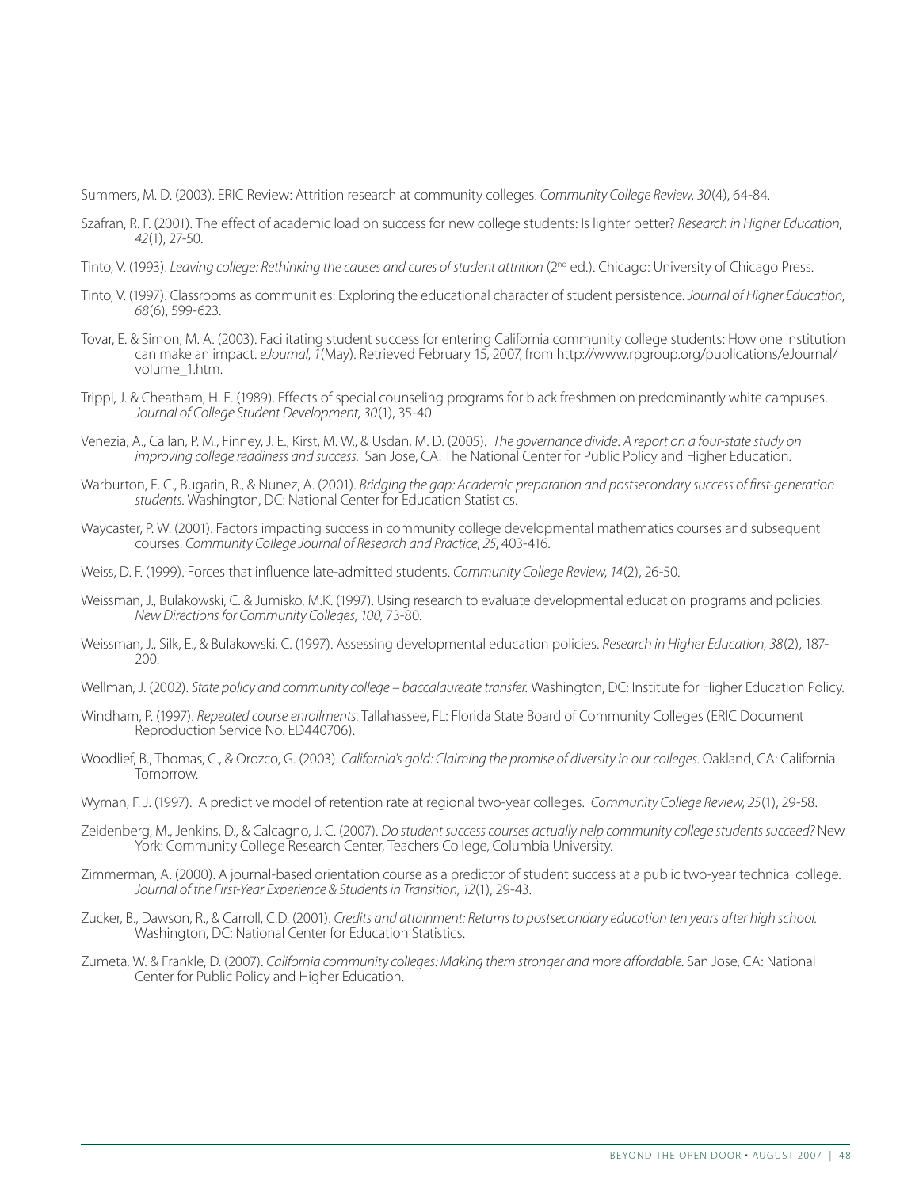Summers, M. D. (2003). ERIC Review: Attrition research at community colleges. *Community College Review*, *30*(4), 64-84.

Szafran, R. F. (2001). The effect of academic load on success for new college students: Is lighter better? *Research in Higher Education*, *42*(1), 27-50.

Tinto, V. (1993). *Leaving college: Rethinking the causes and cures of student attrition* (2nd ed.). Chicago: University of Chicago Press.

Tinto, V. (1997). Classrooms as communities: Exploring the educational character of student persistence. *Journal of Higher Education*, *68*(6), 599-623.

Tovar, E. & Simon, M. A. (2003). Facilitating student success for entering California community college students: How one institution can make an impact. *eJournal*, *1*(May). Retrieved February 15, 2007, from http://www.rpgroup.org/publications/eJournal/volume_1.htm.

Trippi, J. & Cheatham, H. E. (1989). Effects of special counseling programs for black freshmen on predominantly white campuses. *Journal of College Student Development*, *30*(1), 35-40.

Venezia, A., Callan, P. M., Finney, J. E., Kirst, M. W., & Usdan, M. D. (2005). *The governance divide: A report on a four-state study on improving college readiness and success.* San Jose, CA: The National Center for Public Policy and Higher Education.

Warburton, E. C., Bugarin, R., & Nunez, A. (2001). *Bridging the gap: Academic preparation and postsecondary success of first-generation students.* Washington, DC: National Center for Education Statistics.

Waycaster, P. W. (2001). Factors impacting success in community college developmental mathematics courses and subsequent courses. *Community College Journal of Research and Practice*, *25*, 403-416.

Weiss, D. F. (1999). Forces that influence late-admitted students. *Community College Review*, *14*(2), 26-50.

Weissman, J., Bulakowski, C. & Jumisko, M.K. (1997). Using research to evaluate developmental education programs and policies. *New Directions for Community Colleges*, *100*, 73-80.

Weissman, J., Silk, E., & Bulakowski, C. (1997). Assessing developmental education policies. *Research in Higher Education*, *38*(2), 187-200.

Wellman, J. (2002). *State policy and community college – baccalaureate transfer.* Washington, DC: Institute for Higher Education Policy.

Windham, P. (1997). *Repeated course enrollments*. Tallahassee, FL: Florida State Board of Community Colleges (ERIC Document Reproduction Service No. ED440706).

Woodlief, B., Thomas, C., & Orozco, G. (2003). *California's gold: Claiming the promise of diversity in our colleges*. Oakland, CA: California Tomorrow.

Wyman, F. J. (1997). A predictive model of retention rate at regional two-year colleges. *Community College Review*, *25*(1), 29-58.

Zeidenberg, M., Jenkins, D., & Calcagno, J. C. (2007). *Do student success courses actually help community college students succeed?* New York: Community College Research Center, Teachers College, Columbia University.

Zimmerman, A. (2000). A journal-based orientation course as a predictor of student success at a public two-year technical college. *Journal of the First-Year Experience & Students in Transition*, *12*(1), 29-43.

Zucker, B., Dawson, R., & Carroll, C.D. (2001). *Credits and attainment: Returns to postsecondary education ten years after high school.* Washington, DC: National Center for Education Statistics.

Zumeta, W. & Frankle, D. (2007). *California community colleges: Making them stronger and more affordable.* San Jose, CA: National Center for Public Policy and Higher Education.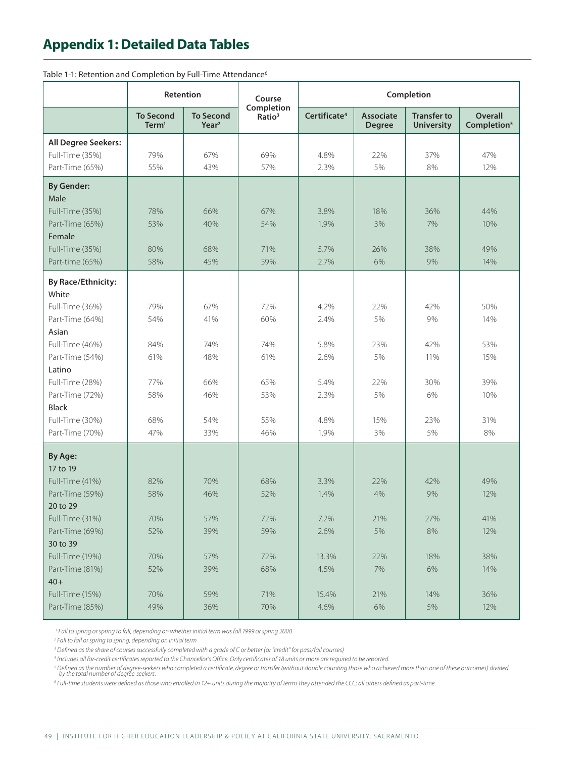# Appendix 1: Detailed Data Tables

Table 1-1: Retention and Completion by Full-Time Attendance[6]

| | Retention | | Course Completion Ratio[3] | Completion | | | |
|---|---|---|---|---|---|---|---|
| | To Second Term[1] | To Second Year[2] | | Certificate[4] | Associate Degree | Transfer to University | Overall Completion[5] |
| **All Degree Seekers:** | | | | | | | |
| Full-Time (35%) | 79% | 67% | 69% | 4.8% | 22% | 37% | 47% |
| Part-Time (65%) | 55% | 43% | 57% | 2.3% | 5% | 8% | 12% |
| **By Gender:** | | | | | | | |
| Male | | | | | | | |
| Full-Time (35%) | 78% | 66% | 67% | 3.8% | 18% | 36% | 44% |
| Part-Time (65%) | 53% | 40% | 54% | 1.9% | 3% | 7% | 10% |
| Female | | | | | | | |
| Full-Time (35%) | 80% | 68% | 71% | 5.7% | 26% | 38% | 49% |
| Part-time (65%) | 58% | 45% | 59% | 2.7% | 6% | 9% | 14% |
| **By Race/Ethnicity:** | | | | | | | |
| White | | | | | | | |
| Full-Time (36%) | 79% | 67% | 72% | 4.2% | 22% | 42% | 50% |
| Part-Time (64%) | 54% | 41% | 60% | 2.4% | 5% | 9% | 14% |
| Asian | | | | | | | |
| Full-Time (46%) | 84% | 74% | 74% | 5.8% | 23% | 42% | 53% |
| Part-Time (54%) | 61% | 48% | 61% | 2.6% | 5% | 11% | 15% |
| Latino | | | | | | | |
| Full-Time (28%) | 77% | 66% | 65% | 5.4% | 22% | 30% | 39% |
| Part-Time (72%) | 58% | 46% | 53% | 2.3% | 5% | 6% | 10% |
| Black | | | | | | | |
| Full-Time (30%) | 68% | 54% | 55% | 4.8% | 15% | 23% | 31% |
| Part-Time (70%) | 47% | 33% | 46% | 1.9% | 3% | 5% | 8% |
| **By Age:** | | | | | | | |
| 17 to 19 | | | | | | | |
| Full-Time (41%) | 82% | 70% | 68% | 3.3% | 22% | 42% | 49% |
| Part-Time (59%) | 58% | 46% | 52% | 1.4% | 4% | 9% | 12% |
| 20 to 29 | | | | | | | |
| Full-Time (31%) | 70% | 57% | 72% | 7.2% | 21% | 27% | 41% |
| Part-Time (69%) | 52% | 39% | 59% | 2.6% | 5% | 8% | 12% |
| 30 to 39 | | | | | | | |
| Full-Time (19%) | 70% | 57% | 72% | 13.3% | 22% | 18% | 38% |
| Part-Time (81%) | 52% | 39% | 68% | 4.5% | 7% | 6% | 14% |
| 40+ | | | | | | | |
| Full-Time (15%) | 70% | 59% | 71% | 15.4% | 21% | 14% | 36% |
| Part-Time (85%) | 49% | 36% | 70% | 4.6% | 6% | 5% | 12% |

*[1] Fall to spring or spring to fall, depending on whether initial term was fall 1999 or spring 2000*

*[2] Fall to fall or spring to spring, depending on initial term*

*[3] Defined as the share of courses successfully completed with a grade of C or better (or "credit" for pass/fail courses)*

*[4] Includes all for-credit certificates reported to the Chancellor's Office. Only certificates of 18 units or more are required to be reported.*

*[5] Defined as the number of degree-seekers who completed a certificate, degree or transfer (without double counting those who achieved more than one of these outcomes) divided by the total number of degree-seekers.*

*[6] Full-time students were defined as those who enrolled in 12+ units during the majority of terms they attended the CCC; all others defined as part-time.*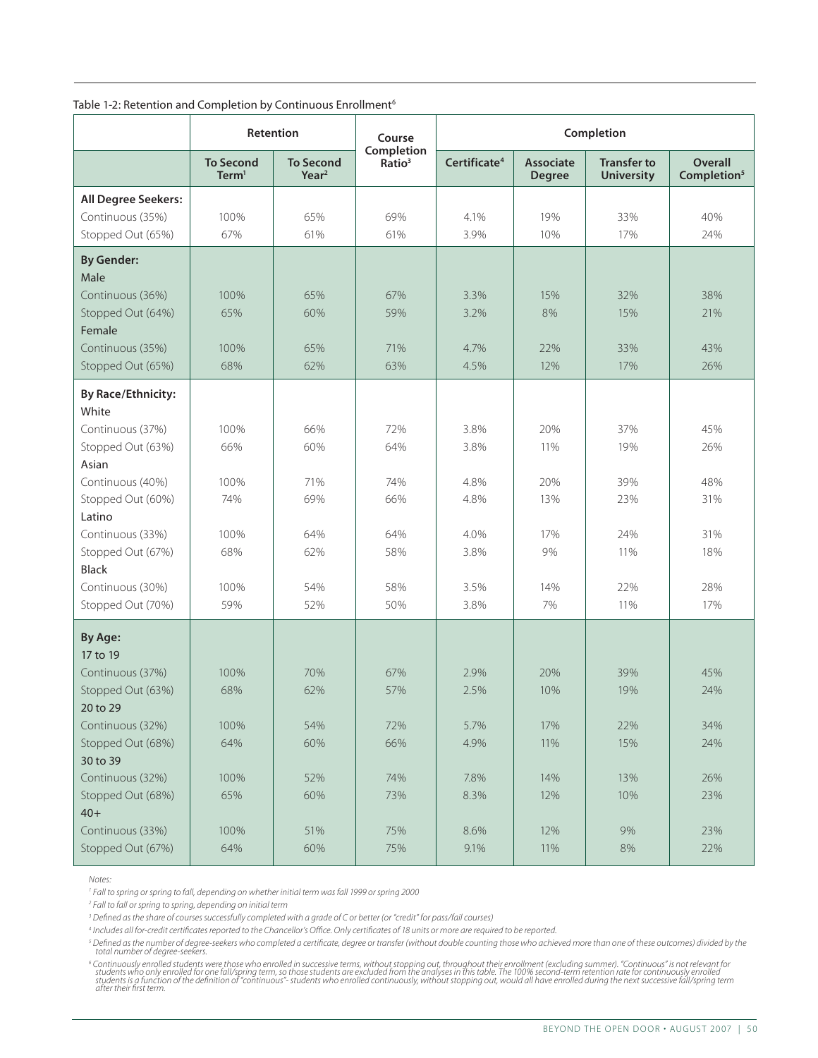Table 1-2: Retention and Completion by Continuous Enrollment[6]

| | Retention | | Course Completion Ratio[3] | Completion | | | |
|---|---|---|---|---|---|---|---|
| | To Second Term[1] | To Second Year[2] | | Certificate[4] | Associate Degree | Transfer to University | Overall Completion[5] |
| **All Degree Seekers:** | | | | | | | |
| Continuous (35%) | 100% | 65% | 69% | 4.1% | 19% | 33% | 40% |
| Stopped Out (65%) | 67% | 61% | 61% | 3.9% | 10% | 17% | 24% |
| **By Gender:** | | | | | | | |
| Male | | | | | | | |
| Continuous (36%) | 100% | 65% | 67% | 3.3% | 15% | 32% | 38% |
| Stopped Out (64%) | 65% | 60% | 59% | 3.2% | 8% | 15% | 21% |
| Female | | | | | | | |
| Continuous (35%) | 100% | 65% | 71% | 4.7% | 22% | 33% | 43% |
| Stopped Out (65%) | 68% | 62% | 63% | 4.5% | 12% | 17% | 26% |
| **By Race/Ethnicity:** | | | | | | | |
| White | | | | | | | |
| Continuous (37%) | 100% | 66% | 72% | 3.8% | 20% | 37% | 45% |
| Stopped Out (63%) | 66% | 60% | 64% | 3.8% | 11% | 19% | 26% |
| Asian | | | | | | | |
| Continuous (40%) | 100% | 71% | 74% | 4.8% | 20% | 39% | 48% |
| Stopped Out (60%) | 74% | 69% | 66% | 4.8% | 13% | 23% | 31% |
| Latino | | | | | | | |
| Continuous (33%) | 100% | 64% | 64% | 4.0% | 17% | 24% | 31% |
| Stopped Out (67%) | 68% | 62% | 58% | 3.8% | 9% | 11% | 18% |
| Black | | | | | | | |
| Continuous (30%) | 100% | 54% | 58% | 3.5% | 14% | 22% | 28% |
| Stopped Out (70%) | 59% | 52% | 50% | 3.8% | 7% | 11% | 17% |
| **By Age:** | | | | | | | |
| 17 to 19 | | | | | | | |
| Continuous (37%) | 100% | 70% | 67% | 2.9% | 20% | 39% | 45% |
| Stopped Out (63%) | 68% | 62% | 57% | 2.5% | 10% | 19% | 24% |
| 20 to 29 | | | | | | | |
| Continuous (32%) | 100% | 54% | 72% | 5.7% | 17% | 22% | 34% |
| Stopped Out (68%) | 64% | 60% | 66% | 4.9% | 11% | 15% | 24% |
| 30 to 39 | | | | | | | |
| Continuous (32%) | 100% | 52% | 74% | 7.8% | 14% | 13% | 26% |
| Stopped Out (68%) | 65% | 60% | 73% | 8.3% | 12% | 10% | 23% |
| 40+ | | | | | | | |
| Continuous (33%) | 100% | 51% | 75% | 8.6% | 12% | 9% | 23% |
| Stopped Out (67%) | 64% | 60% | 75% | 9.1% | 11% | 8% | 22% |

*Notes:*

*[1] Fall to spring or spring to fall, depending on whether initial term was fall 1999 or spring 2000*

*[2] Fall to fall or spring to spring, depending on initial term*

*[3] Defined as the share of courses successfully completed with a grade of C or better (or "credit" for pass/fail courses)*

*[4] Includes all for-credit certificates reported to the Chancellor's Office. Only certificates of 18 units or more are required to be reported.*

*[5] Defined as the number of degree-seekers who completed a certificate, degree or transfer (without double counting those who achieved more than one of these outcomes) divided by the total number of degree-seekers.*

*[6] Continuously enrolled students were those who enrolled in successive terms, without stopping out, throughout their enrollment (excluding summer). "Continuous" is not relevant for students who only enrolled for one fall/spring term, so those students are excluded from the analyses in this table. The 100% second-term retention rate for continuously enrolled students is a function of the definition of "continuous"- students who enrolled continuously, without stopping out, would all have enrolled during the next successive fall/spring term after their first term.*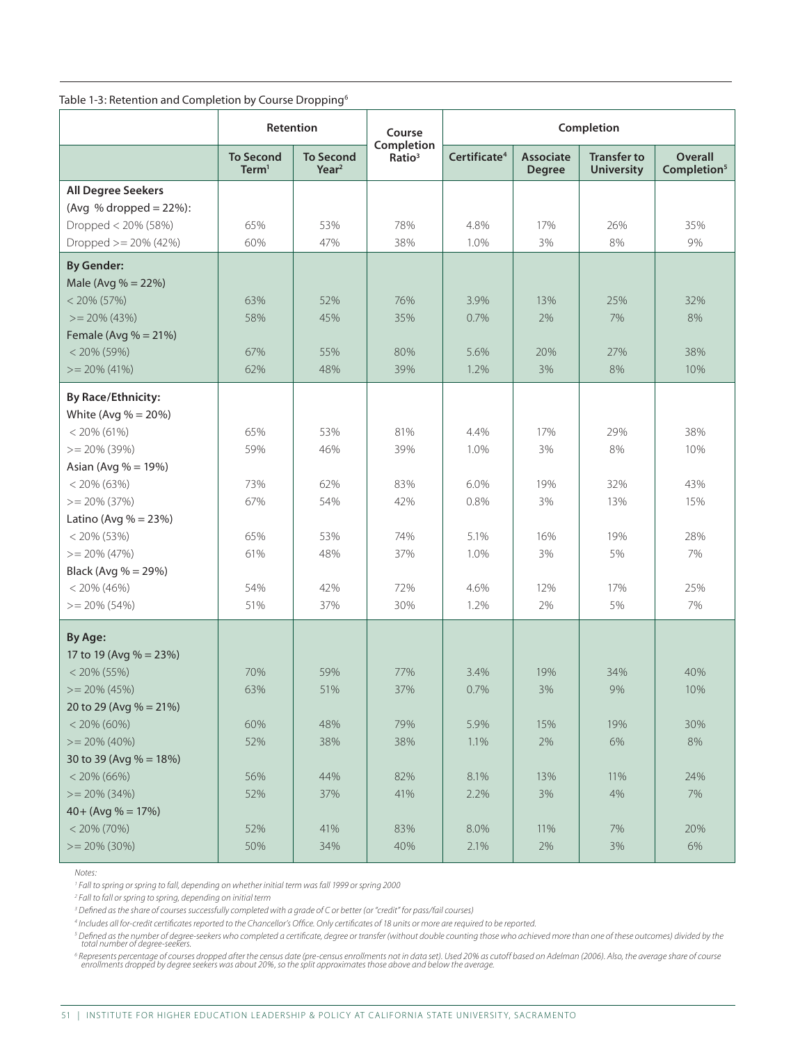Table 1-3: Retention and Completion by Course Dropping[6]

| | Retention | | Course Completion Ratio[3] | Completion | | | |
|---|---|---|---|---|---|---|---|
| | To Second Term[1] | To Second Year[2] | | Certificate[4] | Associate Degree | Transfer to University | Overall Completion[5] |
| **All Degree Seekers** | | | | | | | |
| (Avg % dropped = 22%): | | | | | | | |
| Dropped < 20% (58%) | 65% | 53% | 78% | 4.8% | 17% | 26% | 35% |
| Dropped >= 20% (42%) | 60% | 47% | 38% | 1.0% | 3% | 8% | 9% |
| **By Gender:** | | | | | | | |
| Male (Avg % = 22%) | | | | | | | |
| < 20% (57%) | 63% | 52% | 76% | 3.9% | 13% | 25% | 32% |
| >= 20% (43%) | 58% | 45% | 35% | 0.7% | 2% | 7% | 8% |
| Female (Avg % = 21%) | | | | | | | |
| < 20% (59%) | 67% | 55% | 80% | 5.6% | 20% | 27% | 38% |
| >= 20% (41%) | 62% | 48% | 39% | 1.2% | 3% | 8% | 10% |
| **By Race/Ethnicity:** | | | | | | | |
| White (Avg % = 20%) | | | | | | | |
| < 20% (61%) | 65% | 53% | 81% | 4.4% | 17% | 29% | 38% |
| >= 20% (39%) | 59% | 46% | 39% | 1.0% | 3% | 8% | 10% |
| Asian (Avg % = 19%) | | | | | | | |
| < 20% (63%) | 73% | 62% | 83% | 6.0% | 19% | 32% | 43% |
| >= 20% (37%) | 67% | 54% | 42% | 0.8% | 3% | 13% | 15% |
| Latino (Avg % = 23%) | | | | | | | |
| < 20% (53%) | 65% | 53% | 74% | 5.1% | 16% | 19% | 28% |
| >= 20% (47%) | 61% | 48% | 37% | 1.0% | 3% | 5% | 7% |
| Black (Avg % = 29%) | | | | | | | |
| < 20% (46%) | 54% | 42% | 72% | 4.6% | 12% | 17% | 25% |
| >= 20% (54%) | 51% | 37% | 30% | 1.2% | 2% | 5% | 7% |
| **By Age:** | | | | | | | |
| 17 to 19 (Avg % = 23%) | | | | | | | |
| < 20% (55%) | 70% | 59% | 77% | 3.4% | 19% | 34% | 40% |
| >= 20% (45%) | 63% | 51% | 37% | 0.7% | 3% | 9% | 10% |
| 20 to 29 (Avg % = 21%) | | | | | | | |
| < 20% (60%) | 60% | 48% | 79% | 5.9% | 15% | 19% | 30% |
| >= 20% (40%) | 52% | 38% | 38% | 1.1% | 2% | 6% | 8% |
| 30 to 39 (Avg % = 18%) | | | | | | | |
| < 20% (66%) | 56% | 44% | 82% | 8.1% | 13% | 11% | 24% |
| >= 20% (34%) | 52% | 37% | 41% | 2.2% | 3% | 4% | 7% |
| 40+ (Avg % = 17%) | | | | | | | |
| < 20% (70%) | 52% | 41% | 83% | 8.0% | 11% | 7% | 20% |
| >= 20% (30%) | 50% | 34% | 40% | 2.1% | 2% | 3% | 6% |

*Notes:*

[1] *Fall to spring or spring to fall, depending on whether initial term was fall 1999 or spring 2000*

[2] *Fall to fall or spring to spring, depending on initial term*

[3] *Defined as the share of courses successfully completed with a grade of C or better (or "credit" for pass/fail courses)*

[4] *Includes all for-credit certificates reported to the Chancellor's Office. Only certificates of 18 units or more are required to be reported.*

[5] *Defined as the number of degree-seekers who completed a certificate, degree or transfer (without double counting those who achieved more than one of these outcomes) divided by the total number of degree-seekers.*

[6] *Represents percentage of courses dropped after the census date (pre-census enrollments not in data set). Used 20% as cutoff based on Adelman (2006). Also, the average share of course enrollments dropped by degree seekers was about 20%, so the split approximates those above and below the average.*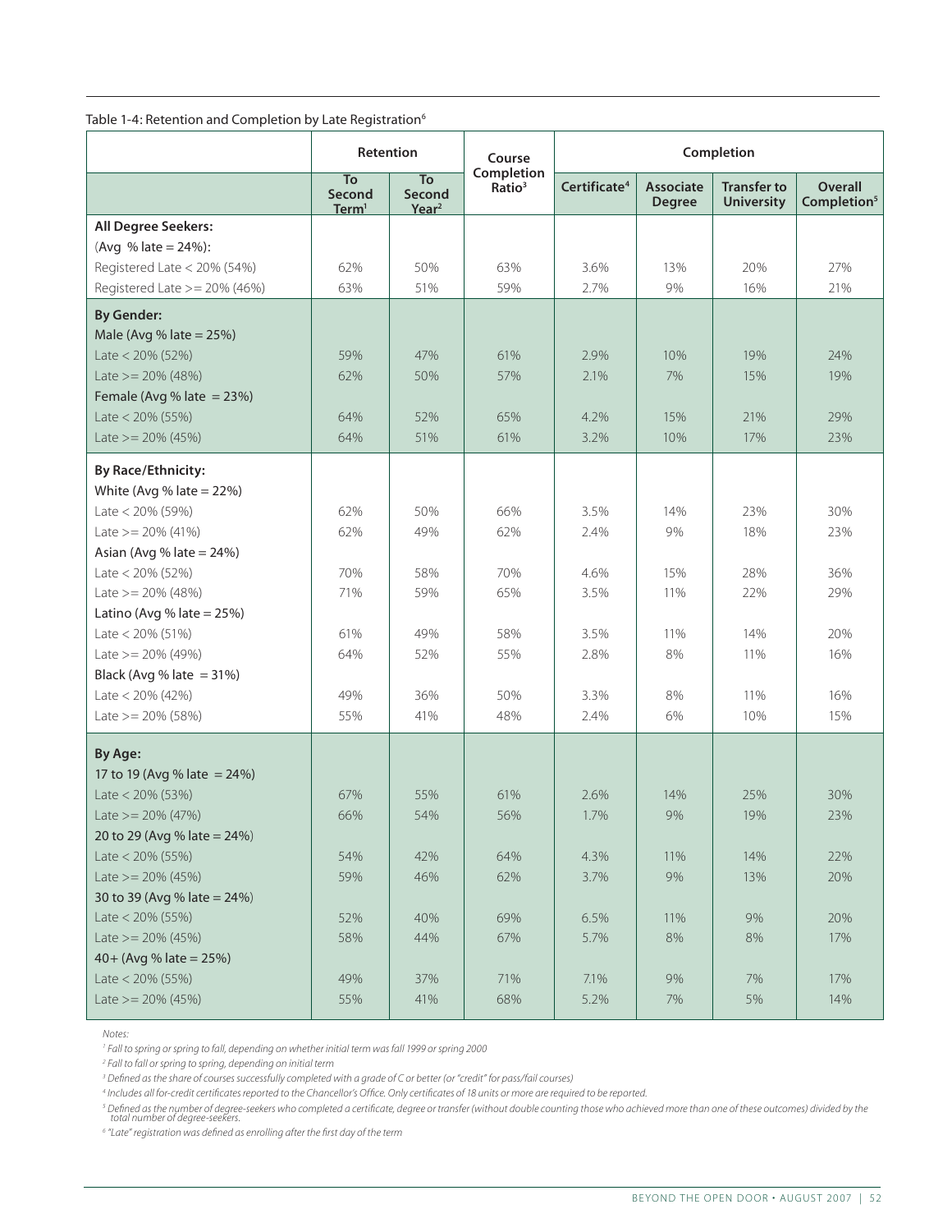Table 1-4: Retention and Completion by Late Registration[6]

| | Retention | | Course Completion Ratio[3] | Completion | | | |
|---|---|---|---|---|---|---|---|
| | To Second Term[1] | To Second Year[2] | | Certificate[4] | Associate Degree | Transfer to University | Overall Completion[5] |
| **All Degree Seekers:** | | | | | | | |
| (Avg % late = 24%): | | | | | | | |
| Registered Late < 20% (54%) | 62% | 50% | 63% | 3.6% | 13% | 20% | 27% |
| Registered Late >= 20% (46%) | 63% | 51% | 59% | 2.7% | 9% | 16% | 21% |
| **By Gender:** | | | | | | | |
| Male (Avg % late = 25%) | | | | | | | |
| Late < 20% (52%) | 59% | 47% | 61% | 2.9% | 10% | 19% | 24% |
| Late >= 20% (48%) | 62% | 50% | 57% | 2.1% | 7% | 15% | 19% |
| Female (Avg % late = 23%) | | | | | | | |
| Late < 20% (55%) | 64% | 52% | 65% | 4.2% | 15% | 21% | 29% |
| Late >= 20% (45%) | 64% | 51% | 61% | 3.2% | 10% | 17% | 23% |
| **By Race/Ethnicity:** | | | | | | | |
| White (Avg % late = 22%) | | | | | | | |
| Late < 20% (59%) | 62% | 50% | 66% | 3.5% | 14% | 23% | 30% |
| Late >= 20% (41%) | 62% | 49% | 62% | 2.4% | 9% | 18% | 23% |
| Asian (Avg % late = 24%) | | | | | | | |
| Late < 20% (52%) | 70% | 58% | 70% | 4.6% | 15% | 28% | 36% |
| Late >= 20% (48%) | 71% | 59% | 65% | 3.5% | 11% | 22% | 29% |
| Latino (Avg % late = 25%) | | | | | | | |
| Late < 20% (51%) | 61% | 49% | 58% | 3.5% | 11% | 14% | 20% |
| Late >= 20% (49%) | 64% | 52% | 55% | 2.8% | 8% | 11% | 16% |
| Black (Avg % late = 31%) | | | | | | | |
| Late < 20% (42%) | 49% | 36% | 50% | 3.3% | 8% | 11% | 16% |
| Late >= 20% (58%) | 55% | 41% | 48% | 2.4% | 6% | 10% | 15% |
| **By Age:** | | | | | | | |
| 17 to 19 (Avg % late = 24%) | | | | | | | |
| Late < 20% (53%) | 67% | 55% | 61% | 2.6% | 14% | 25% | 30% |
| Late >= 20% (47%) | 66% | 54% | 56% | 1.7% | 9% | 19% | 23% |
| 20 to 29 (Avg % late = 24%) | | | | | | | |
| Late < 20% (55%) | 54% | 42% | 64% | 4.3% | 11% | 14% | 22% |
| Late >= 20% (45%) | 59% | 46% | 62% | 3.7% | 9% | 13% | 20% |
| 30 to 39 (Avg % late = 24%) | | | | | | | |
| Late < 20% (55%) | 52% | 40% | 69% | 6.5% | 11% | 9% | 20% |
| Late >= 20% (45%) | 58% | 44% | 67% | 5.7% | 8% | 8% | 17% |
| 40+ (Avg % late = 25%) | | | | | | | |
| Late < 20% (55%) | 49% | 37% | 71% | 7.1% | 9% | 7% | 17% |
| Late >= 20% (45%) | 55% | 41% | 68% | 5.2% | 7% | 5% | 14% |

*Notes:*

*[1] Fall to spring or spring to fall, depending on whether initial term was fall 1999 or spring 2000*

*[2] Fall to fall or spring to spring, depending on initial term*

*[3] Defined as the share of courses successfully completed with a grade of C or better (or "credit" for pass/fail courses)*

*[4] Includes all for-credit certificates reported to the Chancellor's Office. Only certificates of 18 units or more are required to be reported.*

*[5] Defined as the number of degree-seekers who completed a certificate, degree or transfer (without double counting those who achieved more than one of these outcomes) divided by the total number of degree-seekers.*

*[6] "Late" registration was defined as enrolling after the first day of the term*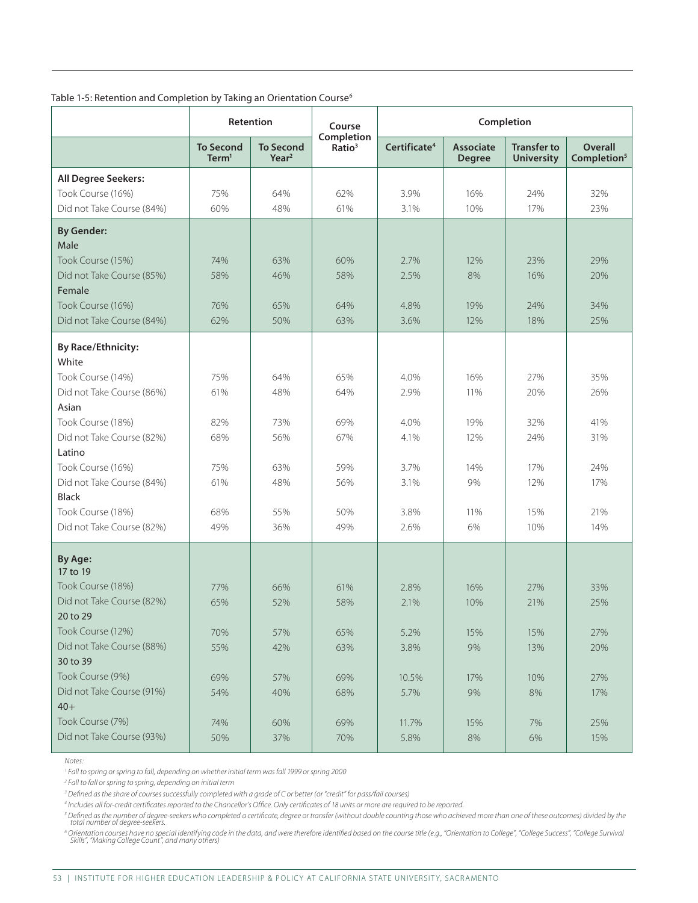Table 1-5: Retention and Completion by Taking an Orientation Course[6]

| | Retention | | Course Completion Ratio[3] | Completion | | | |
|---|---|---|---|---|---|---|---|
| | To Second Term[1] | To Second Year[2] | | Certificate[4] | Associate Degree | Transfer to University | Overall Completion[5] |
| **All Degree Seekers:** | | | | | | | |
| Took Course (16%) | 75% | 64% | 62% | 3.9% | 16% | 24% | 32% |
| Did not Take Course (84%) | 60% | 48% | 61% | 3.1% | 10% | 17% | 23% |
| **By Gender:** | | | | | | | |
| Male | | | | | | | |
| Took Course (15%) | 74% | 63% | 60% | 2.7% | 12% | 23% | 29% |
| Did not Take Course (85%) | 58% | 46% | 58% | 2.5% | 8% | 16% | 20% |
| Female | | | | | | | |
| Took Course (16%) | 76% | 65% | 64% | 4.8% | 19% | 24% | 34% |
| Did not Take Course (84%) | 62% | 50% | 63% | 3.6% | 12% | 18% | 25% |
| **By Race/Ethnicity:** | | | | | | | |
| White | | | | | | | |
| Took Course (14%) | 75% | 64% | 65% | 4.0% | 16% | 27% | 35% |
| Did not Take Course (86%) | 61% | 48% | 64% | 2.9% | 11% | 20% | 26% |
| Asian | | | | | | | |
| Took Course (18%) | 82% | 73% | 69% | 4.0% | 19% | 32% | 41% |
| Did not Take Course (82%) | 68% | 56% | 67% | 4.1% | 12% | 24% | 31% |
| Latino | | | | | | | |
| Took Course (16%) | 75% | 63% | 59% | 3.7% | 14% | 17% | 24% |
| Did not Take Course (84%) | 61% | 48% | 56% | 3.1% | 9% | 12% | 17% |
| Black | | | | | | | |
| Took Course (18%) | 68% | 55% | 50% | 3.8% | 11% | 15% | 21% |
| Did not Take Course (82%) | 49% | 36% | 49% | 2.6% | 6% | 10% | 14% |
| **By Age:** | | | | | | | |
| 17 to 19 | | | | | | | |
| Took Course (18%) | 77% | 66% | 61% | 2.8% | 16% | 27% | 33% |
| Did not Take Course (82%) | 65% | 52% | 58% | 2.1% | 10% | 21% | 25% |
| 20 to 29 | | | | | | | |
| Took Course (12%) | 70% | 57% | 65% | 5.2% | 15% | 15% | 27% |
| Did not Take Course (88%) | 55% | 42% | 63% | 3.8% | 9% | 13% | 20% |
| 30 to 39 | | | | | | | |
| Took Course (9%) | 69% | 57% | 69% | 10.5% | 17% | 10% | 27% |
| Did not Take Course (91%) | 54% | 40% | 68% | 5.7% | 9% | 8% | 17% |
| 40+ | | | | | | | |
| Took Course (7%) | 74% | 60% | 69% | 11.7% | 15% | 7% | 25% |
| Did not Take Course (93%) | 50% | 37% | 70% | 5.8% | 8% | 6% | 15% |

*Notes:*

*[1] Fall to spring or spring to fall, depending on whether initial term was fall 1999 or spring 2000*

*[2] Fall to fall or spring to spring, depending on initial term*

*[3] Defined as the share of courses successfully completed with a grade of C or better (or "credit" for pass/fail courses)*

*[4] Includes all for-credit certificates reported to the Chancellor's Office. Only certificates of 18 units or more are required to be reported.*

*[5] Defined as the number of degree-seekers who completed a certificate, degree or transfer (without double counting those who achieved more than one of these outcomes) divided by the total number of degree-seekers.*

*[6] Orientation courses have no special identifying code in the data, and were therefore identified based on the course title (e.g., "Orientation to College", "College Success", "College Survival Skills", "Making College Count", and many others)*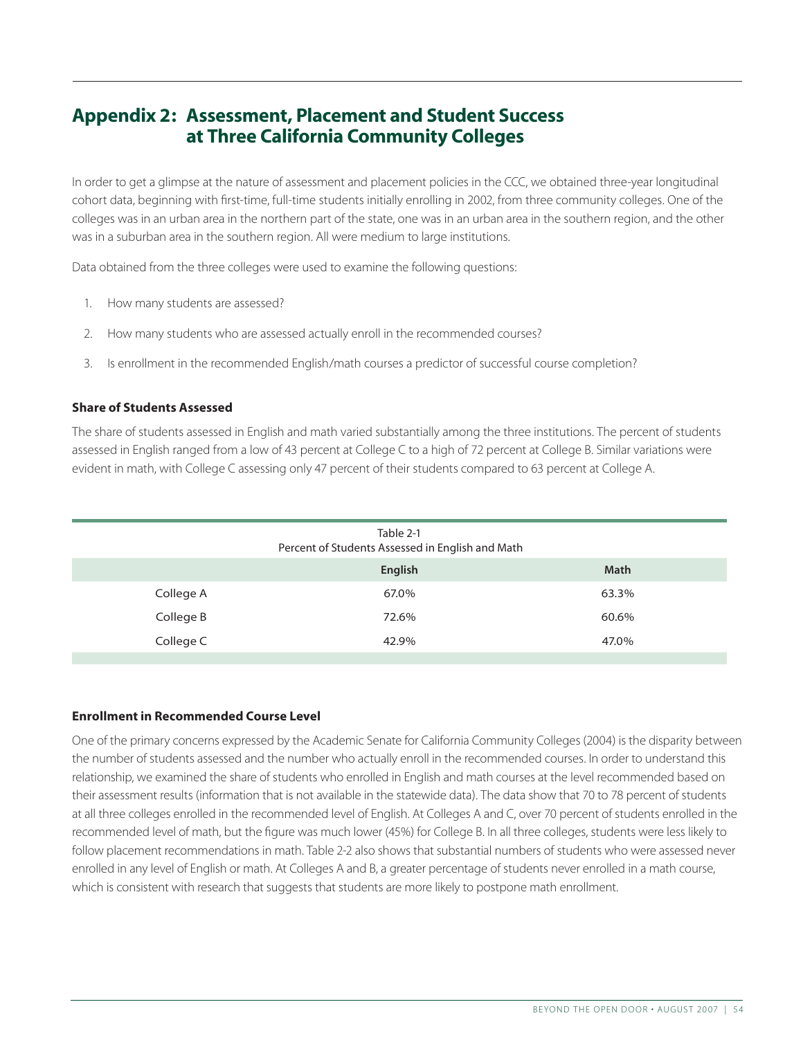## Appendix 2: Assessment, Placement and Student Success at Three California Community Colleges

In order to get a glimpse at the nature of assessment and placement policies in the CCC, we obtained three-year longitudinal cohort data, beginning with first-time, full-time students initially enrolling in 2002, from three community colleges. One of the colleges was in an urban area in the northern part of the state, one was in an urban area in the southern region, and the other was in a suburban area in the southern region. All were medium to large institutions.

Data obtained from the three colleges were used to examine the following questions:

1. How many students are assessed?
2. How many students who are assessed actually enroll in the recommended courses?
3. Is enrollment in the recommended English/math courses a predictor of successful course completion?

**Share of Students Assessed**

The share of students assessed in English and math varied substantially among the three institutions. The percent of students assessed in English ranged from a low of 43 percent at College C to a high of 72 percent at College B. Similar variations were evident in math, with College C assessing only 47 percent of their students compared to 63 percent at College A.

Table 2-1
Percent of Students Assessed in English and Math

| | English | Math |
|---|---|---|
| College A | 67.0% | 63.3% |
| College B | 72.6% | 60.6% |
| College C | 42.9% | 47.0% |

**Enrollment in Recommended Course Level**

One of the primary concerns expressed by the Academic Senate for California Community Colleges (2004) is the disparity between the number of students assessed and the number who actually enroll in the recommended courses. In order to understand this relationship, we examined the share of students who enrolled in English and math courses at the level recommended based on their assessment results (information that is not available in the statewide data). The data show that 70 to 78 percent of students at all three colleges enrolled in the recommended level of English. At Colleges A and C, over 70 percent of students enrolled in the recommended level of math, but the figure was much lower (45%) for College B. In all three colleges, students were less likely to follow placement recommendations in math. Table 2-2 also shows that substantial numbers of students who were assessed never enrolled in any level of English or math. At Colleges A and B, a greater percentage of students never enrolled in a math course, which is consistent with research that suggests that students are more likely to postpone math enrollment.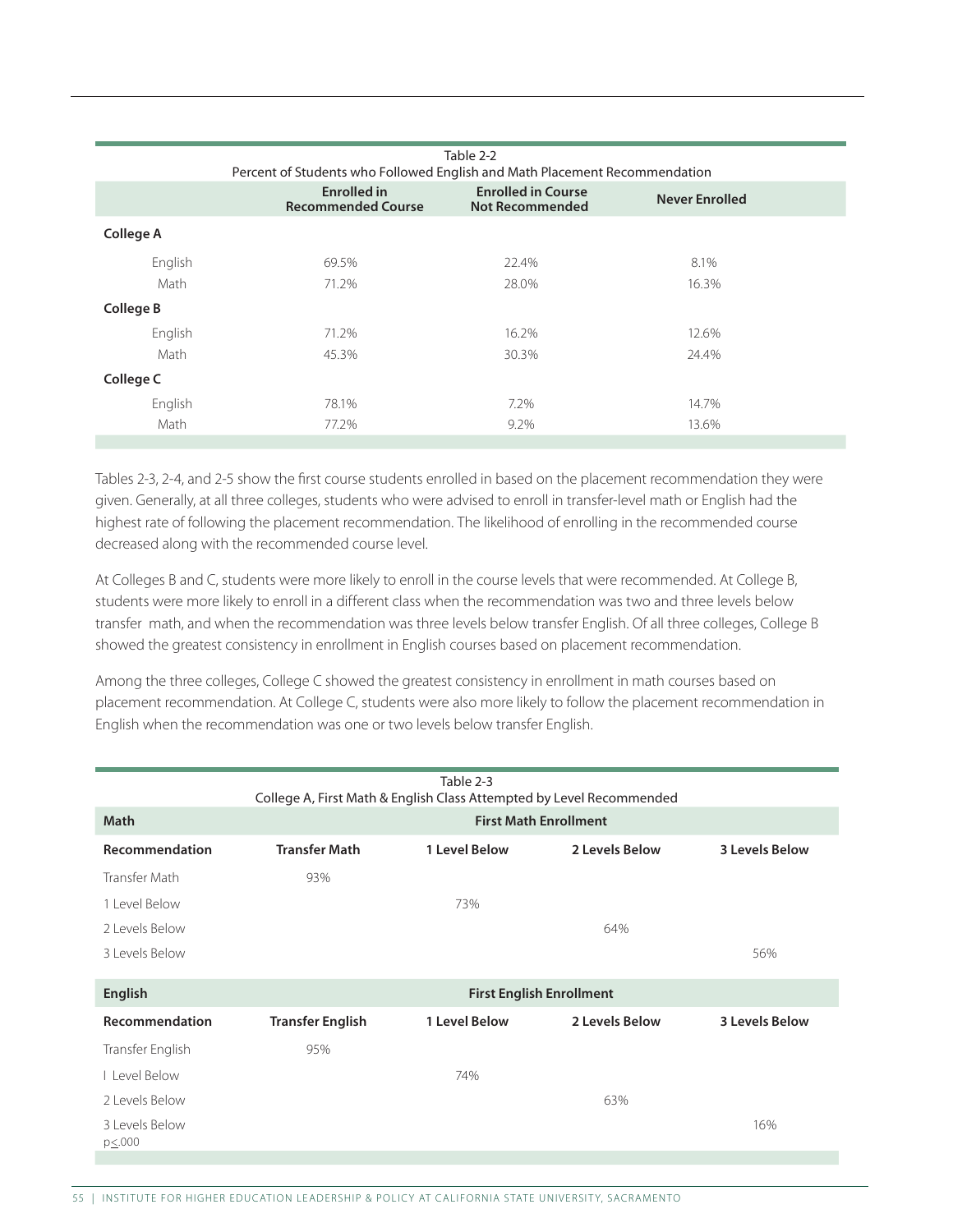Table 2-2
Percent of Students who Followed English and Math Placement Recommendation

| | Enrolled in Recommended Course | Enrolled in Course Not Recommended | Never Enrolled |
|---|---|---|---|
| **College A** | | | |
| English | 69.5% | 22.4% | 8.1% |
| Math | 71.2% | 28.0% | 16.3% |
| **College B** | | | |
| English | 71.2% | 16.2% | 12.6% |
| Math | 45.3% | 30.3% | 24.4% |
| **College C** | | | |
| English | 78.1% | 7.2% | 14.7% |
| Math | 77.2% | 9.2% | 13.6% |

Tables 2-3, 2-4, and 2-5 show the first course students enrolled in based on the placement recommendation they were given. Generally, at all three colleges, students who were advised to enroll in transfer-level math or English had the highest rate of following the placement recommendation. The likelihood of enrolling in the recommended course decreased along with the recommended course level.

At Colleges B and C, students were more likely to enroll in the course levels that were recommended. At College B, students were more likely to enroll in a different class when the recommendation was two and three levels below transfer math, and when the recommendation was three levels below transfer English. Of all three colleges, College B showed the greatest consistency in enrollment in English courses based on placement recommendation.

Among the three colleges, College C showed the greatest consistency in enrollment in math courses based on placement recommendation. At College C, students were also more likely to follow the placement recommendation in English when the recommendation was one or two levels below transfer English.

Table 2-3
College A, First Math & English Class Attempted by Level Recommended

| **Math** | **First Math Enrollment** | | | |
|---|---|---|---|---|
| **Recommendation** | **Transfer Math** | **1 Level Below** | **2 Levels Below** | **3 Levels Below** |
| Transfer Math | 93% | | | |
| 1 Level Below | | 73% | | |
| 2 Levels Below | | | 64% | |
| 3 Levels Below | | | | 56% |
| **English** | **First English Enrollment** | | | |
| **Recommendation** | **Transfer English** | **1 Level Below** | **2 Levels Below** | **3 Levels Below** |
| Transfer English | 95% | | | |
| I Level Below | | 74% | | |
| 2 Levels Below | | | 63% | |
| 3 Levels Below | | | | 16% |

$p \leq .000$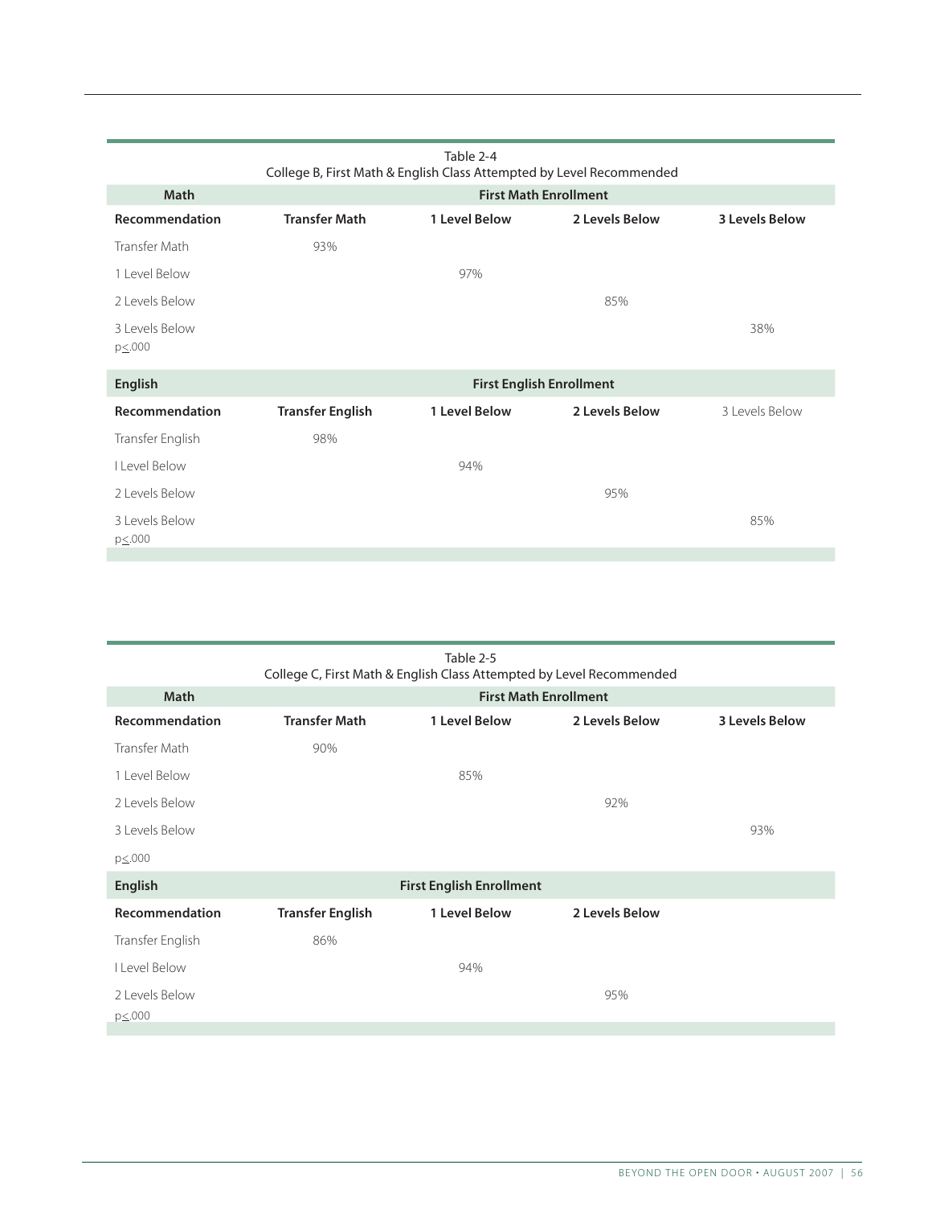Table 2-4
College B, First Math & English Class Attempted by Level Recommended

| Math | First Math Enrollment | | | |
|---|---|---|---|---|
| **Recommendation** | **Transfer Math** | **1 Level Below** | **2 Levels Below** | **3 Levels Below** |
| Transfer Math | 93% | | | |
| 1 Level Below | | 97% | | |
| 2 Levels Below | | | 85% | |
| 3 Levels Below | | | | 38% |
| p≤.000 | | | | |
| **English** | **First English Enrollment** | | | |
| **Recommendation** | **Transfer English** | **1 Level Below** | **2 Levels Below** | 3 Levels Below |
| Transfer English | 98% | | | |
| I Level Below | | 94% | | |
| 2 Levels Below | | | 95% | |
| 3 Levels Below | | | | 85% |
| p≤.000 | | | | |

Table 2-5
College C, First Math & English Class Attempted by Level Recommended

| Math | First Math Enrollment | | | |
|---|---|---|---|---|
| **Recommendation** | **Transfer Math** | **1 Level Below** | **2 Levels Below** | **3 Levels Below** |
| Transfer Math | 90% | | | |
| 1 Level Below | | 85% | | |
| 2 Levels Below | | | 92% | |
| 3 Levels Below | | | | 93% |
| p≤.000 | | | | |
| **English** | | **First English Enrollment** | | |
| **Recommendation** | **Transfer English** | **1 Level Below** | **2 Levels Below** | |
| Transfer English | 86% | | | |
| I Level Below | | 94% | | |
| 2 Levels Below | | | 95% | |
| p≤.000 | | | | |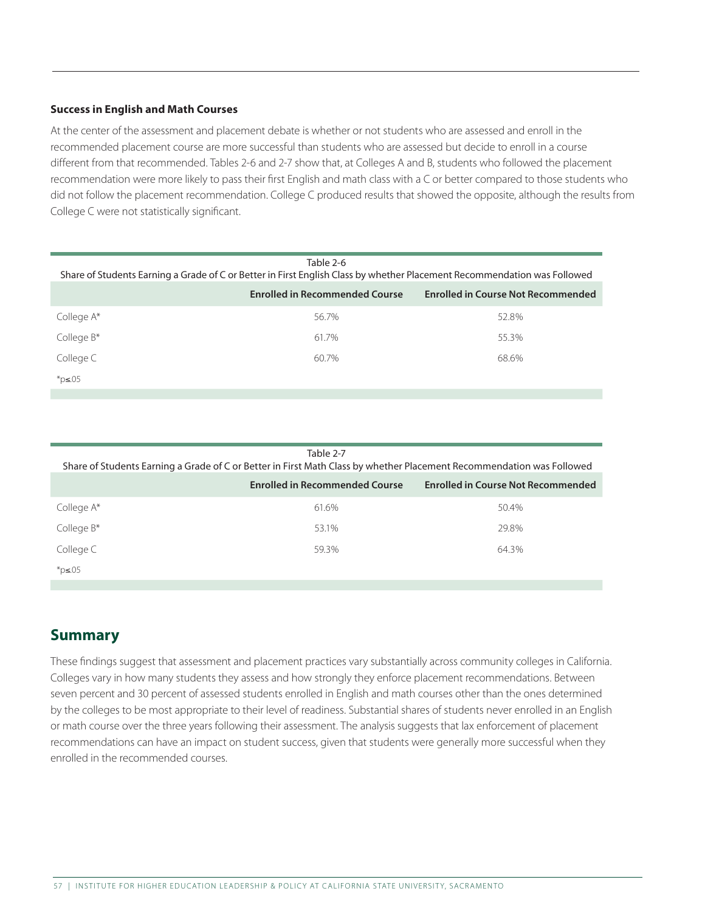### Success in English and Math Courses

At the center of the assessment and placement debate is whether or not students who are assessed and enroll in the recommended placement course are more successful than students who are assessed but decide to enroll in a course different from that recommended. Tables 2-6 and 2-7 show that, at Colleges A and B, students who followed the placement recommendation were more likely to pass their first English and math class with a C or better compared to those students who did not follow the placement recommendation. College C produced results that showed the opposite, although the results from College C were not statistically significant.

Table 2-6
Share of Students Earning a Grade of C or Better in First English Class by whether Placement Recommendation was Followed

| | Enrolled in Recommended Course | Enrolled in Course Not Recommended |
|---|---|---|
| College A* | 56.7% | 52.8% |
| College B* | 61.7% | 55.3% |
| College C | 60.7% | 68.6% |

*p≤.05

Table 2-7
Share of Students Earning a Grade of C or Better in First Math Class by whether Placement Recommendation was Followed

| | Enrolled in Recommended Course | Enrolled in Course Not Recommended |
|---|---|---|
| College A* | 61.6% | 50.4% |
| College B* | 53.1% | 29.8% |
| College C | 59.3% | 64.3% |

*p≤.05

## Summary

These findings suggest that assessment and placement practices vary substantially across community colleges in California. Colleges vary in how many students they assess and how strongly they enforce placement recommendations. Between seven percent and 30 percent of assessed students enrolled in English and math courses other than the ones determined by the colleges to be most appropriate to their level of readiness. Substantial shares of students never enrolled in an English or math course over the three years following their assessment. The analysis suggests that lax enforcement of placement recommendations can have an impact on student success, given that students were generally more successful when they enrolled in the recommended courses.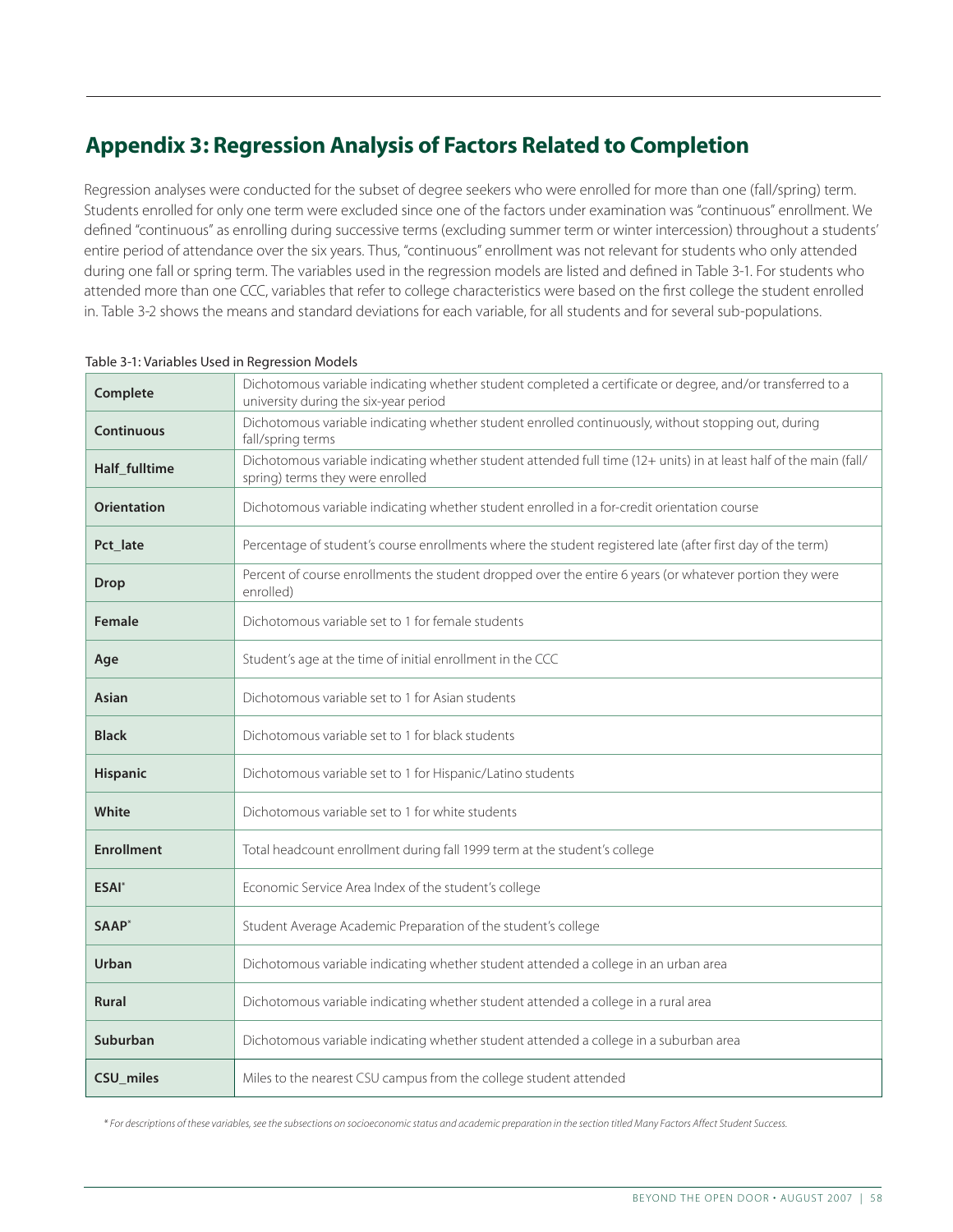## Appendix 3: Regression Analysis of Factors Related to Completion

Regression analyses were conducted for the subset of degree seekers who were enrolled for more than one (fall/spring) term. Students enrolled for only one term were excluded since one of the factors under examination was "continuous" enrollment. We defined "continuous" as enrolling during successive terms (excluding summer term or winter intercession) throughout a students' entire period of attendance over the six years. Thus, "continuous" enrollment was not relevant for students who only attended during one fall or spring term. The variables used in the regression models are listed and defined in Table 3-1. For students who attended more than one CCC, variables that refer to college characteristics were based on the first college the student enrolled in. Table 3-2 shows the means and standard deviations for each variable, for all students and for several sub-populations.

Table 3-1: Variables Used in Regression Models

| Variable | Definition |
| --- | --- |
| **Complete** | Dichotomous variable indicating whether student completed a certificate or degree, and/or transferred to a university during the six-year period |
| **Continuous** | Dichotomous variable indicating whether student enrolled continuously, without stopping out, during fall/spring terms |
| **Half_fulltime** | Dichotomous variable indicating whether student attended full time (12+ units) in at least half of the main (fall/spring) terms they were enrolled |
| **Orientation** | Dichotomous variable indicating whether student enrolled in a for-credit orientation course |
| **Pct_late** | Percentage of student's course enrollments where the student registered late (after first day of the term) |
| **Drop** | Percent of course enrollments the student dropped over the entire 6 years (or whatever portion they were enrolled) |
| **Female** | Dichotomous variable set to 1 for female students |
| **Age** | Student's age at the time of initial enrollment in the CCC |
| **Asian** | Dichotomous variable set to 1 for Asian students |
| **Black** | Dichotomous variable set to 1 for black students |
| **Hispanic** | Dichotomous variable set to 1 for Hispanic/Latino students |
| **White** | Dichotomous variable set to 1 for white students |
| **Enrollment** | Total headcount enrollment during fall 1999 term at the student's college |
| **ESAI*** | Economic Service Area Index of the student's college |
| **SAAP*** | Student Average Academic Preparation of the student's college |
| **Urban** | Dichotomous variable indicating whether student attended a college in an urban area |
| **Rural** | Dichotomous variable indicating whether student attended a college in a rural area |
| **Suburban** | Dichotomous variable indicating whether student attended a college in a suburban area |
| **CSU_miles** | Miles to the nearest CSU campus from the college student attended |

*\* For descriptions of these variables, see the subsections on socioeconomic status and academic preparation in the section titled Many Factors Affect Student Success.*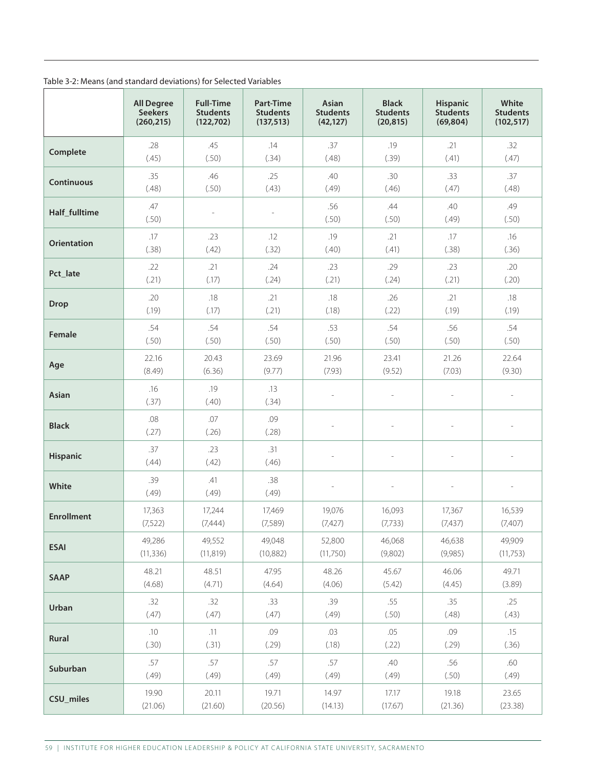Table 3-2: Means (and standard deviations) for Selected Variables

| | All Degree Seekers (260,215) | Full-Time Students (122,702) | Part-Time Students (137,513) | Asian Students (42,127) | Black Students (20,815) | Hispanic Students (69,804) | White Students (102,517) |
|---|---|---|---|---|---|---|---|
| **Complete** | .28 (.45) | .45 (.50) | .14 (.34) | .37 (.48) | .19 (.39) | .21 (.41) | .32 (.47) |
| **Continuous** | .35 (.48) | .46 (.50) | .25 (.43) | .40 (.49) | .30 (.46) | .33 (.47) | .37 (.48) |
| **Half_fulltime** | .47 (.50) | - | - | .56 (.50) | .44 (.50) | .40 (.49) | .49 (.50) |
| **Orientation** | .17 (.38) | .23 (.42) | .12 (.32) | .19 (.40) | .21 (.41) | .17 (.38) | .16 (.36) |
| **Pct_late** | .22 (.21) | .21 (.17) | .24 (.24) | .23 (.21) | .29 (.24) | .23 (.21) | .20 (.20) |
| **Drop** | .20 (.19) | .18 (.17) | .21 (.21) | .18 (.18) | .26 (.22) | .21 (.19) | .18 (.19) |
| **Female** | .54 (.50) | .54 (.50) | .54 (.50) | .53 (.50) | .54 (.50) | .56 (.50) | .54 (.50) |
| **Age** | 22.16 (8.49) | 20.43 (6.36) | 23.69 (9.77) | 21.96 (7.93) | 23.41 (9.52) | 21.26 (7.03) | 22.64 (9.30) |
| **Asian** | .16 (.37) | .19 (.40) | .13 (.34) | - | - | - | - |
| **Black** | .08 (.27) | .07 (.26) | .09 (.28) | - | - | - | - |
| **Hispanic** | .37 (.44) | .23 (.42) | .31 (.46) | - | - | - | - |
| **White** | .39 (.49) | .41 (.49) | .38 (.49) | - | - | - | - |
| **Enrollment** | 17,363 (7,522) | 17,244 (7,444) | 17,469 (7,589) | 19,076 (7,427) | 16,093 (7,733) | 17,367 (7,437) | 16,539 (7,407) |
| **ESAI** | 49,286 (11,336) | 49,552 (11,819) | 49,048 (10,882) | 52,800 (11,750) | 46,068 (9,802) | 46,638 (9,985) | 49,909 (11,753) |
| **SAAP** | 48.21 (4.68) | 48.51 (4.71) | 47.95 (4.64) | 48.26 (4.06) | 45.67 (5.42) | 46.06 (4.45) | 49.71 (3.89) |
| **Urban** | .32 (.47) | .32 (.47) | .33 (.47) | .39 (.49) | .55 (.50) | .35 (.48) | .25 (.43) |
| **Rural** | .10 (.30) | .11 (.31) | .09 (.29) | .03 (.18) | .05 (.22) | .09 (.29) | .15 (.36) |
| **Suburban** | .57 (.49) | .57 (.49) | .57 (.49) | .57 (.49) | .40 (.49) | .56 (.50) | .60 (.49) |
| **CSU_miles** | 19.90 (21.06) | 20.11 (21.60) | 19.71 (20.56) | 14.97 (14.13) | 17.17 (17.67) | 19.18 (21.36) | 23.65 (23.38) |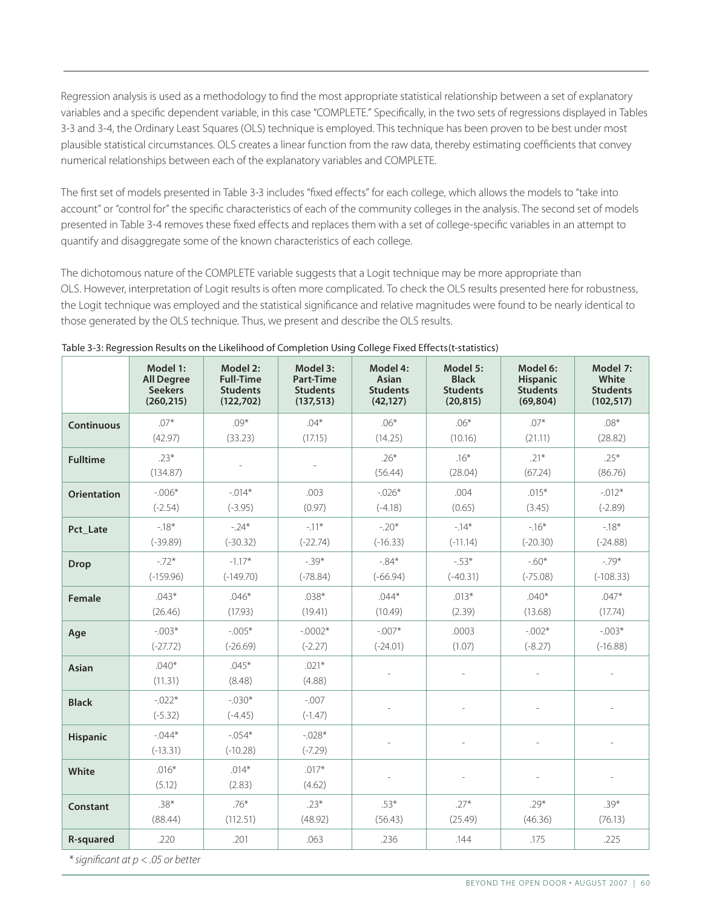Regression analysis is used as a methodology to find the most appropriate statistical relationship between a set of explanatory variables and a specific dependent variable, in this case "COMPLETE." Specifically, in the two sets of regressions displayed in Tables 3-3 and 3-4, the Ordinary Least Squares (OLS) technique is employed. This technique has been proven to be best under most plausible statistical circumstances. OLS creates a linear function from the raw data, thereby estimating coefficients that convey numerical relationships between each of the explanatory variables and COMPLETE.

The first set of models presented in Table 3-3 includes "fixed effects" for each college, which allows the models to "take into account" or "control for" the specific characteristics of each of the community colleges in the analysis. The second set of models presented in Table 3-4 removes these fixed effects and replaces them with a set of college-specific variables in an attempt to quantify and disaggregate some of the known characteristics of each college.

The dichotomous nature of the COMPLETE variable suggests that a Logit technique may be more appropriate than OLS. However, interpretation of Logit results is often more complicated. To check the OLS results presented here for robustness, the Logit technique was employed and the statistical significance and relative magnitudes were found to be nearly identical to those generated by the OLS technique. Thus, we present and describe the OLS results.

Table 3-3: Regression Results on the Likelihood of Completion Using College Fixed Effects(t-statistics)

| | Model 1: All Degree Seekers (260,215) | Model 2: Full-Time Students (122,702) | Model 3: Part-Time Students (137,513) | Model 4: Asian Students (42,127) | Model 5: Black Students (20,815) | Model 6: Hispanic Students (69,804) | Model 7: White Students (102,517) |
|---|---|---|---|---|---|---|---|
| **Continuous** | .07* (42.97) | .09* (33.23) | .04* (17.15) | .06* (14.25) | .06* (10.16) | .07* (21.11) | .08* (28.82) |
| **Fulltime** | .23* (134.87) | - | - | .26* (56.44) | .16* (28.04) | .21* (67.24) | .25* (86.76) |
| **Orientation** | -.006* (-2.54) | -.014* (-3.95) | .003 (0.97) | -.026* (-4.18) | .004 (0.65) | .015* (3.45) | -.012* (-2.89) |
| **Pct_Late** | -.18* (-39.89) | -.24* (-30.32) | -.11* (-22.74) | -.20* (-16.33) | -.14* (-11.14) | -.16* (-20.30) | -.18* (-24.88) |
| **Drop** | -.72* (-159.96) | -1.17* (-149.70) | -.39* (-78.84) | -.84* (-66.94) | -.53* (-40.31) | -.60* (-75.08) | -.79* (-108.33) |
| **Female** | .043* (26.46) | .046* (17.93) | .038* (19.41) | .044* (10.49) | .013* (2.39) | .040* (13.68) | .047* (17.74) |
| **Age** | -.003* (-27.72) | -.005* (-26.69) | -.0002* (-2.27) | -.007* (-24.01) | .0003 (1.07) | -.002* (-8.27) | -.003* (-16.88) |
| **Asian** | .040* (11.31) | .045* (8.48) | .021* (4.88) | - | - | - | - |
| **Black** | -.022* (-5.32) | -.030* (-4.45) | -.007 (-1.47) | - | - | - | - |
| **Hispanic** | -.044* (-13.31) | -.054* (-10.28) | -.028* (-7.29) | - | - | - | - |
| **White** | .016* (5.12) | .014* (2.83) | .017* (4.62) | - | - | - | - |
| **Constant** | .38* (88.44) | .76* (112.51) | .23* (48.92) | .53* (56.43) | .27* (25.49) | .29* (46.36) | .39* (76.13) |
| **R-squared** | .220 | .201 | .063 | .236 | .144 | .175 | .225 |

*\* significant at $p < .05$ or better*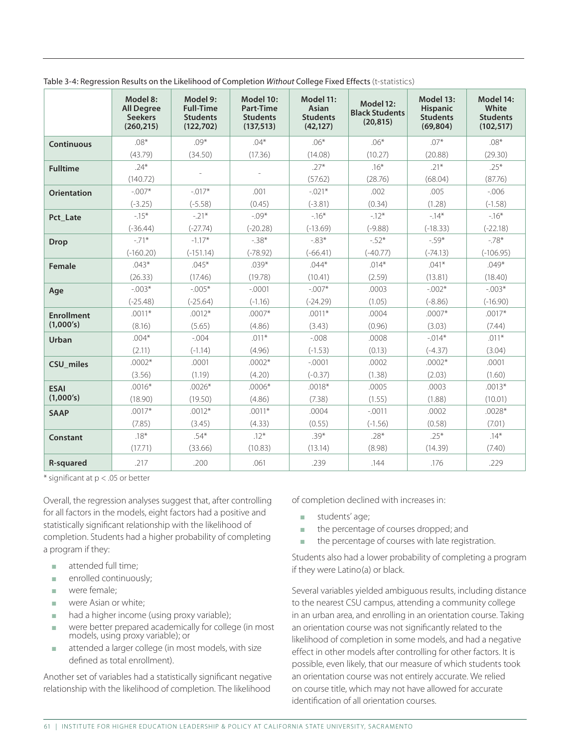Table 3-4: Regression Results on the Likelihood of Completion *Without* College Fixed Effects (t-statistics)

| | Model 8: All Degree Seekers (260,215) | Model 9: Full-Time Students (122,702) | Model 10: Part-Time Students (137,513) | Model 11: Asian Students (42,127) | Model 12: Black Students (20,815) | Model 13: Hispanic Students (69,804) | Model 14: White Students (102,517) |
|---|---|---|---|---|---|---|---|
| **Continuous** | .08* | .09* | .04* | .06* | .06* | .07* | .08* |
| | (43.79) | (34.50) | (17.36) | (14.08) | (10.27) | (20.88) | (29.30) |
| **Fulltime** | .24* | - | - | .27* | .16* | .21* | .25* |
| | (140.72) | | | (57.62) | (28.76) | (68.04) | (87.76) |
| **Orientation** | -.007* | -.017* | .001 | -.021* | .002 | .005 | -.006 |
| | (-3.25) | (-5.58) | (0.45) | (-3.81) | (0.34) | (1.28) | (-1.58) |
| **Pct_Late** | -.15* | -.21* | -.09* | -.16* | -.12* | -.14* | -.16* |
| | (-36.44) | (-27.74) | (-20.28) | (-13.69) | (-9.88) | (-18.33) | (-22.18) |
| **Drop** | -.71* | -1.17* | -.38* | -.83* | -.52* | -.59* | -.78* |
| | (-160.20) | (-151.14) | (-78.92) | (-66.41) | (-40.77) | (-74.13) | (-106.95) |
| **Female** | .043* | .045* | .039* | .044* | .014* | .041* | .049* |
| | (26.33) | (17.46) | (19.78) | (10.41) | (2.59) | (13.81) | (18.40) |
| **Age** | -.003* | -.005* | -.0001 | -.007* | .0003 | -.002* | -.003* |
| | (-25.48) | (-25.64) | (-1.16) | (-24.29) | (1.05) | (-8.86) | (-16.90) |
| **Enrollment (1,000's)** | .0011* | .0012* | .0007* | .0011* | .0004 | .0007* | .0017* |
| | (8.16) | (5.65) | (4.86) | (3.43) | (0.96) | (3.03) | (7.44) |
| **Urban** | .004* | -.004 | .011* | -.008 | .0008 | -.014* | .011* |
| | (2.11) | (-1.14) | (4.96) | (-1.53) | (0.13) | (-4.37) | (3.04) |
| **CSU_miles** | .0002* | .0001 | .0002* | -.0001 | .0002 | .0002* | .0001 |
| | (3.56) | (1.19) | (4.20) | (-0.37) | (1.38) | (2.03) | (1.60) |
| **ESAI (1,000's)** | .0016* | .0026* | .0006* | .0018* | .0005 | .0003 | .0013* |
| | (18.90) | (19.50) | (4.86) | (7.38) | (1.55) | (1.88) | (10.01) |
| **SAAP** | .0017* | .0012* | .0011* | .0004 | -.0011 | .0002 | .0028* |
| | (7.85) | (3.45) | (4.33) | (0.55) | (-1.56) | (0.58) | (7.01) |
| **Constant** | .18* | .54* | .12* | .39* | .28* | .25* | .14* |
| | (17.71) | (33.66) | (10.83) | (13.14) | (8.98) | (14.39) | (7.40) |
| **R-squared** | .217 | .200 | .061 | .239 | .144 | .176 | .229 |

* significant at $p < .05$ or better

Overall, the regression analyses suggest that, after controlling for all factors in the models, eight factors had a positive and statistically significant relationship with the likelihood of completion. Students had a higher probability of completing a program if they:

- attended full time;
- enrolled continuously;
- were female;
- were Asian or white;
- had a higher income (using proxy variable);
- were better prepared academically for college (in most models, using proxy variable); or
- attended a larger college (in most models, with size defined as total enrollment).

Another set of variables had a statistically significant negative relationship with the likelihood of completion. The likelihood of completion declined with increases in:

- students' age;
- the percentage of courses dropped; and
- the percentage of courses with late registration.

Students also had a lower probability of completing a program if they were Latino(a) or black.

Several variables yielded ambiguous results, including distance to the nearest CSU campus, attending a community college in an urban area, and enrolling in an orientation course. Taking an orientation course was not significantly related to the likelihood of completion in some models, and had a negative effect in other models after controlling for other factors. It is possible, even likely, that our measure of which students took an orientation course was not entirely accurate. We relied on course title, which may not have allowed for accurate identification of all orientation courses.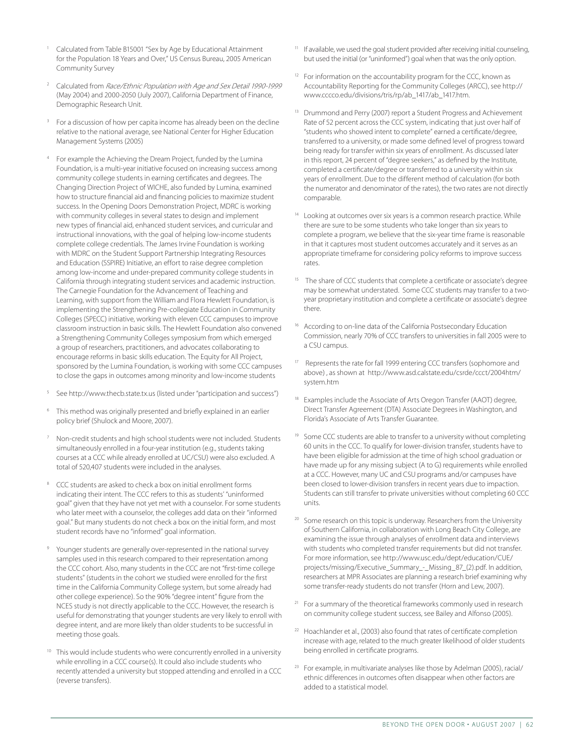1. Calculated from Table B15001 "Sex by Age by Educational Attainment for the Population 18 Years and Over," US Census Bureau, 2005 American Community Survey

2. Calculated from *Race/Ethnic Population with Age and Sex Detail 1990-1999* (May 2004) and 2000-2050 (July 2007), California Department of Finance, Demographic Research Unit.

3. For a discussion of how per capita income has already been on the decline relative to the national average, see National Center for Higher Education Management Systems (2005)

4. For example the Achieving the Dream Project, funded by the Lumina Foundation, is a multi-year initiative focused on increasing success among community college students in earning certificates and degrees. The Changing Direction Project of WICHE, also funded by Lumina, examined how to structure financial aid and financing policies to maximize student success. In the Opening Doors Demonstration Project, MDRC is working with community colleges in several states to design and implement new types of financial aid, enhanced student services, and curricular and instructional innovations, with the goal of helping low-income students complete college credentials. The James Irvine Foundation is working with MDRC on the Student Support Partnership Integrating Resources and Education (SSPIRE) Initiative, an effort to raise degree completion among low-income and under-prepared community college students in California through integrating student services and academic instruction. The Carnegie Foundation for the Advancement of Teaching and Learning, with support from the William and Flora Hewlett Foundation, is implementing the Strengthening Pre-collegiate Education in Community Colleges (SPECC) initiative, working with eleven CCC campuses to improve classroom instruction in basic skills. The Hewlett Foundation also convened a Strengthening Community Colleges symposium from which emerged a group of researchers, practitioners, and advocates collaborating to encourage reforms in basic skills education. The Equity for All Project, sponsored by the Lumina Foundation, is working with some CCC campuses to close the gaps in outcomes among minority and low-income students

5. See http://www.thecb.state.tx.us (listed under "participation and success")

6. This method was originally presented and briefly explained in an earlier policy brief (Shulock and Moore, 2007).

7. Non-credit students and high school students were not included. Students simultaneously enrolled in a four-year institution (e.g., students taking courses at a CCC while already enrolled at UC/CSU) were also excluded. A total of 520,407 students were included in the analyses.

8. CCC students are asked to check a box on initial enrollment forms indicating their intent. The CCC refers to this as students' "uninformed goal" given that they have not yet met with a counselor. For some students who later meet with a counselor, the colleges add data on their "informed goal." But many students do not check a box on the initial form, and most student records have no "informed" goal information.

9. Younger students are generally over-represented in the national survey samples used in this research compared to their representation among the CCC cohort. Also, many students in the CCC are not "first-time college students" (students in the cohort we studied were enrolled for the first time in the California Community College system, but some already had other college experience). So the 90% "degree intent" figure from the NCES study is not directly applicable to the CCC. However, the research is useful for demonstrating that younger students are very likely to enroll with degree intent, and are more likely than older students to be successful in meeting those goals.

10. This would include students who were concurrently enrolled in a university while enrolling in a CCC course(s). It could also include students who recently attended a university but stopped attending and enrolled in a CCC (reverse transfers).

11. If available, we used the goal student provided after receiving initial counseling, but used the initial (or "uninformed") goal when that was the only option.

12. For information on the accountability program for the CCC, known as Accountability Reporting for the Community Colleges (ARCC), see http://www.cccco.edu/divisions/tris/rp/ab_1417/ab_1417.htm.

13. Drummond and Perry (2007) report a Student Progress and Achievement Rate of 52 percent across the CCC system, indicating that just over half of "students who showed intent to complete" earned a certificate/degree, transferred to a university, or made some defined level of progress toward being ready for transfer within six years of enrollment. As discussed later in this report, 24 percent of "degree seekers," as defined by the Institute, completed a certificate/degree or transferred to a university within six years of enrollment. Due to the different method of calculation (for both the numerator and denominator of the rates), the two rates are not directly comparable.

14. Looking at outcomes over six years is a common research practice. While there are sure to be some students who take longer than six years to complete a program, we believe that the six-year time frame is reasonable in that it captures most student outcomes accurately and it serves as an appropriate timeframe for considering policy reforms to improve success rates.

15. The share of CCC students that complete a certificate or associate's degree may be somewhat understated. Some CCC students may transfer to a two-year proprietary institution and complete a certificate or associate's degree there.

16. According to on-line data of the California Postsecondary Education Commission, nearly 70% of CCC transfers to universities in fall 2005 were to a CSU campus.

17. Represents the rate for fall 1999 entering CCC transfers (sophomore and above) , as shown at http://www.asd.calstate.edu/csrde/ccct/2004htm/system.htm

18. Examples include the Associate of Arts Oregon Transfer (AAOT) degree, Direct Transfer Agreement (DTA) Associate Degrees in Washington, and Florida's Associate of Arts Transfer Guarantee.

19. Some CCC students are able to transfer to a university without completing 60 units in the CCC. To qualify for lower-division transfer, students have to have been eligible for admission at the time of high school graduation or have made up for any missing subject (A to G) requirements while enrolled at a CCC. However, many UC and CSU programs and/or campuses have been closed to lower-division transfers in recent years due to impaction. Students can still transfer to private universities without completing 60 CCC units.

20. Some research on this topic is underway. Researchers from the University of Southern California, in collaboration with Long Beach City College, are examining the issue through analyses of enrollment data and interviews with students who completed transfer requirements but did not transfer. For more information, see http://www.usc.edu/dept/education/CUE/projects/missing/Executive_Summary_-_Missing_87_(2).pdf. In addition, researchers at MPR Associates are planning a research brief examining why some transfer-ready students do not transfer (Horn and Lew, 2007).

21. For a summary of the theoretical frameworks commonly used in research on community college student success, see Bailey and Alfonso (2005).

22. Hoachlander et al., (2003) also found that rates of certificate completion increase with age, related to the much greater likelihood of older students being enrolled in certificate programs.

23. For example, in multivariate analyses like those by Adelman (2005), racial/ethnic differences in outcomes often disappear when other factors are added to a statistical model.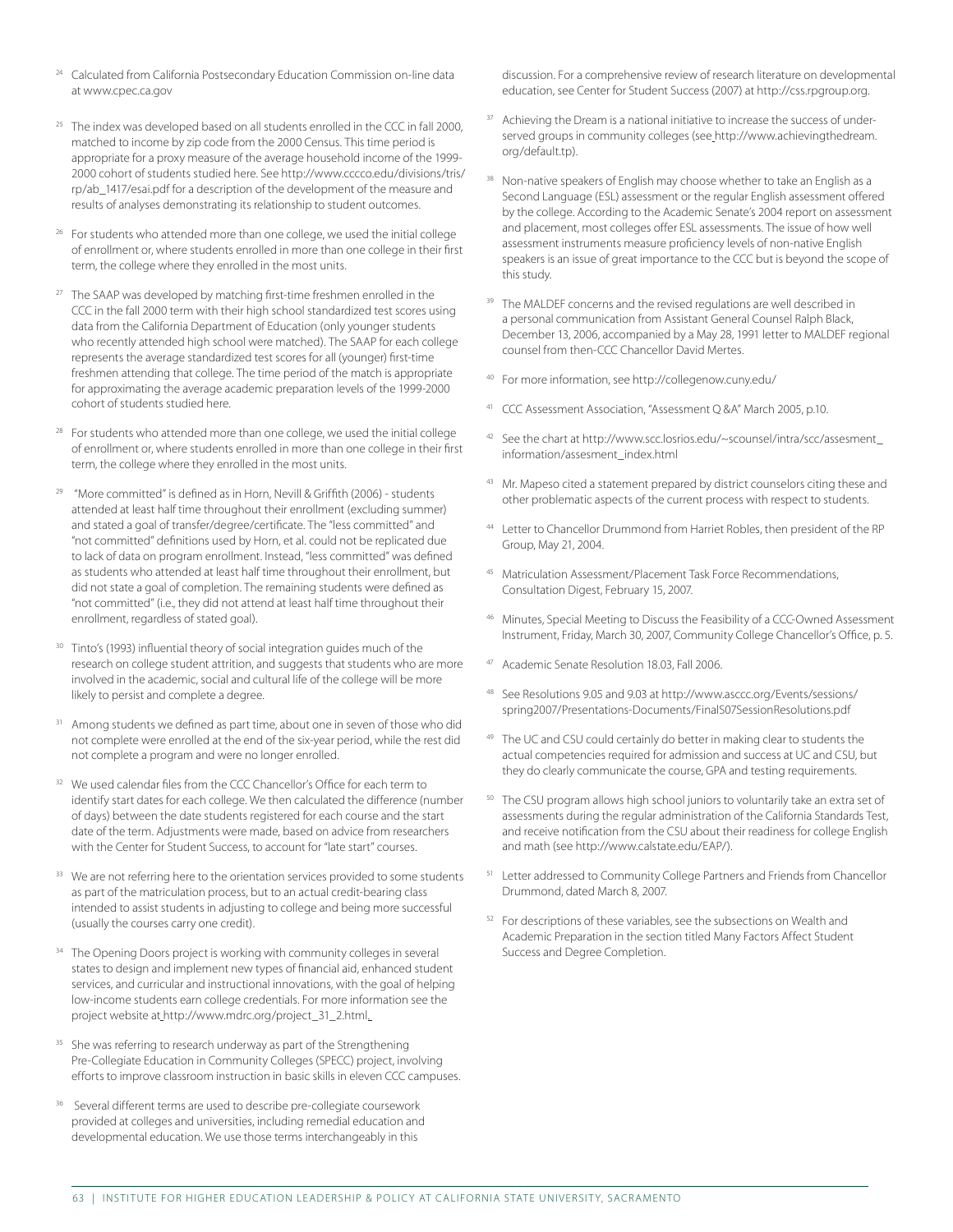[24] Calculated from California Postsecondary Education Commission on-line data at www.cpec.ca.gov

[25] The index was developed based on all students enrolled in the CCC in fall 2000, matched to income by zip code from the 2000 Census. This time period is appropriate for a proxy measure of the average household income of the 1999-2000 cohort of students studied here. See http://www.cccco.edu/divisions/tris/rp/ab_1417/esai.pdf for a description of the development of the measure and results of analyses demonstrating its relationship to student outcomes.

[26] For students who attended more than one college, we used the initial college of enrollment or, where students enrolled in more than one college in their first term, the college where they enrolled in the most units.

[27] The SAAP was developed by matching first-time freshmen enrolled in the CCC in the fall 2000 term with their high school standardized test scores using data from the California Department of Education (only younger students who recently attended high school were matched). The SAAP for each college represents the average standardized test scores for all (younger) first-time freshmen attending that college. The time period of the match is appropriate for approximating the average academic preparation levels of the 1999-2000 cohort of students studied here.

[28] For students who attended more than one college, we used the initial college of enrollment or, where students enrolled in more than one college in their first term, the college where they enrolled in the most units.

[29] "More committed" is defined as in Horn, Nevill & Griffith (2006) - students attended at least half time throughout their enrollment (excluding summer) and stated a goal of transfer/degree/certificate. The "less committed" and "not committed" definitions used by Horn, et al. could not be replicated due to lack of data on program enrollment. Instead, "less committed" was defined as students who attended at least half time throughout their enrollment, but did not state a goal of completion. The remaining students were defined as "not committed" (i.e., they did not attend at least half time throughout their enrollment, regardless of stated goal).

[30] Tinto's (1993) influential theory of social integration guides much of the research on college student attrition, and suggests that students who are more involved in the academic, social and cultural life of the college will be more likely to persist and complete a degree.

[31] Among students we defined as part time, about one in seven of those who did not complete were enrolled at the end of the six-year period, while the rest did not complete a program and were no longer enrolled.

[32] We used calendar files from the CCC Chancellor's Office for each term to identify start dates for each college. We then calculated the difference (number of days) between the date students registered for each course and the start date of the term. Adjustments were made, based on advice from researchers with the Center for Student Success, to account for "late start" courses.

[33] We are not referring here to the orientation services provided to some students as part of the matriculation process, but to an actual credit-bearing class intended to assist students in adjusting to college and being more successful (usually the courses carry one credit).

[34] The Opening Doors project is working with community colleges in several states to design and implement new types of financial aid, enhanced student services, and curricular and instructional innovations, with the goal of helping low-income students earn college credentials. For more information see the project website at http://www.mdrc.org/project_31_2.html.

[35] She was referring to research underway as part of the Strengthening Pre-Collegiate Education in Community Colleges (SPECC) project, involving efforts to improve classroom instruction in basic skills in eleven CCC campuses.

[36] Several different terms are used to describe pre-collegiate coursework provided at colleges and universities, including remedial education and developmental education. We use those terms interchangeably in this discussion. For a comprehensive review of research literature on developmental education, see Center for Student Success (2007) at http://css.rpgroup.org.

[37] Achieving the Dream is a national initiative to increase the success of under-served groups in community colleges (see http://www.achievingthedream.org/default.tp).

[38] Non-native speakers of English may choose whether to take an English as a Second Language (ESL) assessment or the regular English assessment offered by the college. According to the Academic Senate's 2004 report on assessment and placement, most colleges offer ESL assessments. The issue of how well assessment instruments measure proficiency levels of non-native English speakers is an issue of great importance to the CCC but is beyond the scope of this study.

[39] The MALDEF concerns and the revised regulations are well described in a personal communication from Assistant General Counsel Ralph Black, December 13, 2006, accompanied by a May 28, 1991 letter to MALDEF regional counsel from then-CCC Chancellor David Mertes.

[40] For more information, see http://collegenow.cuny.edu/

[41] CCC Assessment Association, "Assessment Q &A" March 2005, p.10.

[42] See the chart at http://www.scc.losrios.edu/~scounsel/intra/scc/assesment_information/assesment_index.html

[43] Mr. Mapeso cited a statement prepared by district counselors citing these and other problematic aspects of the current process with respect to students.

[44] Letter to Chancellor Drummond from Harriet Robles, then president of the RP Group, May 21, 2004.

[45] Matriculation Assessment/Placement Task Force Recommendations, Consultation Digest, February 15, 2007.

[46] Minutes, Special Meeting to Discuss the Feasibility of a CCC-Owned Assessment Instrument, Friday, March 30, 2007, Community College Chancellor's Office, p. 5.

[47] Academic Senate Resolution 18.03, Fall 2006.

[48] See Resolutions 9.05 and 9.03 at http://www.asccc.org/Events/sessions/spring2007/Presentations-Documents/FinalS07SessionResolutions.pdf

[49] The UC and CSU could certainly do better in making clear to students the actual competencies required for admission and success at UC and CSU, but they do clearly communicate the course, GPA and testing requirements.

[50] The CSU program allows high school juniors to voluntarily take an extra set of assessments during the regular administration of the California Standards Test, and receive notification from the CSU about their readiness for college English and math (see http://www.calstate.edu/EAP/).

[51] Letter addressed to Community College Partners and Friends from Chancellor Drummond, dated March 8, 2007.

[52] For descriptions of these variables, see the subsections on Wealth and Academic Preparation in the section titled Many Factors Affect Student Success and Degree Completion.